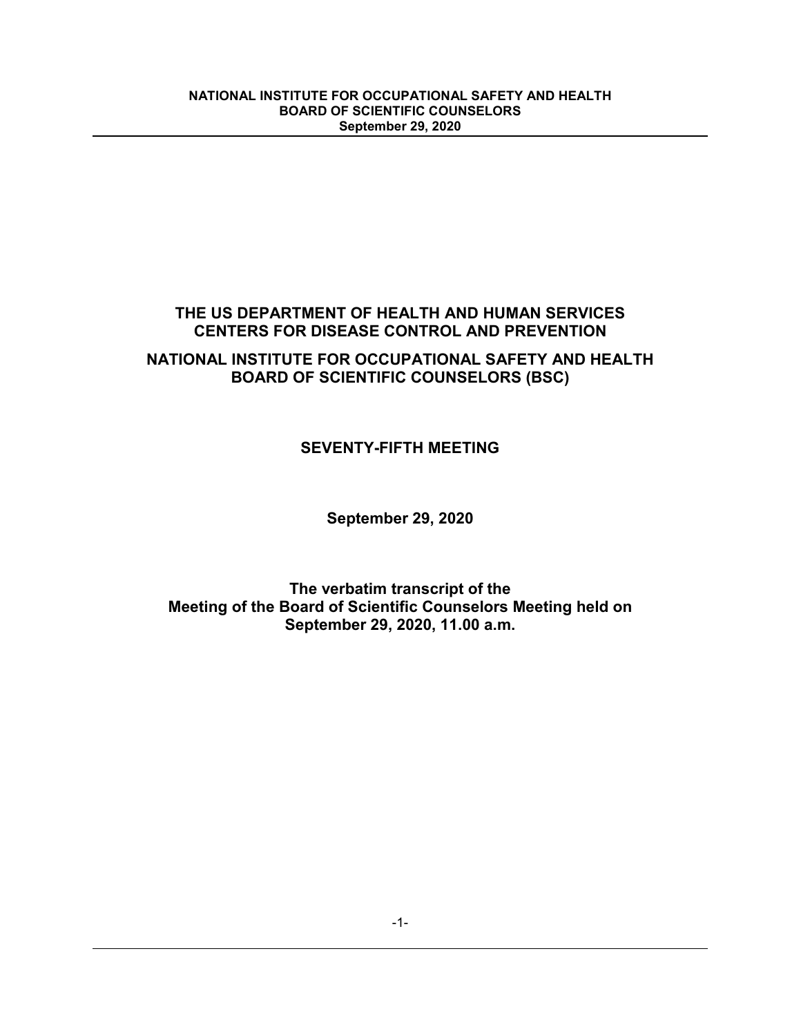# THE US DEPARTMENT OF HEALTH AND HUMAN SERVICES CENTERS FOR DISEASE CONTROL AND PREVENTION

# NATIONAL INSTITUTE FOR OCCUPATIONAL SAFETY AND HEALTH BOARD OF SCIENTIFIC COUNSELORS (BSC)

## SEVENTY-FIFTH MEETING

**September 29, 2020**

**The verbatim transcript of the Meeting of the Board of Scientific Counselors Meeting held on September 29, 2020, 11.00 a.m.**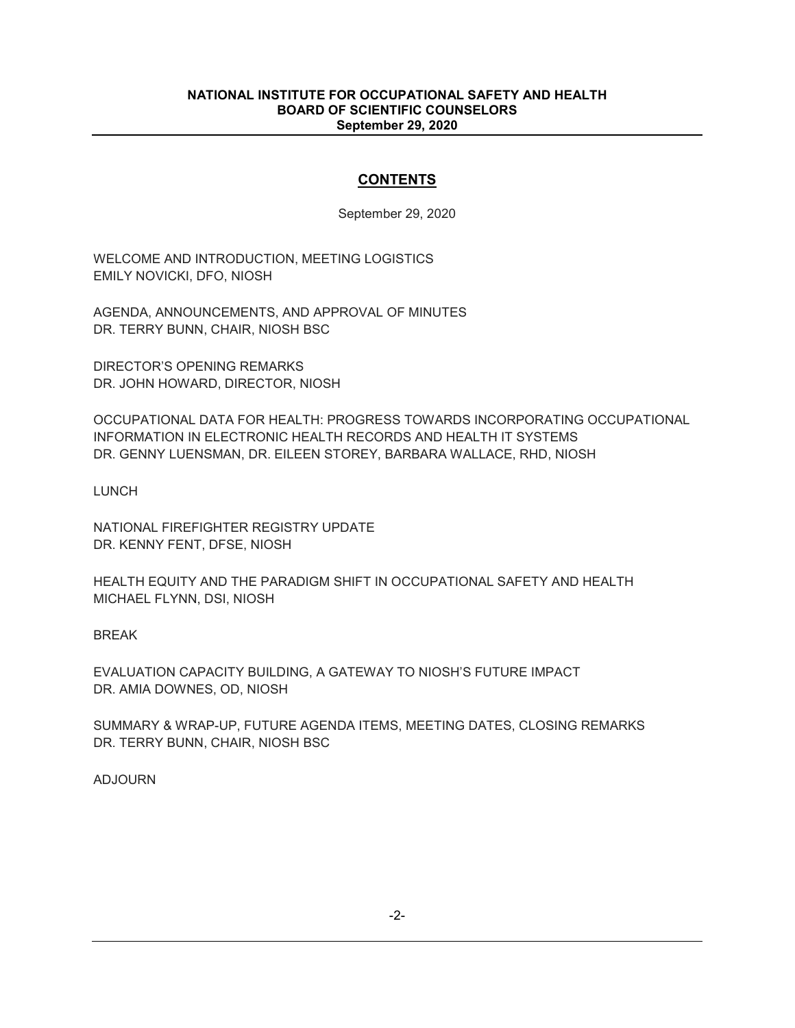## CONTENTS

September 29, 2020

WELCOME AND INTRODUCTION, MEETING LOGISTICS
EMILY NOVICKI, DFO, NIOSH

AGENDA, ANNOUNCEMENTS, AND APPROVAL OF MINUTES
DR. TERRY BUNN, CHAIR, NIOSH BSC

DIRECTOR'S OPENING REMARKS
DR. JOHN HOWARD, DIRECTOR, NIOSH

OCCUPATIONAL DATA FOR HEALTH: PROGRESS TOWARDS INCORPORATING OCCUPATIONAL INFORMATION IN ELECTRONIC HEALTH RECORDS AND HEALTH IT SYSTEMS
DR. GENNY LUENSMAN, DR. EILEEN STOREY, BARBARA WALLACE, RHD, NIOSH

LUNCH

NATIONAL FIREFIGHTER REGISTRY UPDATE
DR. KENNY FENT, DFSE, NIOSH

HEALTH EQUITY AND THE PARADIGM SHIFT IN OCCUPATIONAL SAFETY AND HEALTH
MICHAEL FLYNN, DSI, NIOSH

BREAK

EVALUATION CAPACITY BUILDING, A GATEWAY TO NIOSH'S FUTURE IMPACT
DR. AMIA DOWNES, OD, NIOSH

SUMMARY & WRAP-UP, FUTURE AGENDA ITEMS, MEETING DATES, CLOSING REMARKS
DR. TERRY BUNN, CHAIR, NIOSH BSC

ADJOURN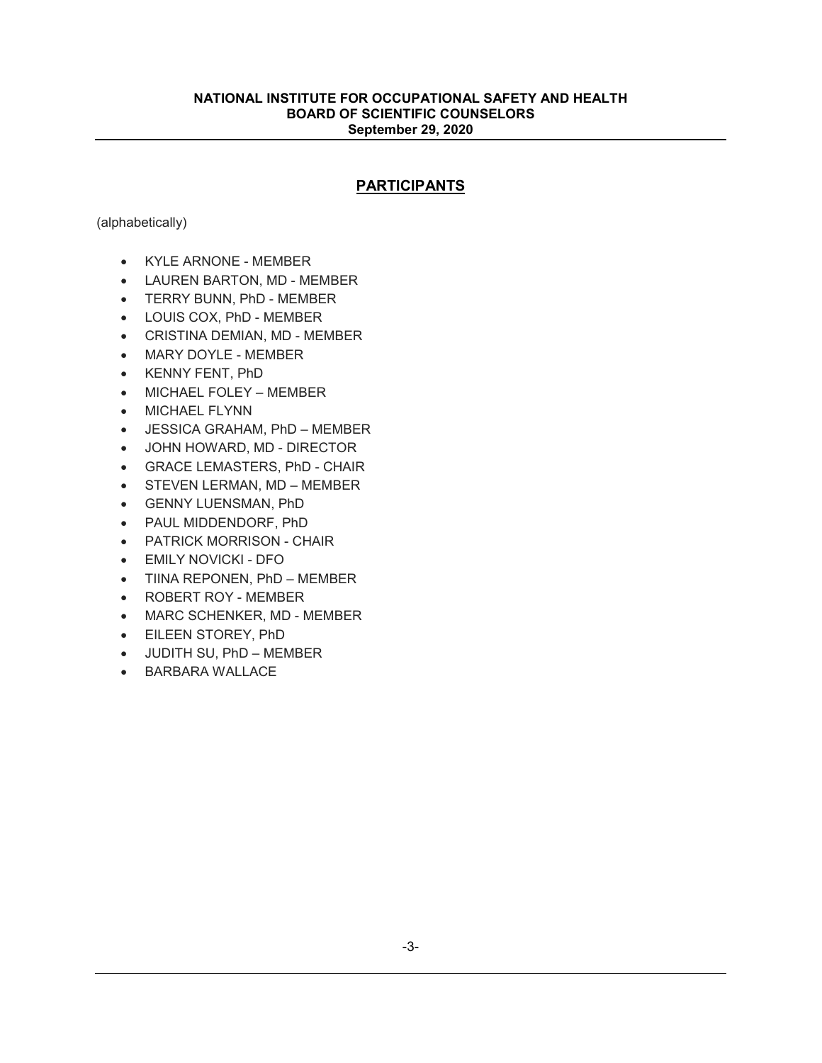## PARTICIPANTS

(alphabetically)

- KYLE ARNONE - MEMBER
- LAUREN BARTON, MD - MEMBER
- TERRY BUNN, PhD - MEMBER
- LOUIS COX, PhD - MEMBER
- CRISTINA DEMIAN, MD - MEMBER
- MARY DOYLE - MEMBER
- KENNY FENT, PhD
- MICHAEL FOLEY – MEMBER
- MICHAEL FLYNN
- JESSICA GRAHAM, PhD – MEMBER
- JOHN HOWARD, MD - DIRECTOR
- GRACE LEMASTERS, PhD - CHAIR
- STEVEN LERMAN, MD – MEMBER
- GENNY LUENSMAN, PhD
- PAUL MIDDENDORF, PhD
- PATRICK MORRISON - CHAIR
- EMILY NOVICKI - DFO
- TIINA REPONEN, PhD – MEMBER
- ROBERT ROY - MEMBER
- MARC SCHENKER, MD - MEMBER
- EILEEN STOREY, PhD
- JUDITH SU, PhD – MEMBER
- BARBARA WALLACE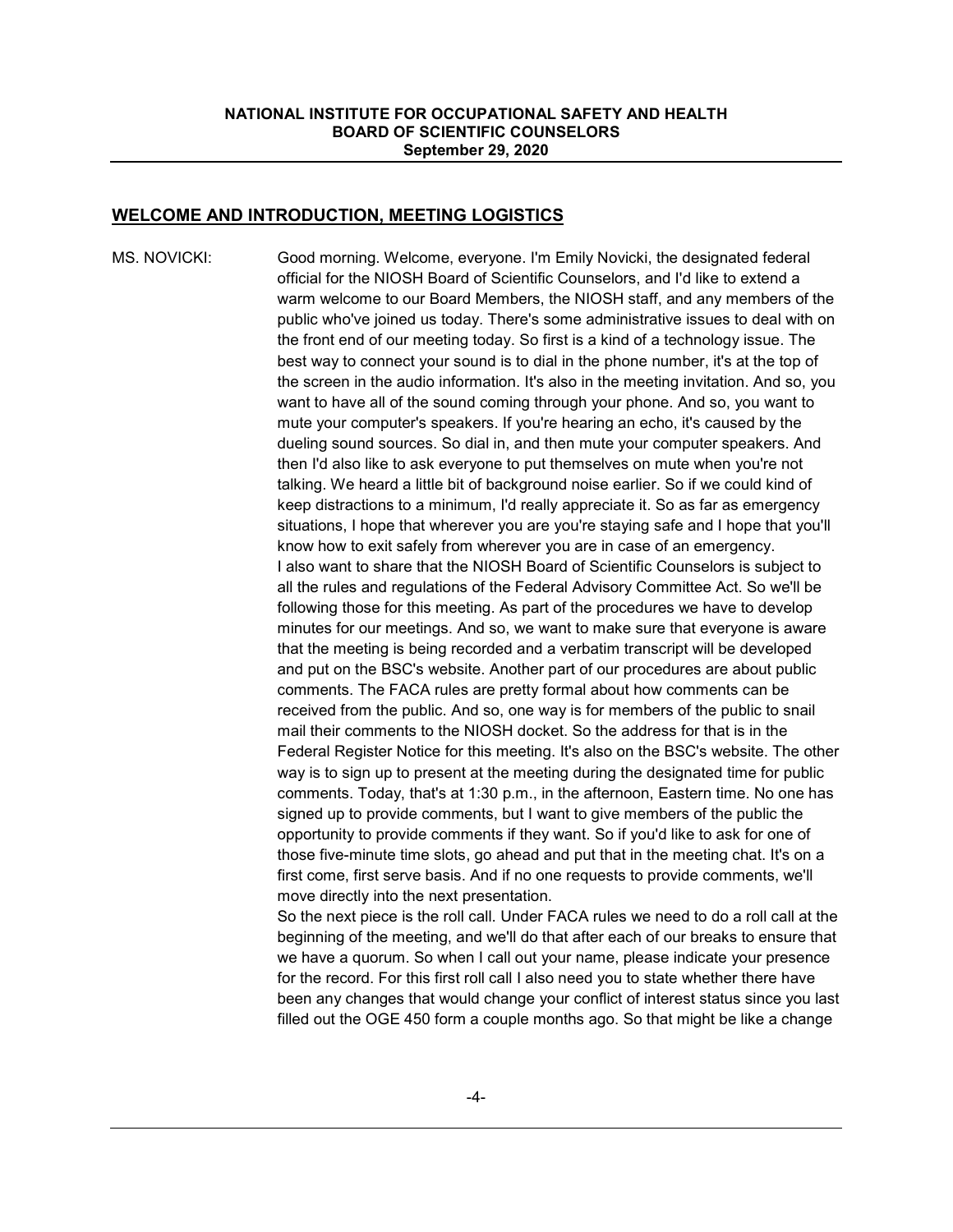## WELCOME AND INTRODUCTION, MEETING LOGISTICS

MS. NOVICKI: Good morning. Welcome, everyone. I'm Emily Novicki, the designated federal official for the NIOSH Board of Scientific Counselors, and I'd like to extend a warm welcome to our Board Members, the NIOSH staff, and any members of the public who've joined us today. There's some administrative issues to deal with on the front end of our meeting today. So first is a kind of a technology issue. The best way to connect your sound is to dial in the phone number, it's at the top of the screen in the audio information. It's also in the meeting invitation. And so, you want to have all of the sound coming through your phone. And so, you want to mute your computer's speakers. If you're hearing an echo, it's caused by the dueling sound sources. So dial in, and then mute your computer speakers. And then I'd also like to ask everyone to put themselves on mute when you're not talking. We heard a little bit of background noise earlier. So if we could kind of keep distractions to a minimum, I'd really appreciate it. So as far as emergency situations, I hope that wherever you are you're staying safe and I hope that you'll know how to exit safely from wherever you are in case of an emergency.

I also want to share that the NIOSH Board of Scientific Counselors is subject to all the rules and regulations of the Federal Advisory Committee Act. So we'll be following those for this meeting. As part of the procedures we have to develop minutes for our meetings. And so, we want to make sure that everyone is aware that the meeting is being recorded and a verbatim transcript will be developed and put on the BSC's website. Another part of our procedures are about public comments. The FACA rules are pretty formal about how comments can be received from the public. And so, one way is for members of the public to snail mail their comments to the NIOSH docket. So the address for that is in the Federal Register Notice for this meeting. It's also on the BSC's website. The other way is to sign up to present at the meeting during the designated time for public comments. Today, that's at 1:30 p.m., in the afternoon, Eastern time. No one has signed up to provide comments, but I want to give members of the public the opportunity to provide comments if they want. So if you'd like to ask for one of those five-minute time slots, go ahead and put that in the meeting chat. It's on a first come, first serve basis. And if no one requests to provide comments, we'll move directly into the next presentation.

So the next piece is the roll call. Under FACA rules we need to do a roll call at the beginning of the meeting, and we'll do that after each of our breaks to ensure that we have a quorum. So when I call out your name, please indicate your presence for the record. For this first roll call I also need you to state whether there have been any changes that would change your conflict of interest status since you last filled out the OGE 450 form a couple months ago. So that might be like a change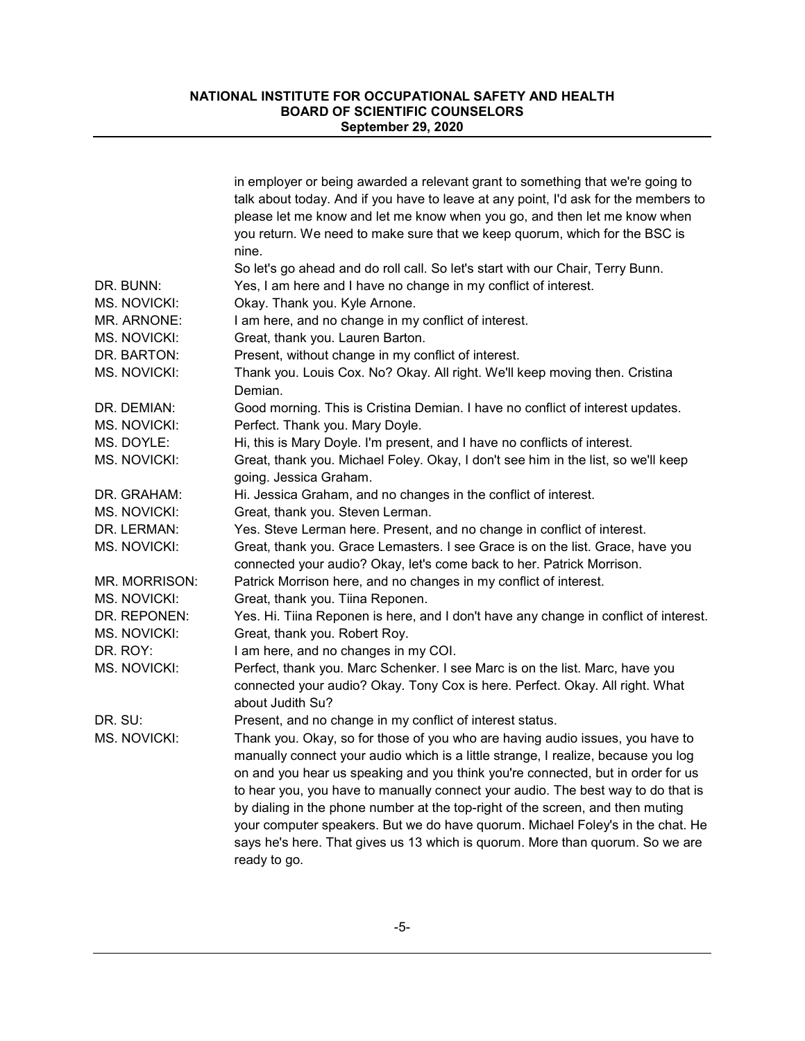in employer or being awarded a relevant grant to something that we're going to talk about today. And if you have to leave at any point, I'd ask for the members to please let me know and let me know when you go, and then let me know when you return. We need to make sure that we keep quorum, which for the BSC is nine.

So let's go ahead and do roll call. So let's start with our Chair, Terry Bunn.

**DR. BUNN:** Yes, I am here and I have no change in my conflict of interest.

**MS. NOVICKI:** Okay. Thank you. Kyle Arnone.

**MR. ARNONE:** I am here, and no change in my conflict of interest.

**MS. NOVICKI:** Great, thank you. Lauren Barton.

**DR. BARTON:** Present, without change in my conflict of interest.

**MS. NOVICKI:** Thank you. Louis Cox. No? Okay. All right. We'll keep moving then. Cristina Demian.

**DR. DEMIAN:** Good morning. This is Cristina Demian. I have no conflict of interest updates.

**MS. NOVICKI:** Perfect. Thank you. Mary Doyle.

**MS. DOYLE:** Hi, this is Mary Doyle. I'm present, and I have no conflicts of interest.

**MS. NOVICKI:** Great, thank you. Michael Foley. Okay, I don't see him in the list, so we'll keep going. Jessica Graham.

**DR. GRAHAM:** Hi. Jessica Graham, and no changes in the conflict of interest.

**MS. NOVICKI:** Great, thank you. Steven Lerman.

**DR. LERMAN:** Yes. Steve Lerman here. Present, and no change in conflict of interest.

**MS. NOVICKI:** Great, thank you. Grace Lemasters. I see Grace is on the list. Grace, have you connected your audio? Okay, let's come back to her. Patrick Morrison.

**MR. MORRISON:** Patrick Morrison here, and no changes in my conflict of interest.

**MS. NOVICKI:** Great, thank you. Tiina Reponen.

**DR. REPONEN:** Yes. Hi. Tiina Reponen is here, and I don't have any change in conflict of interest.

**MS. NOVICKI:** Great, thank you. Robert Roy.

**DR. ROY:** I am here, and no changes in my COI.

**MS. NOVICKI:** Perfect, thank you. Marc Schenker. I see Marc is on the list. Marc, have you connected your audio? Okay. Tony Cox is here. Perfect. Okay. All right. What about Judith Su?

**DR. SU:** Present, and no change in my conflict of interest status.

**MS. NOVICKI:** Thank you. Okay, so for those of you who are having audio issues, you have to manually connect your audio which is a little strange, I realize, because you log on and you hear us speaking and you think you're connected, but in order for us to hear you, you have to manually connect your audio. The best way to do that is by dialing in the phone number at the top-right of the screen, and then muting your computer speakers. But we do have quorum. Michael Foley's in the chat. He says he's here. That gives us 13 which is quorum. More than quorum. So we are ready to go.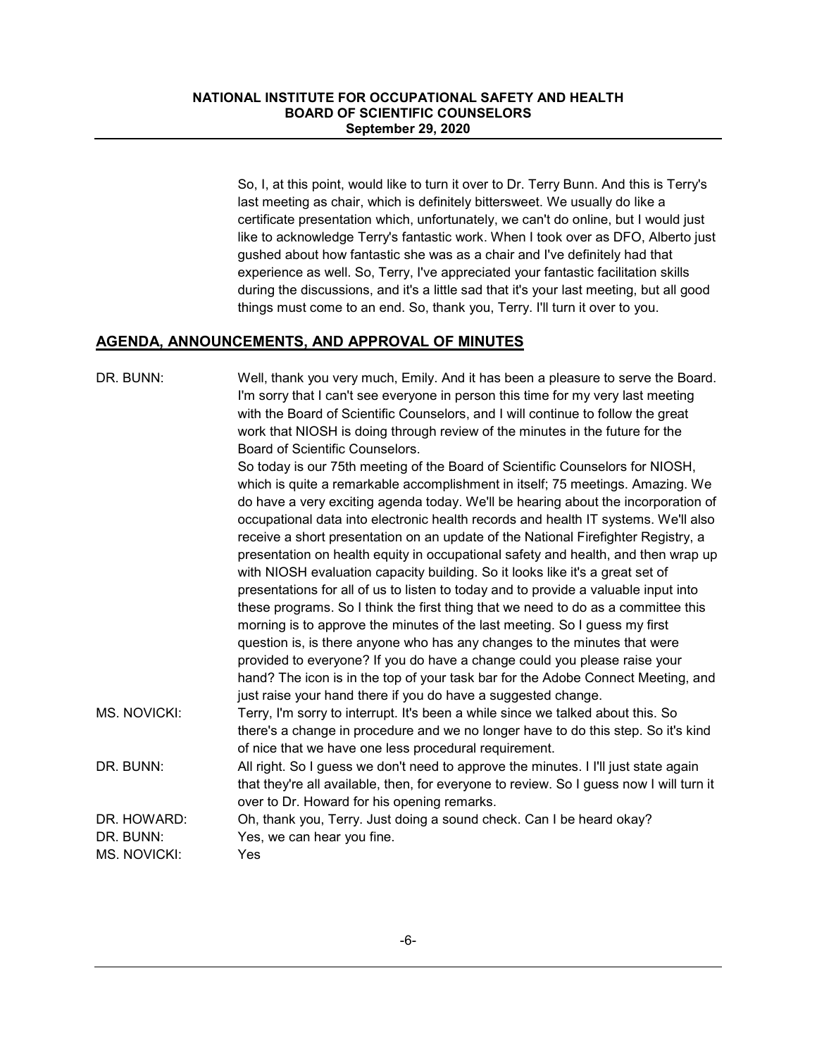So, I, at this point, would like to turn it over to Dr. Terry Bunn. And this is Terry's last meeting as chair, which is definitely bittersweet. We usually do like a certificate presentation which, unfortunately, we can't do online, but I would just like to acknowledge Terry's fantastic work. When I took over as DFO, Alberto just gushed about how fantastic she was as a chair and I've definitely had that experience as well. So, Terry, I've appreciated your fantastic facilitation skills during the discussions, and it's a little sad that it's your last meeting, but all good things must come to an end. So, thank you, Terry. I'll turn it over to you.

## AGENDA, ANNOUNCEMENTS, AND APPROVAL OF MINUTES

DR. BUNN: Well, thank you very much, Emily. And it has been a pleasure to serve the Board. I'm sorry that I can't see everyone in person this time for my very last meeting with the Board of Scientific Counselors, and I will continue to follow the great work that NIOSH is doing through review of the minutes in the future for the Board of Scientific Counselors.

So today is our 75th meeting of the Board of Scientific Counselors for NIOSH, which is quite a remarkable accomplishment in itself; 75 meetings. Amazing. We do have a very exciting agenda today. We'll be hearing about the incorporation of occupational data into electronic health records and health IT systems. We'll also receive a short presentation on an update of the National Firefighter Registry, a presentation on health equity in occupational safety and health, and then wrap up with NIOSH evaluation capacity building. So it looks like it's a great set of presentations for all of us to listen to today and to provide a valuable input into these programs. So I think the first thing that we need to do as a committee this morning is to approve the minutes of the last meeting. So I guess my first question is, is there anyone who has any changes to the minutes that were provided to everyone? If you do have a change could you please raise your hand? The icon is in the top of your task bar for the Adobe Connect Meeting, and just raise your hand there if you do have a suggested change.

MS. NOVICKI: Terry, I'm sorry to interrupt. It's been a while since we talked about this. So there's a change in procedure and we no longer have to do this step. So it's kind of nice that we have one less procedural requirement.

DR. BUNN: All right. So I guess we don't need to approve the minutes. I I'll just state again that they're all available, then, for everyone to review. So I guess now I will turn it over to Dr. Howard for his opening remarks.

DR. HOWARD: Oh, thank you, Terry. Just doing a sound check. Can I be heard okay?

DR. BUNN: Yes, we can hear you fine.

MS. NOVICKI: Yes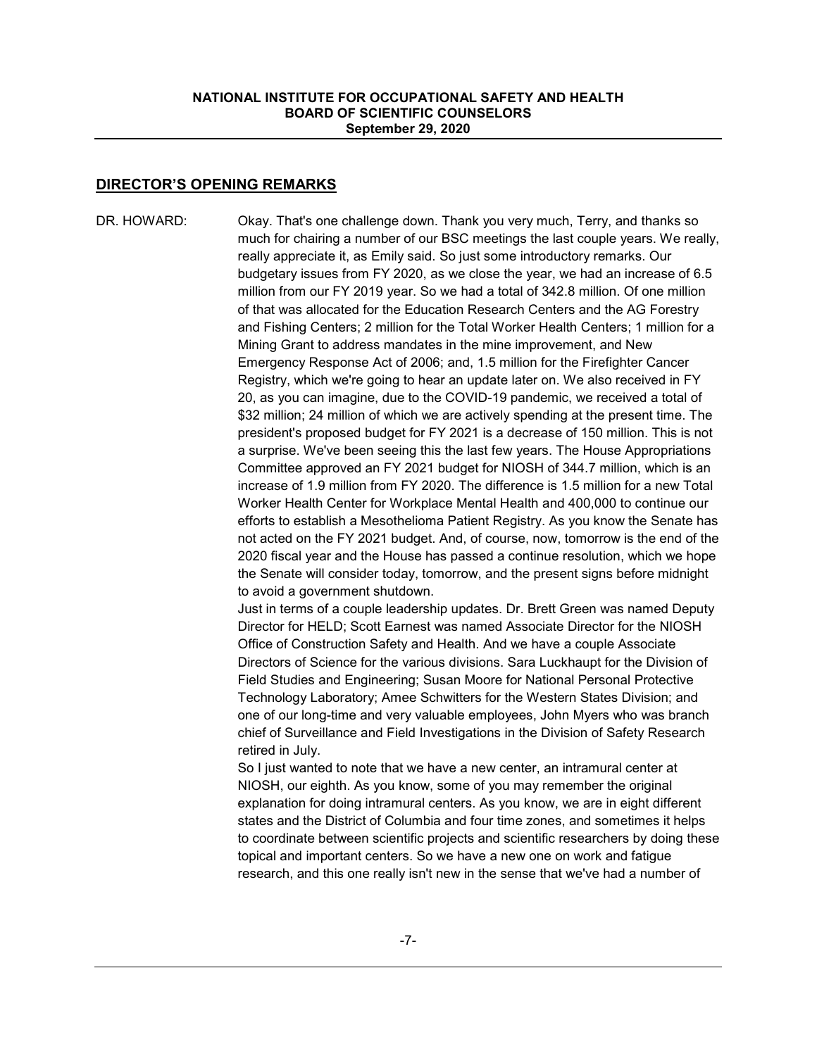## DIRECTOR'S OPENING REMARKS

DR. HOWARD: Okay. That's one challenge down. Thank you very much, Terry, and thanks so much for chairing a number of our BSC meetings the last couple years. We really, really appreciate it, as Emily said. So just some introductory remarks. Our budgetary issues from FY 2020, as we close the year, we had an increase of 6.5 million from our FY 2019 year. So we had a total of 342.8 million. Of one million of that was allocated for the Education Research Centers and the AG Forestry and Fishing Centers; 2 million for the Total Worker Health Centers; 1 million for a Mining Grant to address mandates in the mine improvement, and New Emergency Response Act of 2006; and, 1.5 million for the Firefighter Cancer Registry, which we're going to hear an update later on. We also received in FY 20, as you can imagine, due to the COVID-19 pandemic, we received a total of \$32 million; 24 million of which we are actively spending at the present time. The president's proposed budget for FY 2021 is a decrease of 150 million. This is not a surprise. We've been seeing this the last few years. The House Appropriations Committee approved an FY 2021 budget for NIOSH of 344.7 million, which is an increase of 1.9 million from FY 2020. The difference is 1.5 million for a new Total Worker Health Center for Workplace Mental Health and 400,000 to continue our efforts to establish a Mesothelioma Patient Registry. As you know the Senate has not acted on the FY 2021 budget. And, of course, now, tomorrow is the end of the 2020 fiscal year and the House has passed a continue resolution, which we hope the Senate will consider today, tomorrow, and the present signs before midnight to avoid a government shutdown.

Just in terms of a couple leadership updates. Dr. Brett Green was named Deputy Director for HELD; Scott Earnest was named Associate Director for the NIOSH Office of Construction Safety and Health. And we have a couple Associate Directors of Science for the various divisions. Sara Luckhaupt for the Division of Field Studies and Engineering; Susan Moore for National Personal Protective Technology Laboratory; Amee Schwitters for the Western States Division; and one of our long-time and very valuable employees, John Myers who was branch chief of Surveillance and Field Investigations in the Division of Safety Research retired in July.

So I just wanted to note that we have a new center, an intramural center at NIOSH, our eighth. As you know, some of you may remember the original explanation for doing intramural centers. As you know, we are in eight different states and the District of Columbia and four time zones, and sometimes it helps to coordinate between scientific projects and scientific researchers by doing these topical and important centers. So we have a new one on work and fatigue research, and this one really isn't new in the sense that we've had a number of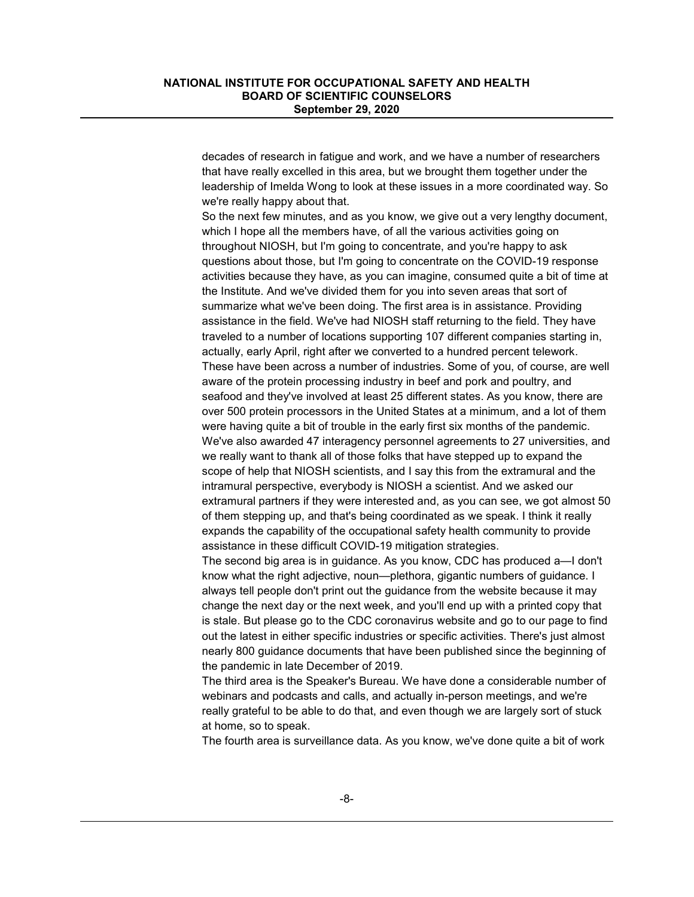decades of research in fatigue and work, and we have a number of researchers that have really excelled in this area, but we brought them together under the leadership of Imelda Wong to look at these issues in a more coordinated way. So we're really happy about that.

So the next few minutes, and as you know, we give out a very lengthy document, which I hope all the members have, of all the various activities going on throughout NIOSH, but I'm going to concentrate, and you're happy to ask questions about those, but I'm going to concentrate on the COVID-19 response activities because they have, as you can imagine, consumed quite a bit of time at the Institute. And we've divided them for you into seven areas that sort of summarize what we've been doing. The first area is in assistance. Providing assistance in the field. We've had NIOSH staff returning to the field. They have traveled to a number of locations supporting 107 different companies starting in, actually, early April, right after we converted to a hundred percent telework. These have been across a number of industries. Some of you, of course, are well aware of the protein processing industry in beef and pork and poultry, and seafood and they've involved at least 25 different states. As you know, there are over 500 protein processors in the United States at a minimum, and a lot of them were having quite a bit of trouble in the early first six months of the pandemic. We've also awarded 47 interagency personnel agreements to 27 universities, and we really want to thank all of those folks that have stepped up to expand the scope of help that NIOSH scientists, and I say this from the extramural and the intramural perspective, everybody is NIOSH a scientist. And we asked our extramural partners if they were interested and, as you can see, we got almost 50 of them stepping up, and that's being coordinated as we speak. I think it really expands the capability of the occupational safety health community to provide assistance in these difficult COVID-19 mitigation strategies.

The second big area is in guidance. As you know, CDC has produced a—I don't know what the right adjective, noun—plethora, gigantic numbers of guidance. I always tell people don't print out the guidance from the website because it may change the next day or the next week, and you'll end up with a printed copy that is stale. But please go to the CDC coronavirus website and go to our page to find out the latest in either specific industries or specific activities. There's just almost nearly 800 guidance documents that have been published since the beginning of the pandemic in late December of 2019.

The third area is the Speaker's Bureau. We have done a considerable number of webinars and podcasts and calls, and actually in-person meetings, and we're really grateful to be able to do that, and even though we are largely sort of stuck at home, so to speak.

The fourth area is surveillance data. As you know, we've done quite a bit of work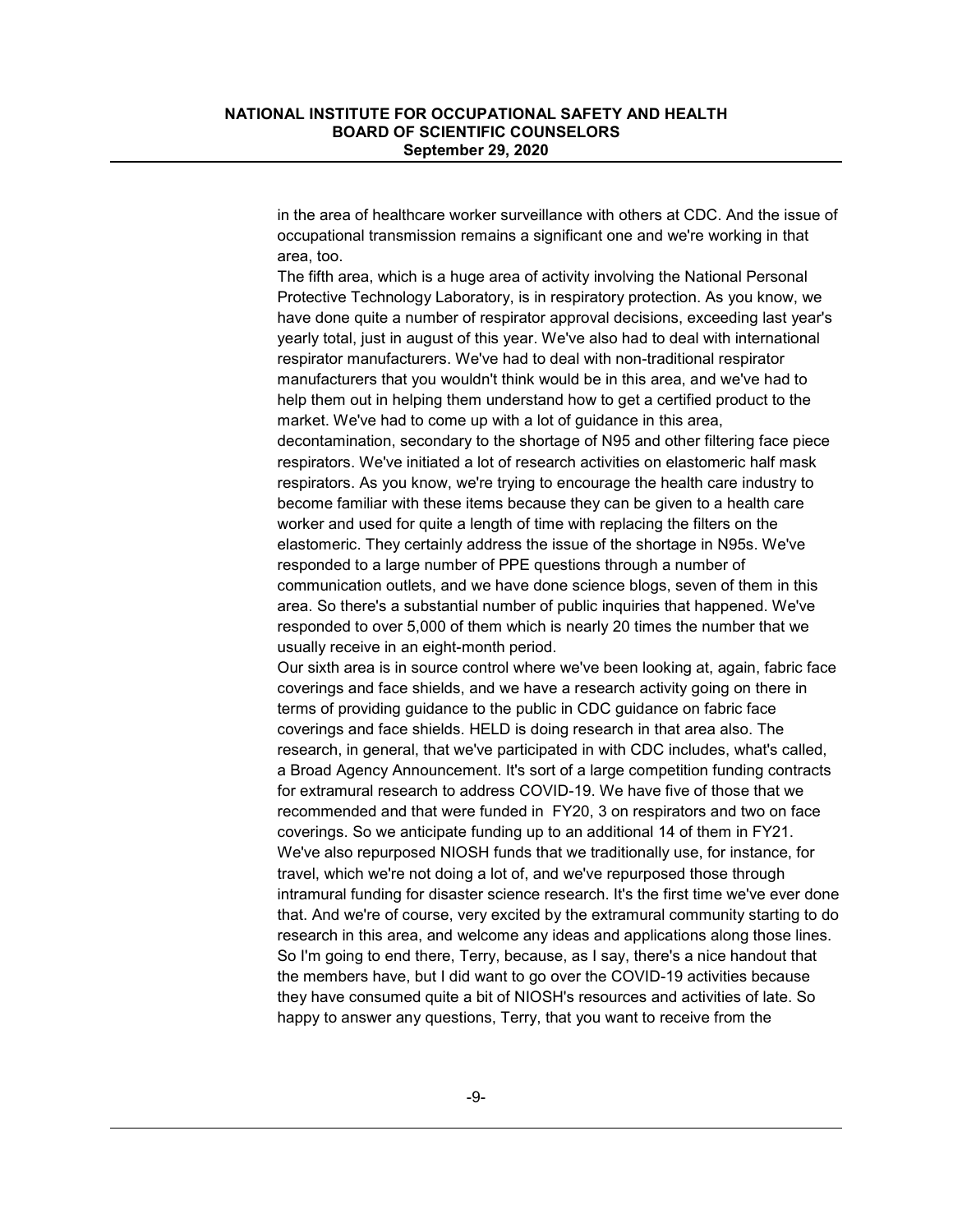in the area of healthcare worker surveillance with others at CDC. And the issue of occupational transmission remains a significant one and we're working in that area, too.

The fifth area, which is a huge area of activity involving the National Personal Protective Technology Laboratory, is in respiratory protection. As you know, we have done quite a number of respirator approval decisions, exceeding last year's yearly total, just in august of this year. We've also had to deal with international respirator manufacturers. We've had to deal with non-traditional respirator manufacturers that you wouldn't think would be in this area, and we've had to help them out in helping them understand how to get a certified product to the market. We've had to come up with a lot of guidance in this area, decontamination, secondary to the shortage of N95 and other filtering face piece respirators. We've initiated a lot of research activities on elastomeric half mask respirators. As you know, we're trying to encourage the health care industry to become familiar with these items because they can be given to a health care worker and used for quite a length of time with replacing the filters on the elastomeric. They certainly address the issue of the shortage in N95s. We've responded to a large number of PPE questions through a number of communication outlets, and we have done science blogs, seven of them in this area. So there's a substantial number of public inquiries that happened. We've responded to over 5,000 of them which is nearly 20 times the number that we usually receive in an eight-month period.

Our sixth area is in source control where we've been looking at, again, fabric face coverings and face shields, and we have a research activity going on there in terms of providing guidance to the public in CDC guidance on fabric face coverings and face shields. HELD is doing research in that area also. The research, in general, that we've participated in with CDC includes, what's called, a Broad Agency Announcement. It's sort of a large competition funding contracts for extramural research to address COVID-19. We have five of those that we recommended and that were funded in FY20, 3 on respirators and two on face coverings. So we anticipate funding up to an additional 14 of them in FY21. We've also repurposed NIOSH funds that we traditionally use, for instance, for travel, which we're not doing a lot of, and we've repurposed those through intramural funding for disaster science research. It's the first time we've ever done that. And we're of course, very excited by the extramural community starting to do research in this area, and welcome any ideas and applications along those lines. So I'm going to end there, Terry, because, as I say, there's a nice handout that the members have, but I did want to go over the COVID-19 activities because they have consumed quite a bit of NIOSH's resources and activities of late. So happy to answer any questions, Terry, that you want to receive from the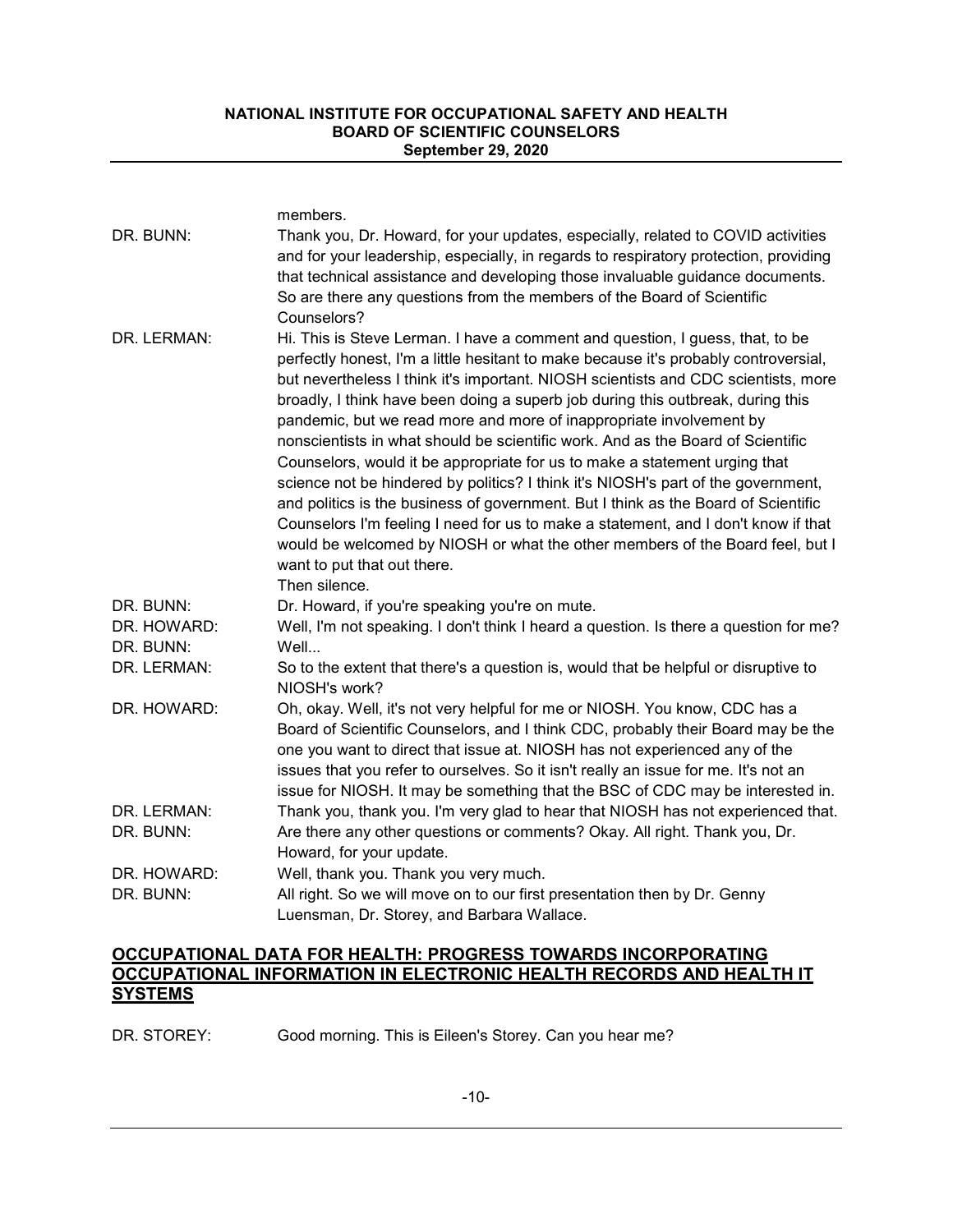members.

DR. BUNN: Thank you, Dr. Howard, for your updates, especially, related to COVID activities and for your leadership, especially, in regards to respiratory protection, providing that technical assistance and developing those invaluable guidance documents. So are there any questions from the members of the Board of Scientific Counselors?

DR. LERMAN: Hi. This is Steve Lerman. I have a comment and question, I guess, that, to be perfectly honest, I'm a little hesitant to make because it's probably controversial, but nevertheless I think it's important. NIOSH scientists and CDC scientists, more broadly, I think have been doing a superb job during this outbreak, during this pandemic, but we read more and more of inappropriate involvement by nonscientists in what should be scientific work. And as the Board of Scientific Counselors, would it be appropriate for us to make a statement urging that science not be hindered by politics? I think it's NIOSH's part of the government, and politics is the business of government. But I think as the Board of Scientific Counselors I'm feeling I need for us to make a statement, and I don't know if that would be welcomed by NIOSH or what the other members of the Board feel, but I want to put that out there.

Then silence.

DR. BUNN: Dr. Howard, if you're speaking you're on mute.

DR. HOWARD: Well, I'm not speaking. I don't think I heard a question. Is there a question for me?

DR. BUNN: Well...

DR. LERMAN: So to the extent that there's a question is, would that be helpful or disruptive to NIOSH's work?

DR. HOWARD: Oh, okay. Well, it's not very helpful for me or NIOSH. You know, CDC has a Board of Scientific Counselors, and I think CDC, probably their Board may be the one you want to direct that issue at. NIOSH has not experienced any of the issues that you refer to ourselves. So it isn't really an issue for me. It's not an issue for NIOSH. It may be something that the BSC of CDC may be interested in.

DR. LERMAN: Thank you, thank you. I'm very glad to hear that NIOSH has not experienced that.

DR. BUNN: Are there any other questions or comments? Okay. All right. Thank you, Dr. Howard, for your update.

DR. HOWARD: Well, thank you. Thank you very much.

DR. BUNN: All right. So we will move on to our first presentation then by Dr. Genny Luensman, Dr. Storey, and Barbara Wallace.

## OCCUPATIONAL DATA FOR HEALTH: PROGRESS TOWARDS INCORPORATING OCCUPATIONAL INFORMATION IN ELECTRONIC HEALTH RECORDS AND HEALTH IT SYSTEMS

DR. STOREY: Good morning. This is Eileen's Storey. Can you hear me?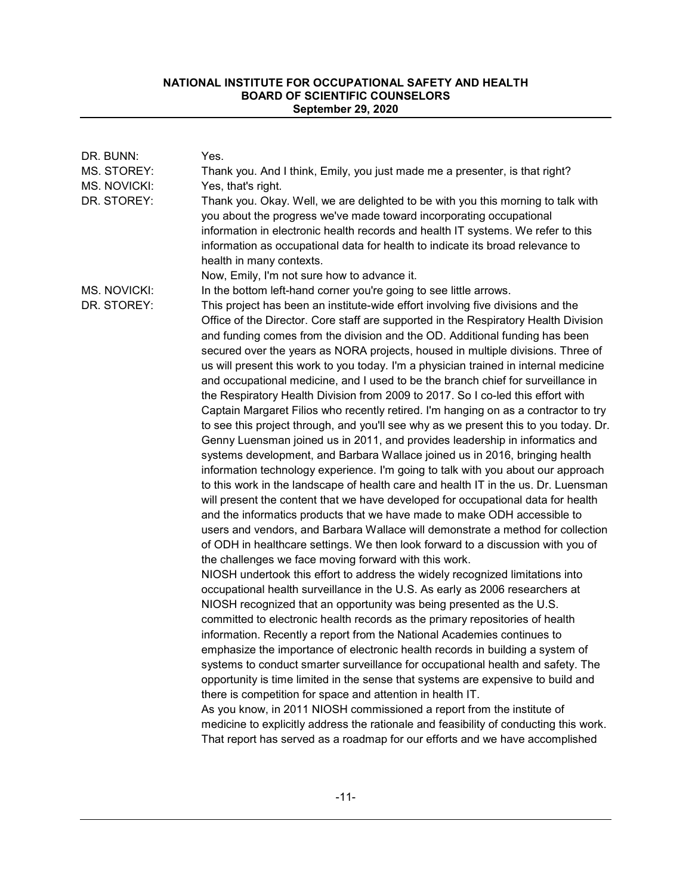| | |
|---|---|
| DR. BUNN: | Yes. |
| MS. STOREY: | Thank you. And I think, Emily, you just made me a presenter, is that right? |
| MS. NOVICKI: | Yes, that's right. |
| DR. STOREY: | Thank you. Okay. Well, we are delighted to be with you this morning to talk with you about the progress we've made toward incorporating occupational information in electronic health records and health IT systems. We refer to this information as occupational data for health to indicate its broad relevance to health in many contexts.<br>Now, Emily, I'm not sure how to advance it. |
| MS. NOVICKI: | In the bottom left-hand corner you're going to see little arrows. |
| DR. STOREY: | This project has been an institute-wide effort involving five divisions and the Office of the Director. Core staff are supported in the Respiratory Health Division and funding comes from the division and the OD. Additional funding has been secured over the years as NORA projects, housed in multiple divisions. Three of us will present this work to you today. I'm a physician trained in internal medicine and occupational medicine, and I used to be the branch chief for surveillance in the Respiratory Health Division from 2009 to 2017. So I co-led this effort with Captain Margaret Filios who recently retired. I'm hanging on as a contractor to try to see this project through, and you'll see why as we present this to you today. Dr. Genny Luensman joined us in 2011, and provides leadership in informatics and systems development, and Barbara Wallace joined us in 2016, bringing health information technology experience. I'm going to talk with you about our approach to this work in the landscape of health care and health IT in the us. Dr. Luensman will present the content that we have developed for occupational data for health and the informatics products that we have made to make ODH accessible to users and vendors, and Barbara Wallace will demonstrate a method for collection of ODH in healthcare settings. We then look forward to a discussion with you of the challenges we face moving forward with this work.<br>NIOSH undertook this effort to address the widely recognized limitations into occupational health surveillance in the U.S. As early as 2006 researchers at NIOSH recognized that an opportunity was being presented as the U.S. committed to electronic health records as the primary repositories of health information. Recently a report from the National Academies continues to emphasize the importance of electronic health records in building a system of systems to conduct smarter surveillance for occupational health and safety. The opportunity is time limited in the sense that systems are expensive to build and there is competition for space and attention in health IT.<br>As you know, in 2011 NIOSH commissioned a report from the institute of medicine to explicitly address the rationale and feasibility of conducting this work. That report has served as a roadmap for our efforts and we have accomplished |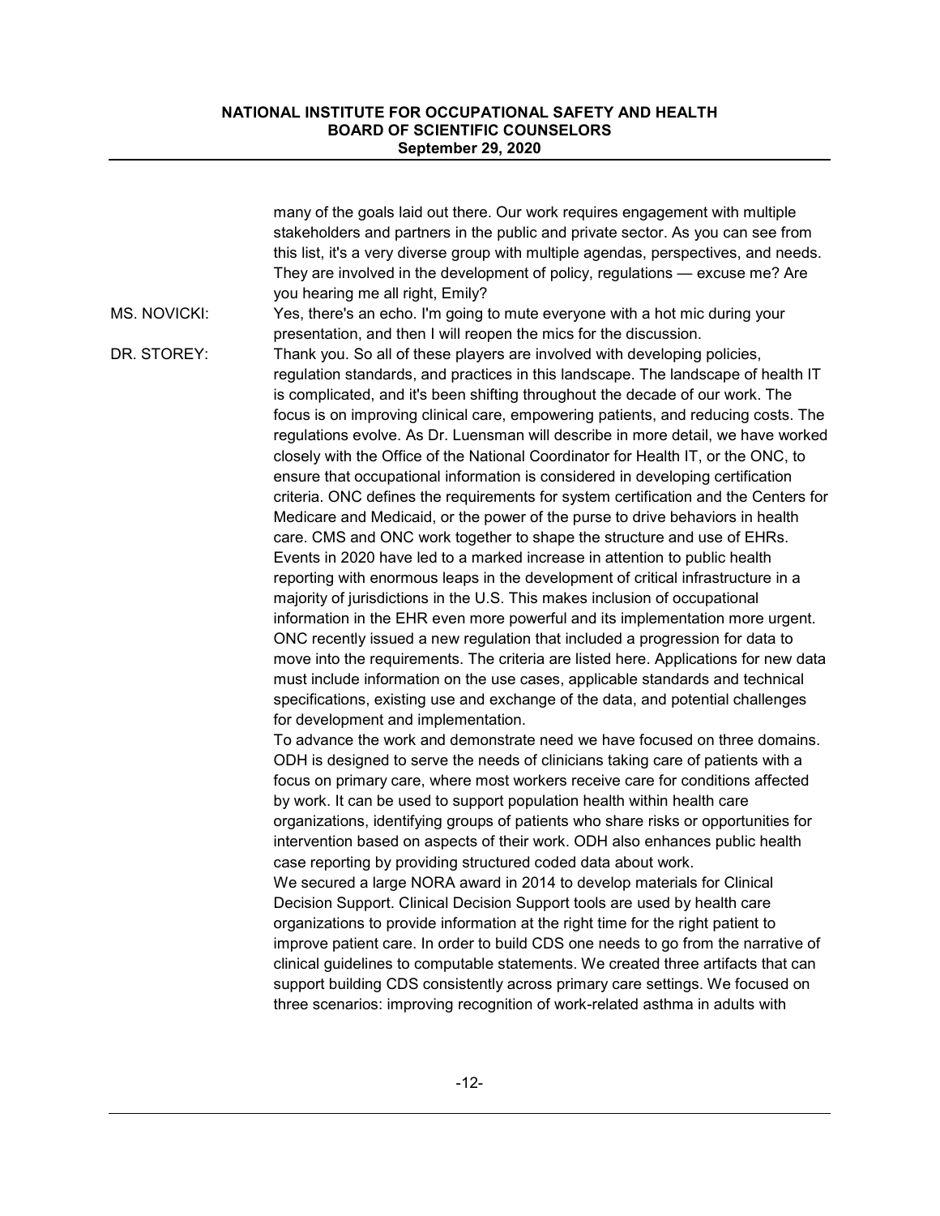many of the goals laid out there. Our work requires engagement with multiple stakeholders and partners in the public and private sector. As you can see from this list, it's a very diverse group with multiple agendas, perspectives, and needs. They are involved in the development of policy, regulations — excuse me? Are you hearing me all right, Emily?

MS. NOVICKI: Yes, there's an echo. I'm going to mute everyone with a hot mic during your presentation, and then I will reopen the mics for the discussion.

DR. STOREY: Thank you. So all of these players are involved with developing policies, regulation standards, and practices in this landscape. The landscape of health IT is complicated, and it's been shifting throughout the decade of our work. The focus is on improving clinical care, empowering patients, and reducing costs. The regulations evolve. As Dr. Luensman will describe in more detail, we have worked closely with the Office of the National Coordinator for Health IT, or the ONC, to ensure that occupational information is considered in developing certification criteria. ONC defines the requirements for system certification and the Centers for Medicare and Medicaid, or the power of the purse to drive behaviors in health care. CMS and ONC work together to shape the structure and use of EHRs. Events in 2020 have led to a marked increase in attention to public health reporting with enormous leaps in the development of critical infrastructure in a majority of jurisdictions in the U.S. This makes inclusion of occupational information in the EHR even more powerful and its implementation more urgent. ONC recently issued a new regulation that included a progression for data to move into the requirements. The criteria are listed here. Applications for new data must include information on the use cases, applicable standards and technical specifications, existing use and exchange of the data, and potential challenges for development and implementation.

To advance the work and demonstrate need we have focused on three domains. ODH is designed to serve the needs of clinicians taking care of patients with a focus on primary care, where most workers receive care for conditions affected by work. It can be used to support population health within health care organizations, identifying groups of patients who share risks or opportunities for intervention based on aspects of their work. ODH also enhances public health case reporting by providing structured coded data about work.

We secured a large NORA award in 2014 to develop materials for Clinical Decision Support. Clinical Decision Support tools are used by health care organizations to provide information at the right time for the right patient to improve patient care. In order to build CDS one needs to go from the narrative of clinical guidelines to computable statements. We created three artifacts that can support building CDS consistently across primary care settings. We focused on three scenarios: improving recognition of work-related asthma in adults with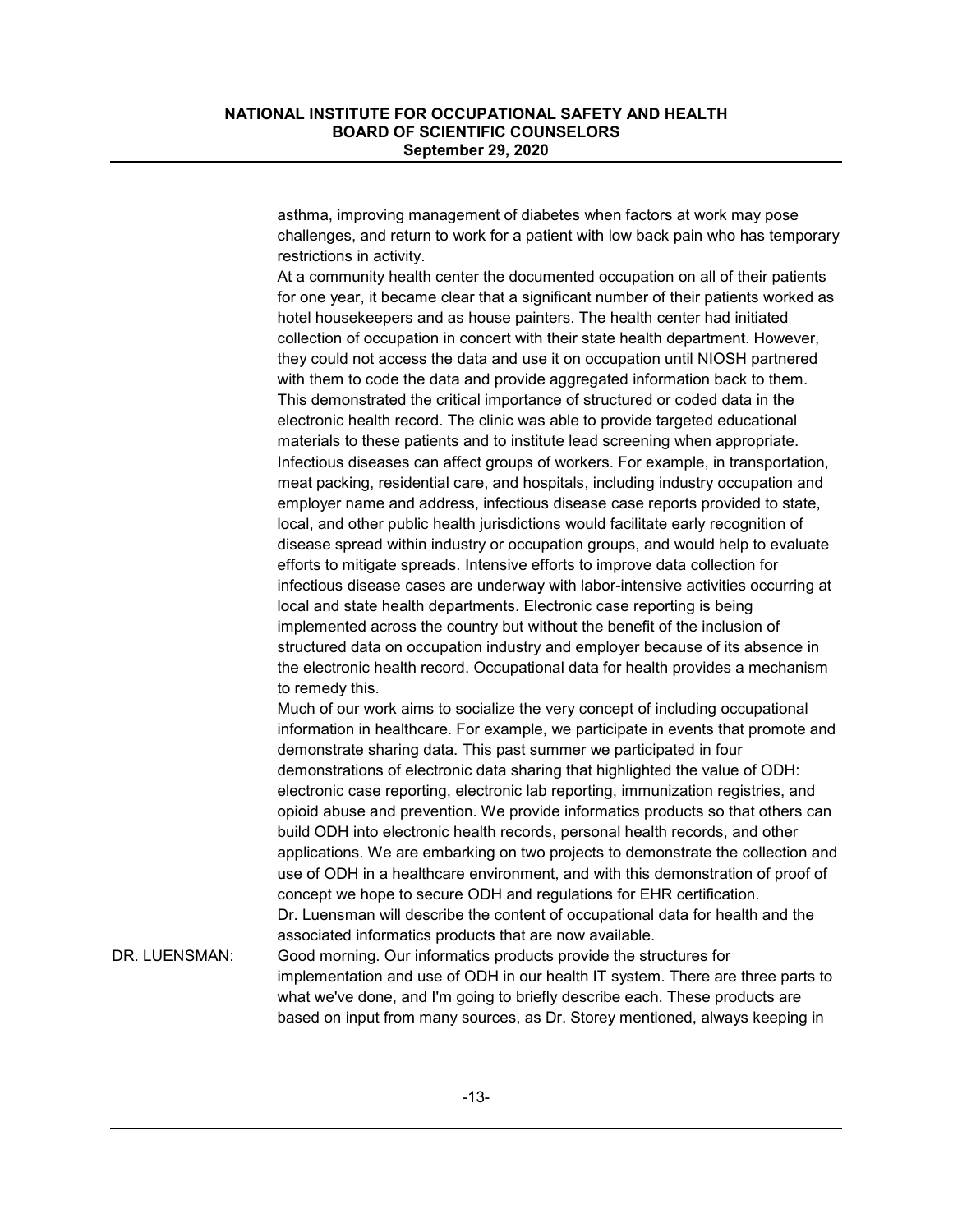asthma, improving management of diabetes when factors at work may pose challenges, and return to work for a patient with low back pain who has temporary restrictions in activity.

At a community health center the documented occupation on all of their patients for one year, it became clear that a significant number of their patients worked as hotel housekeepers and as house painters. The health center had initiated collection of occupation in concert with their state health department. However, they could not access the data and use it on occupation until NIOSH partnered with them to code the data and provide aggregated information back to them. This demonstrated the critical importance of structured or coded data in the electronic health record. The clinic was able to provide targeted educational materials to these patients and to institute lead screening when appropriate.

Infectious diseases can affect groups of workers. For example, in transportation, meat packing, residential care, and hospitals, including industry occupation and employer name and address, infectious disease case reports provided to state, local, and other public health jurisdictions would facilitate early recognition of disease spread within industry or occupation groups, and would help to evaluate efforts to mitigate spreads. Intensive efforts to improve data collection for infectious disease cases are underway with labor-intensive activities occurring at local and state health departments. Electronic case reporting is being implemented across the country but without the benefit of the inclusion of structured data on occupation industry and employer because of its absence in the electronic health record. Occupational data for health provides a mechanism to remedy this.

Much of our work aims to socialize the very concept of including occupational information in healthcare. For example, we participate in events that promote and demonstrate sharing data. This past summer we participated in four demonstrations of electronic data sharing that highlighted the value of ODH: electronic case reporting, electronic lab reporting, immunization registries, and opioid abuse and prevention. We provide informatics products so that others can build ODH into electronic health records, personal health records, and other applications. We are embarking on two projects to demonstrate the collection and use of ODH in a healthcare environment, and with this demonstration of proof of concept we hope to secure ODH and regulations for EHR certification.

Dr. Luensman will describe the content of occupational data for health and the associated informatics products that are now available.

DR. LUENSMAN: Good morning. Our informatics products provide the structures for implementation and use of ODH in our health IT system. There are three parts to what we've done, and I'm going to briefly describe each. These products are based on input from many sources, as Dr. Storey mentioned, always keeping in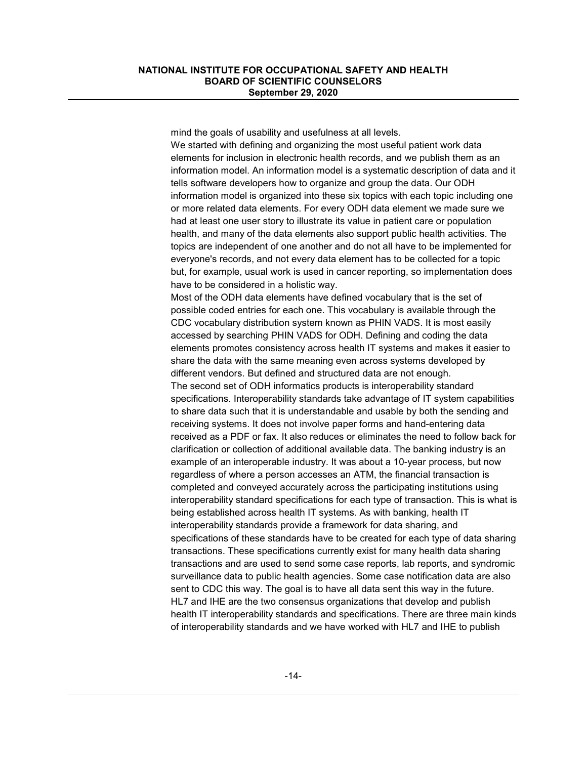mind the goals of usability and usefulness at all levels.

We started with defining and organizing the most useful patient work data elements for inclusion in electronic health records, and we publish them as an information model. An information model is a systematic description of data and it tells software developers how to organize and group the data. Our ODH information model is organized into these six topics with each topic including one or more related data elements. For every ODH data element we made sure we had at least one user story to illustrate its value in patient care or population health, and many of the data elements also support public health activities. The topics are independent of one another and do not all have to be implemented for everyone's records, and not every data element has to be collected for a topic but, for example, usual work is used in cancer reporting, so implementation does have to be considered in a holistic way.

Most of the ODH data elements have defined vocabulary that is the set of possible coded entries for each one. This vocabulary is available through the CDC vocabulary distribution system known as PHIN VADS. It is most easily accessed by searching PHIN VADS for ODH. Defining and coding the data elements promotes consistency across health IT systems and makes it easier to share the data with the same meaning even across systems developed by different vendors. But defined and structured data are not enough.

The second set of ODH informatics products is interoperability standard specifications. Interoperability standards take advantage of IT system capabilities to share data such that it is understandable and usable by both the sending and receiving systems. It does not involve paper forms and hand-entering data received as a PDF or fax. It also reduces or eliminates the need to follow back for clarification or collection of additional available data. The banking industry is an example of an interoperable industry. It was about a 10-year process, but now regardless of where a person accesses an ATM, the financial transaction is completed and conveyed accurately across the participating institutions using interoperability standard specifications for each type of transaction. This is what is being established across health IT systems. As with banking, health IT interoperability standards provide a framework for data sharing, and specifications of these standards have to be created for each type of data sharing transactions. These specifications currently exist for many health data sharing transactions and are used to send some case reports, lab reports, and syndromic surveillance data to public health agencies. Some case notification data are also sent to CDC this way. The goal is to have all data sent this way in the future.

HL7 and IHE are the two consensus organizations that develop and publish health IT interoperability standards and specifications. There are three main kinds of interoperability standards and we have worked with HL7 and IHE to publish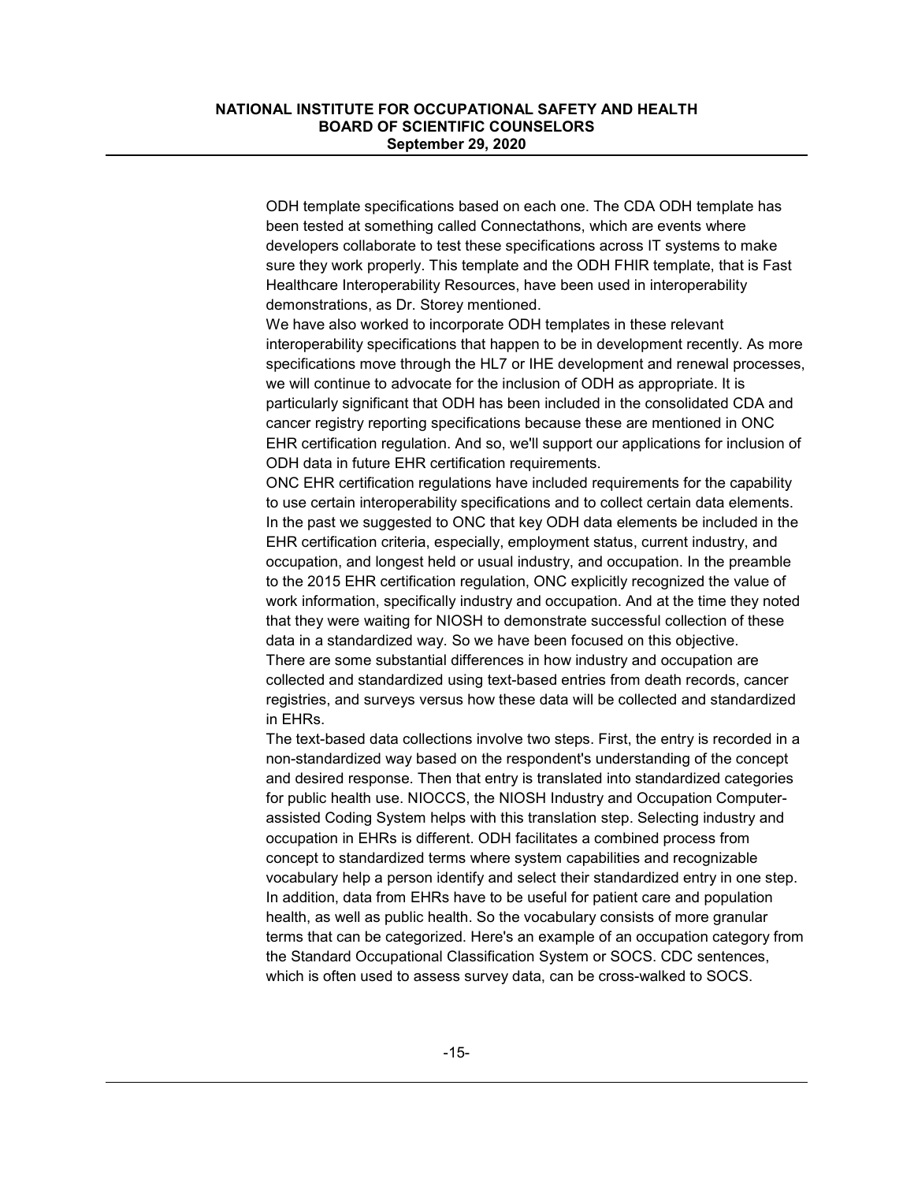ODH template specifications based on each one. The CDA ODH template has been tested at something called Connectathons, which are events where developers collaborate to test these specifications across IT systems to make sure they work properly. This template and the ODH FHIR template, that is Fast Healthcare Interoperability Resources, have been used in interoperability demonstrations, as Dr. Storey mentioned.

We have also worked to incorporate ODH templates in these relevant interoperability specifications that happen to be in development recently. As more specifications move through the HL7 or IHE development and renewal processes, we will continue to advocate for the inclusion of ODH as appropriate. It is particularly significant that ODH has been included in the consolidated CDA and cancer registry reporting specifications because these are mentioned in ONC EHR certification regulation. And so, we'll support our applications for inclusion of ODH data in future EHR certification requirements.

ONC EHR certification regulations have included requirements for the capability to use certain interoperability specifications and to collect certain data elements. In the past we suggested to ONC that key ODH data elements be included in the EHR certification criteria, especially, employment status, current industry, and occupation, and longest held or usual industry, and occupation. In the preamble to the 2015 EHR certification regulation, ONC explicitly recognized the value of work information, specifically industry and occupation. And at the time they noted that they were waiting for NIOSH to demonstrate successful collection of these data in a standardized way. So we have been focused on this objective.

There are some substantial differences in how industry and occupation are collected and standardized using text-based entries from death records, cancer registries, and surveys versus how these data will be collected and standardized in EHRs.

The text-based data collections involve two steps. First, the entry is recorded in a non-standardized way based on the respondent's understanding of the concept and desired response. Then that entry is translated into standardized categories for public health use. NIOCCS, the NIOSH Industry and Occupation Computer-assisted Coding System helps with this translation step. Selecting industry and occupation in EHRs is different. ODH facilitates a combined process from concept to standardized terms where system capabilities and recognizable vocabulary help a person identify and select their standardized entry in one step. In addition, data from EHRs have to be useful for patient care and population health, as well as public health. So the vocabulary consists of more granular terms that can be categorized. Here's an example of an occupation category from the Standard Occupational Classification System or SOCS. CDC sentences, which is often used to assess survey data, can be cross-walked to SOCS.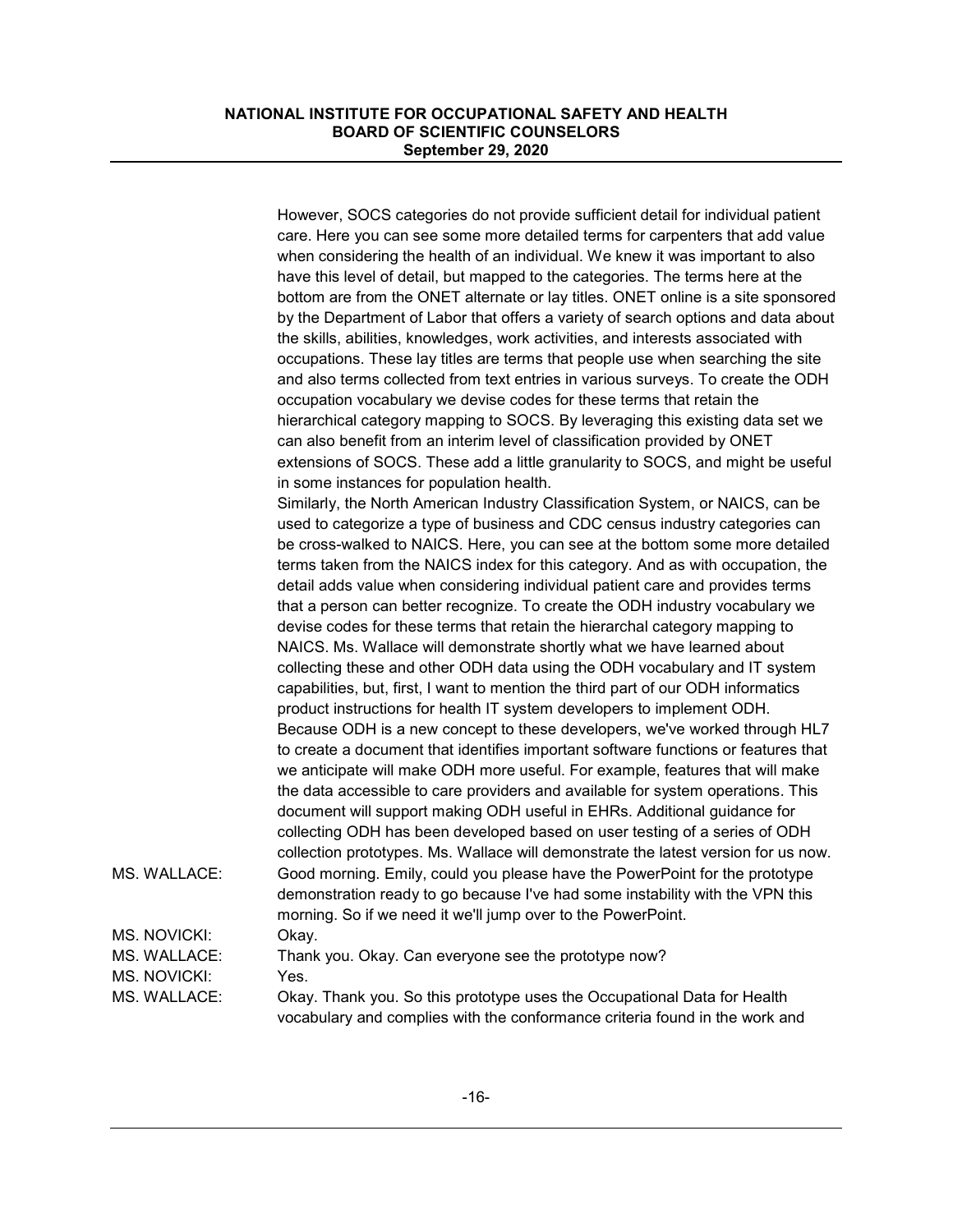However, SOCS categories do not provide sufficient detail for individual patient care. Here you can see some more detailed terms for carpenters that add value when considering the health of an individual. We knew it was important to also have this level of detail, but mapped to the categories. The terms here at the bottom are from the ONET alternate or lay titles. ONET online is a site sponsored by the Department of Labor that offers a variety of search options and data about the skills, abilities, knowledges, work activities, and interests associated with occupations. These lay titles are terms that people use when searching the site and also terms collected from text entries in various surveys. To create the ODH occupation vocabulary we devise codes for these terms that retain the hierarchical category mapping to SOCS. By leveraging this existing data set we can also benefit from an interim level of classification provided by ONET extensions of SOCS. These add a little granularity to SOCS, and might be useful in some instances for population health.

Similarly, the North American Industry Classification System, or NAICS, can be used to categorize a type of business and CDC census industry categories can be cross-walked to NAICS. Here, you can see at the bottom some more detailed terms taken from the NAICS index for this category. And as with occupation, the detail adds value when considering individual patient care and provides terms that a person can better recognize. To create the ODH industry vocabulary we devise codes for these terms that retain the hierarchal category mapping to NAICS. Ms. Wallace will demonstrate shortly what we have learned about collecting these and other ODH data using the ODH vocabulary and IT system capabilities, but, first, I want to mention the third part of our ODH informatics product instructions for health IT system developers to implement ODH. Because ODH is a new concept to these developers, we've worked through HL7 to create a document that identifies important software functions or features that we anticipate will make ODH more useful. For example, features that will make the data accessible to care providers and available for system operations. This document will support making ODH useful in EHRs. Additional guidance for collecting ODH has been developed based on user testing of a series of ODH collection prototypes. Ms. Wallace will demonstrate the latest version for us now.

MS. WALLACE: Good morning. Emily, could you please have the PowerPoint for the prototype demonstration ready to go because I've had some instability with the VPN this morning. So if we need it we'll jump over to the PowerPoint.

MS. NOVICKI: Okay.

MS. WALLACE: Thank you. Okay. Can everyone see the prototype now?

MS. NOVICKI: Yes.

MS. WALLACE: Okay. Thank you. So this prototype uses the Occupational Data for Health vocabulary and complies with the conformance criteria found in the work and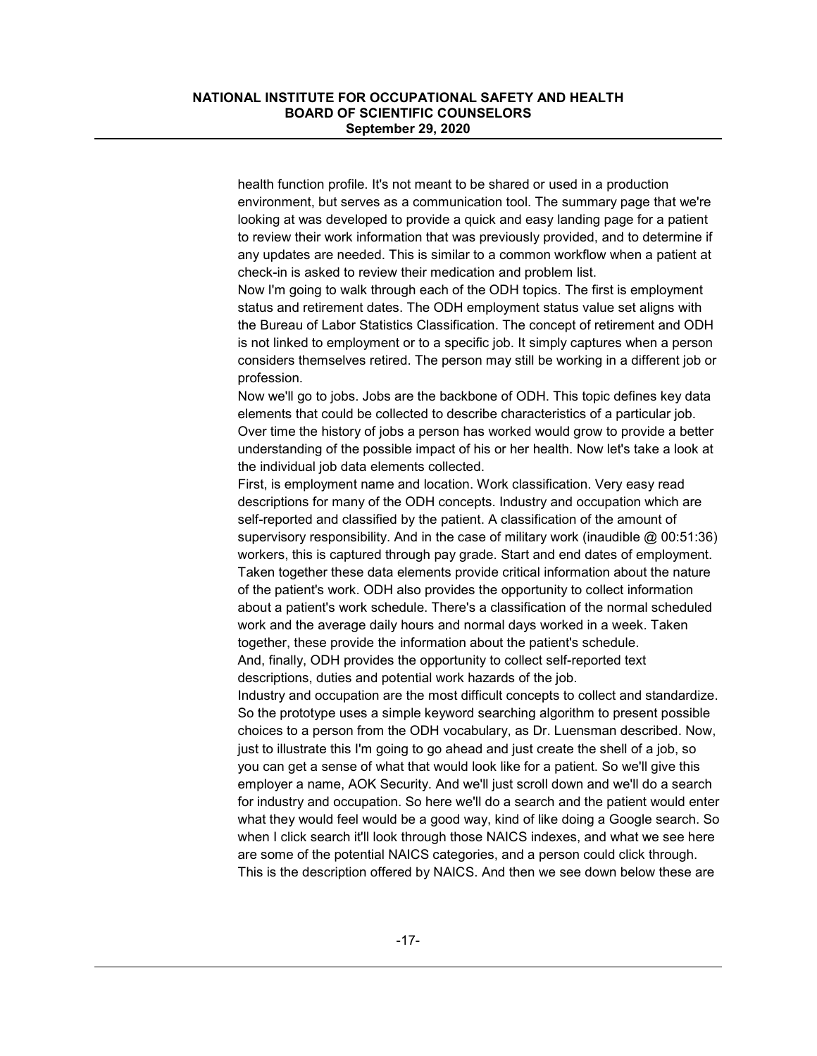health function profile. It's not meant to be shared or used in a production environment, but serves as a communication tool. The summary page that we're looking at was developed to provide a quick and easy landing page for a patient to review their work information that was previously provided, and to determine if any updates are needed. This is similar to a common workflow when a patient at check-in is asked to review their medication and problem list.

Now I'm going to walk through each of the ODH topics. The first is employment status and retirement dates. The ODH employment status value set aligns with the Bureau of Labor Statistics Classification. The concept of retirement and ODH is not linked to employment or to a specific job. It simply captures when a person considers themselves retired. The person may still be working in a different job or profession.

Now we'll go to jobs. Jobs are the backbone of ODH. This topic defines key data elements that could be collected to describe characteristics of a particular job. Over time the history of jobs a person has worked would grow to provide a better understanding of the possible impact of his or her health. Now let's take a look at the individual job data elements collected.

First, is employment name and location. Work classification. Very easy read descriptions for many of the ODH concepts. Industry and occupation which are self-reported and classified by the patient. A classification of the amount of supervisory responsibility. And in the case of military work (inaudible @ 00:51:36) workers, this is captured through pay grade. Start and end dates of employment. Taken together these data elements provide critical information about the nature of the patient's work. ODH also provides the opportunity to collect information about a patient's work schedule. There's a classification of the normal scheduled work and the average daily hours and normal days worked in a week. Taken together, these provide the information about the patient's schedule.

And, finally, ODH provides the opportunity to collect self-reported text descriptions, duties and potential work hazards of the job.

Industry and occupation are the most difficult concepts to collect and standardize. So the prototype uses a simple keyword searching algorithm to present possible choices to a person from the ODH vocabulary, as Dr. Luensman described. Now, just to illustrate this I'm going to go ahead and just create the shell of a job, so you can get a sense of what that would look like for a patient. So we'll give this employer a name, AOK Security. And we'll just scroll down and we'll do a search for industry and occupation. So here we'll do a search and the patient would enter what they would feel would be a good way, kind of like doing a Google search. So when I click search it'll look through those NAICS indexes, and what we see here are some of the potential NAICS categories, and a person could click through. This is the description offered by NAICS. And then we see down below these are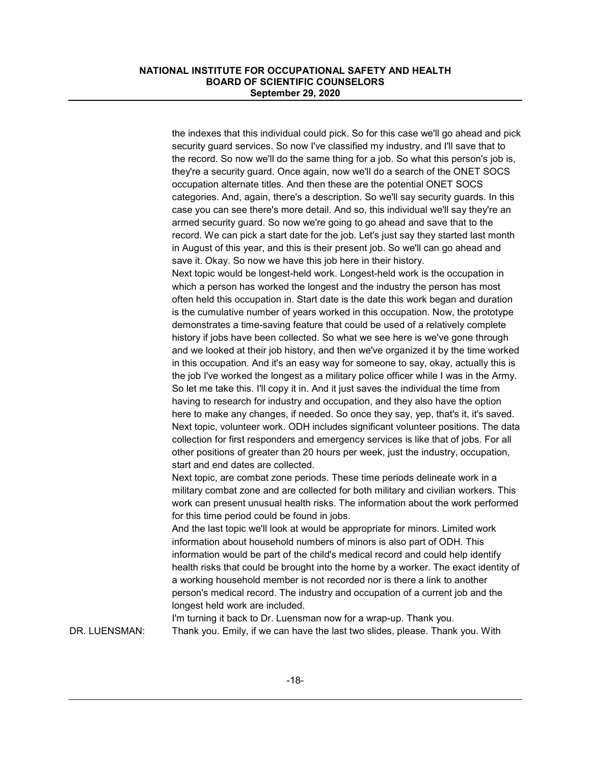the indexes that this individual could pick. So for this case we'll go ahead and pick security guard services. So now I've classified my industry, and I'll save that to the record. So now we'll do the same thing for a job. So what this person's job is, they're a security guard. Once again, now we'll do a search of the ONET SOCS occupation alternate titles. And then these are the potential ONET SOCS categories. And, again, there's a description. So we'll say security guards. In this case you can see there's more detail. And so, this individual we'll say they're an armed security guard. So now we're going to go ahead and save that to the record. We can pick a start date for the job. Let's just say they started last month in August of this year, and this is their present job. So we'll can go ahead and save it. Okay. So now we have this job here in their history.

Next topic would be longest-held work. Longest-held work is the occupation in which a person has worked the longest and the industry the person has most often held this occupation in. Start date is the date this work began and duration is the cumulative number of years worked in this occupation. Now, the prototype demonstrates a time-saving feature that could be used of a relatively complete history if jobs have been collected. So what we see here is we've gone through and we looked at their job history, and then we've organized it by the time worked in this occupation. And it's an easy way for someone to say, okay, actually this is the job I've worked the longest as a military police officer while I was in the Army. So let me take this. I'll copy it in. And it just saves the individual the time from having to research for industry and occupation, and they also have the option here to make any changes, if needed. So once they say, yep, that's it, it's saved.

Next topic, volunteer work. ODH includes significant volunteer positions. The data collection for first responders and emergency services is like that of jobs. For all other positions of greater than 20 hours per week, just the industry, occupation, start and end dates are collected.

Next topic, are combat zone periods. These time periods delineate work in a military combat zone and are collected for both military and civilian workers. This work can present unusual health risks. The information about the work performed for this time period could be found in jobs.

And the last topic we'll look at would be appropriate for minors. Limited work information about household numbers of minors is also part of ODH. This information would be part of the child's medical record and could help identify health risks that could be brought into the home by a worker. The exact identity of a working household member is not recorded nor is there a link to another person's medical record. The industry and occupation of a current job and the longest held work are included.

I'm turning it back to Dr. Luensman now for a wrap-up. Thank you.

DR. LUENSMAN: Thank you. Emily, if we can have the last two slides, please. Thank you. With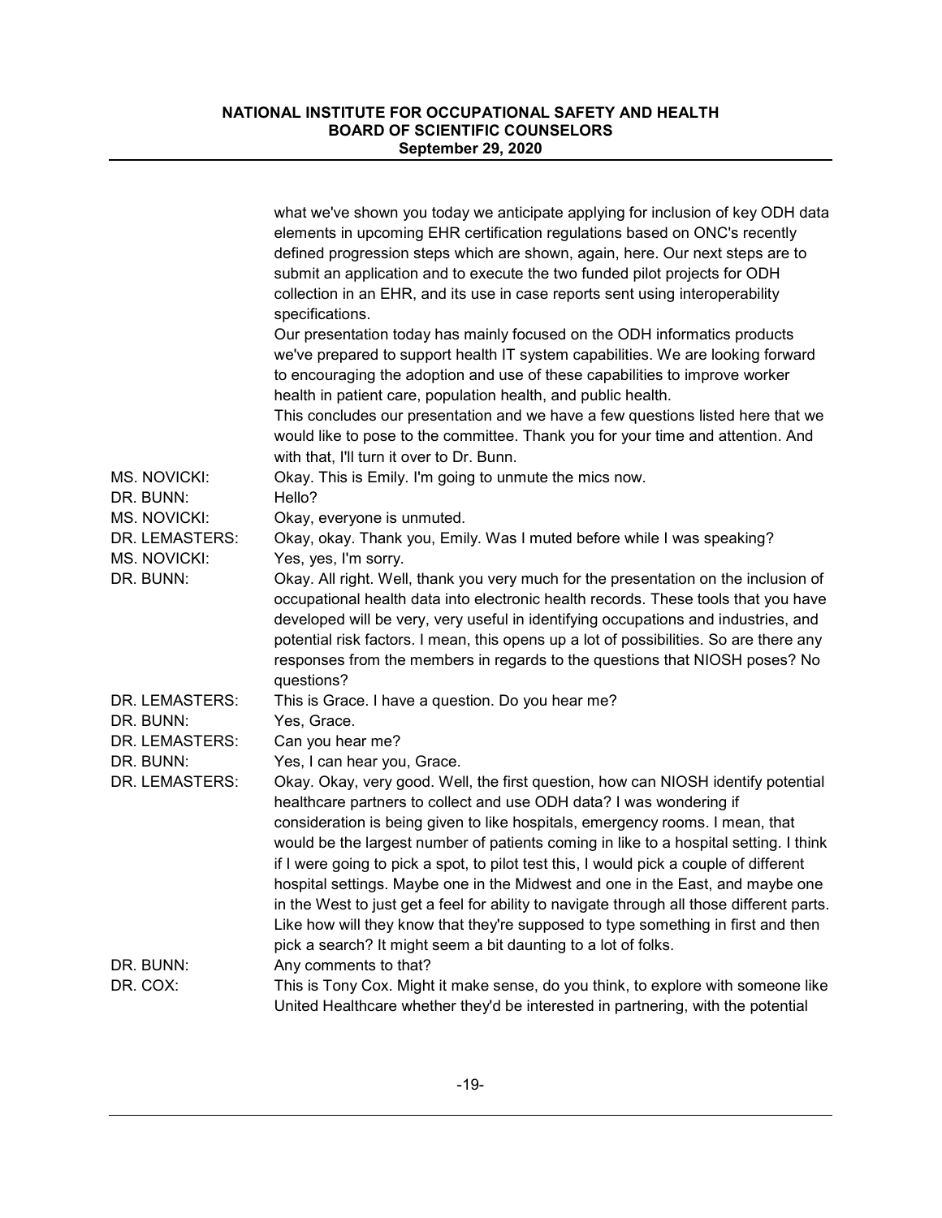what we've shown you today we anticipate applying for inclusion of key ODH data elements in upcoming EHR certification regulations based on ONC's recently defined progression steps which are shown, again, here. Our next steps are to submit an application and to execute the two funded pilot projects for ODH collection in an EHR, and its use in case reports sent using interoperability specifications.

Our presentation today has mainly focused on the ODH informatics products we've prepared to support health IT system capabilities. We are looking forward to encouraging the adoption and use of these capabilities to improve worker health in patient care, population health, and public health.

This concludes our presentation and we have a few questions listed here that we would like to pose to the committee. Thank you for your time and attention. And with that, I'll turn it over to Dr. Bunn.

| | |
|---|---|
| MS. NOVICKI: | Okay. This is Emily. I'm going to unmute the mics now. |
| DR. BUNN: | Hello? |
| MS. NOVICKI: | Okay, everyone is unmuted. |
| DR. LEMASTERS: | Okay, okay. Thank you, Emily. Was I muted before while I was speaking? |
| MS. NOVICKI: | Yes, yes, I'm sorry. |
| DR. BUNN: | Okay. All right. Well, thank you very much for the presentation on the inclusion of occupational health data into electronic health records. These tools that you have developed will be very, very useful in identifying occupations and industries, and potential risk factors. I mean, this opens up a lot of possibilities. So are there any responses from the members in regards to the questions that NIOSH poses? No questions? |
| DR. LEMASTERS: | This is Grace. I have a question. Do you hear me? |
| DR. BUNN: | Yes, Grace. |
| DR. LEMASTERS: | Can you hear me? |
| DR. BUNN: | Yes, I can hear you, Grace. |
| DR. LEMASTERS: | Okay. Okay, very good. Well, the first question, how can NIOSH identify potential healthcare partners to collect and use ODH data? I was wondering if consideration is being given to like hospitals, emergency rooms. I mean, that would be the largest number of patients coming in like to a hospital setting. I think if I were going to pick a spot, to pilot test this, I would pick a couple of different hospital settings. Maybe one in the Midwest and one in the East, and maybe one in the West to just get a feel for ability to navigate through all those different parts. Like how will they know that they're supposed to type something in first and then pick a search? It might seem a bit daunting to a lot of folks. |
| DR. BUNN: | Any comments to that? |
| DR. COX: | This is Tony Cox. Might it make sense, do you think, to explore with someone like United Healthcare whether they'd be interested in partnering, with the potential |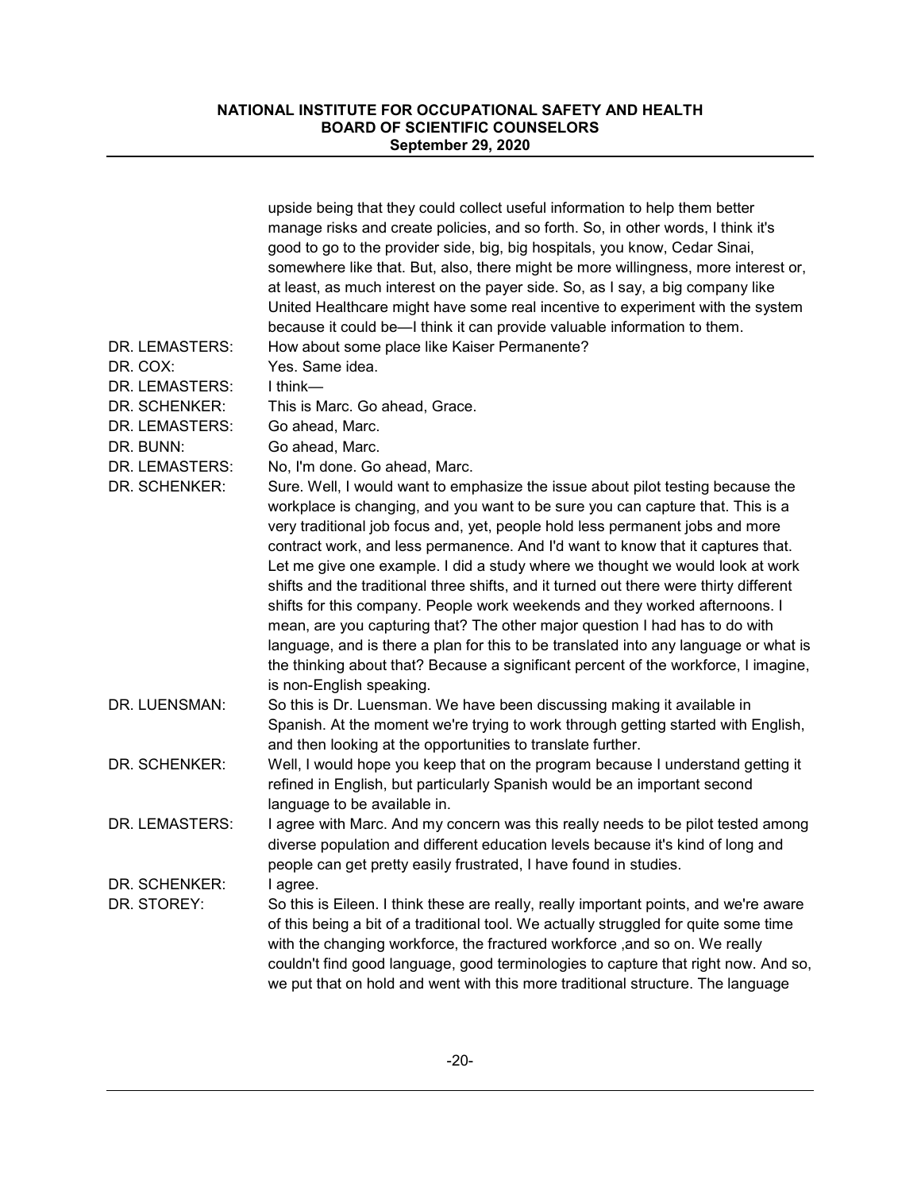upside being that they could collect useful information to help them better manage risks and create policies, and so forth. So, in other words, I think it's good to go to the provider side, big, big hospitals, you know, Cedar Sinai, somewhere like that. But, also, there might be more willingness, more interest or, at least, as much interest on the payer side. So, as I say, a big company like United Healthcare might have some real incentive to experiment with the system because it could be—I think it can provide valuable information to them.

DR. LEMASTERS: How about some place like Kaiser Permanente?

DR. COX: Yes. Same idea.

DR. LEMASTERS: I think—

DR. SCHENKER: This is Marc. Go ahead, Grace.

DR. LEMASTERS: Go ahead, Marc.

DR. BUNN: Go ahead, Marc.

DR. LEMASTERS: No, I'm done. Go ahead, Marc.

DR. SCHENKER: Sure. Well, I would want to emphasize the issue about pilot testing because the workplace is changing, and you want to be sure you can capture that. This is a very traditional job focus and, yet, people hold less permanent jobs and more contract work, and less permanence. And I'd want to know that it captures that. Let me give one example. I did a study where we thought we would look at work shifts and the traditional three shifts, and it turned out there were thirty different shifts for this company. People work weekends and they worked afternoons. I mean, are you capturing that? The other major question I had has to do with language, and is there a plan for this to be translated into any language or what is the thinking about that? Because a significant percent of the workforce, I imagine, is non-English speaking.

DR. LUENSMAN: So this is Dr. Luensman. We have been discussing making it available in Spanish. At the moment we're trying to work through getting started with English, and then looking at the opportunities to translate further.

DR. SCHENKER: Well, I would hope you keep that on the program because I understand getting it refined in English, but particularly Spanish would be an important second language to be available in.

DR. LEMASTERS: I agree with Marc. And my concern was this really needs to be pilot tested among diverse population and different education levels because it's kind of long and people can get pretty easily frustrated, I have found in studies.

DR. SCHENKER: I agree.

DR. STOREY: So this is Eileen. I think these are really, really important points, and we're aware of this being a bit of a traditional tool. We actually struggled for quite some time with the changing workforce, the fractured workforce ,and so on. We really couldn't find good language, good terminologies to capture that right now. And so, we put that on hold and went with this more traditional structure. The language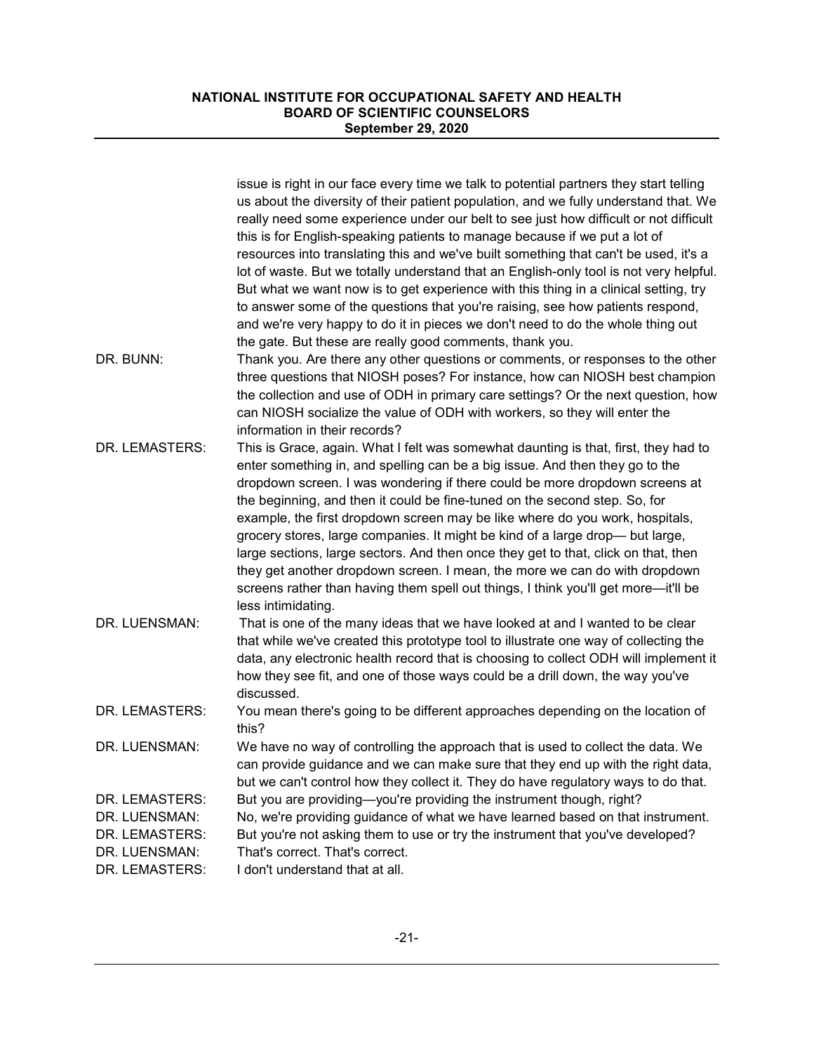issue is right in our face every time we talk to potential partners they start telling us about the diversity of their patient population, and we fully understand that. We really need some experience under our belt to see just how difficult or not difficult this is for English-speaking patients to manage because if we put a lot of resources into translating this and we've built something that can't be used, it's a lot of waste. But we totally understand that an English-only tool is not very helpful. But what we want now is to get experience with this thing in a clinical setting, try to answer some of the questions that you're raising, see how patients respond, and we're very happy to do it in pieces we don't need to do the whole thing out the gate. But these are really good comments, thank you.

DR. BUNN: Thank you. Are there any other questions or comments, or responses to the other three questions that NIOSH poses? For instance, how can NIOSH best champion the collection and use of ODH in primary care settings? Or the next question, how can NIOSH socialize the value of ODH with workers, so they will enter the information in their records?

DR. LEMASTERS: This is Grace, again. What I felt was somewhat daunting is that, first, they had to enter something in, and spelling can be a big issue. And then they go to the dropdown screen. I was wondering if there could be more dropdown screens at the beginning, and then it could be fine-tuned on the second step. So, for example, the first dropdown screen may be like where do you work, hospitals, grocery stores, large companies. It might be kind of a large drop— but large, large sections, large sectors. And then once they get to that, click on that, then they get another dropdown screen. I mean, the more we can do with dropdown screens rather than having them spell out things, I think you'll get more—it'll be less intimidating.

DR. LUENSMAN: That is one of the many ideas that we have looked at and I wanted to be clear that while we've created this prototype tool to illustrate one way of collecting the data, any electronic health record that is choosing to collect ODH will implement it how they see fit, and one of those ways could be a drill down, the way you've discussed.

DR. LEMASTERS: You mean there's going to be different approaches depending on the location of this?

DR. LUENSMAN: We have no way of controlling the approach that is used to collect the data. We can provide guidance and we can make sure that they end up with the right data, but we can't control how they collect it. They do have regulatory ways to do that.

DR. LEMASTERS: But you are providing—you're providing the instrument though, right?

DR. LUENSMAN: No, we're providing guidance of what we have learned based on that instrument.

DR. LEMASTERS: But you're not asking them to use or try the instrument that you've developed?

DR. LUENSMAN: That's correct. That's correct.

DR. LEMASTERS: I don't understand that at all.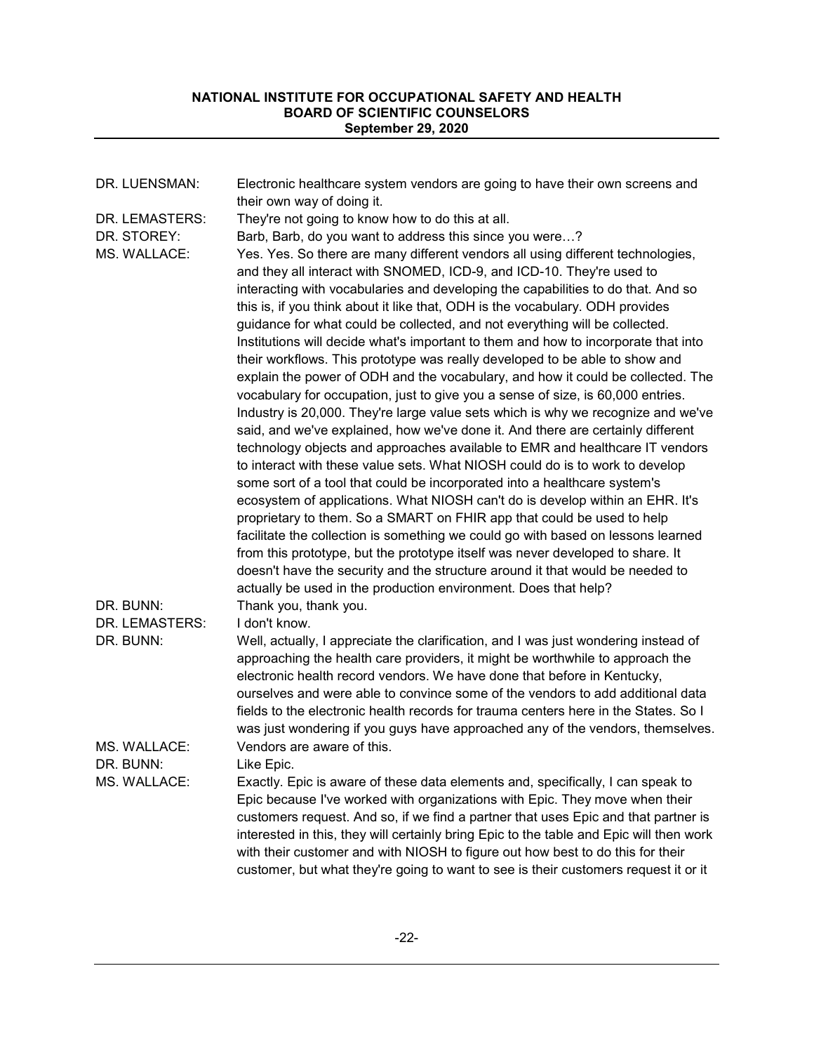DR. LUENSMAN: Electronic healthcare system vendors are going to have their own screens and their own way of doing it.

DR. LEMASTERS: They're not going to know how to do this at all.

DR. STOREY: Barb, Barb, do you want to address this since you were…?

MS. WALLACE: Yes. Yes. So there are many different vendors all using different technologies, and they all interact with SNOMED, ICD-9, and ICD-10. They're used to interacting with vocabularies and developing the capabilities to do that. And so this is, if you think about it like that, ODH is the vocabulary. ODH provides guidance for what could be collected, and not everything will be collected. Institutions will decide what's important to them and how to incorporate that into their workflows. This prototype was really developed to be able to show and explain the power of ODH and the vocabulary, and how it could be collected. The vocabulary for occupation, just to give you a sense of size, is 60,000 entries. Industry is 20,000. They're large value sets which is why we recognize and we've said, and we've explained, how we've done it. And there are certainly different technology objects and approaches available to EMR and healthcare IT vendors to interact with these value sets. What NIOSH could do is to work to develop some sort of a tool that could be incorporated into a healthcare system's ecosystem of applications. What NIOSH can't do is develop within an EHR. It's proprietary to them. So a SMART on FHIR app that could be used to help facilitate the collection is something we could go with based on lessons learned from this prototype, but the prototype itself was never developed to share. It doesn't have the security and the structure around it that would be needed to actually be used in the production environment. Does that help?

DR. BUNN: Thank you, thank you.

DR. LEMASTERS: I don't know.

DR. BUNN: Well, actually, I appreciate the clarification, and I was just wondering instead of approaching the health care providers, it might be worthwhile to approach the electronic health record vendors. We have done that before in Kentucky, ourselves and were able to convince some of the vendors to add additional data fields to the electronic health records for trauma centers here in the States. So I was just wondering if you guys have approached any of the vendors, themselves.

MS. WALLACE: Vendors are aware of this.

DR. BUNN: Like Epic.

MS. WALLACE: Exactly. Epic is aware of these data elements and, specifically, I can speak to Epic because I've worked with organizations with Epic. They move when their customers request. And so, if we find a partner that uses Epic and that partner is interested in this, they will certainly bring Epic to the table and Epic will then work with their customer and with NIOSH to figure out how best to do this for their customer, but what they're going to want to see is their customers request it or it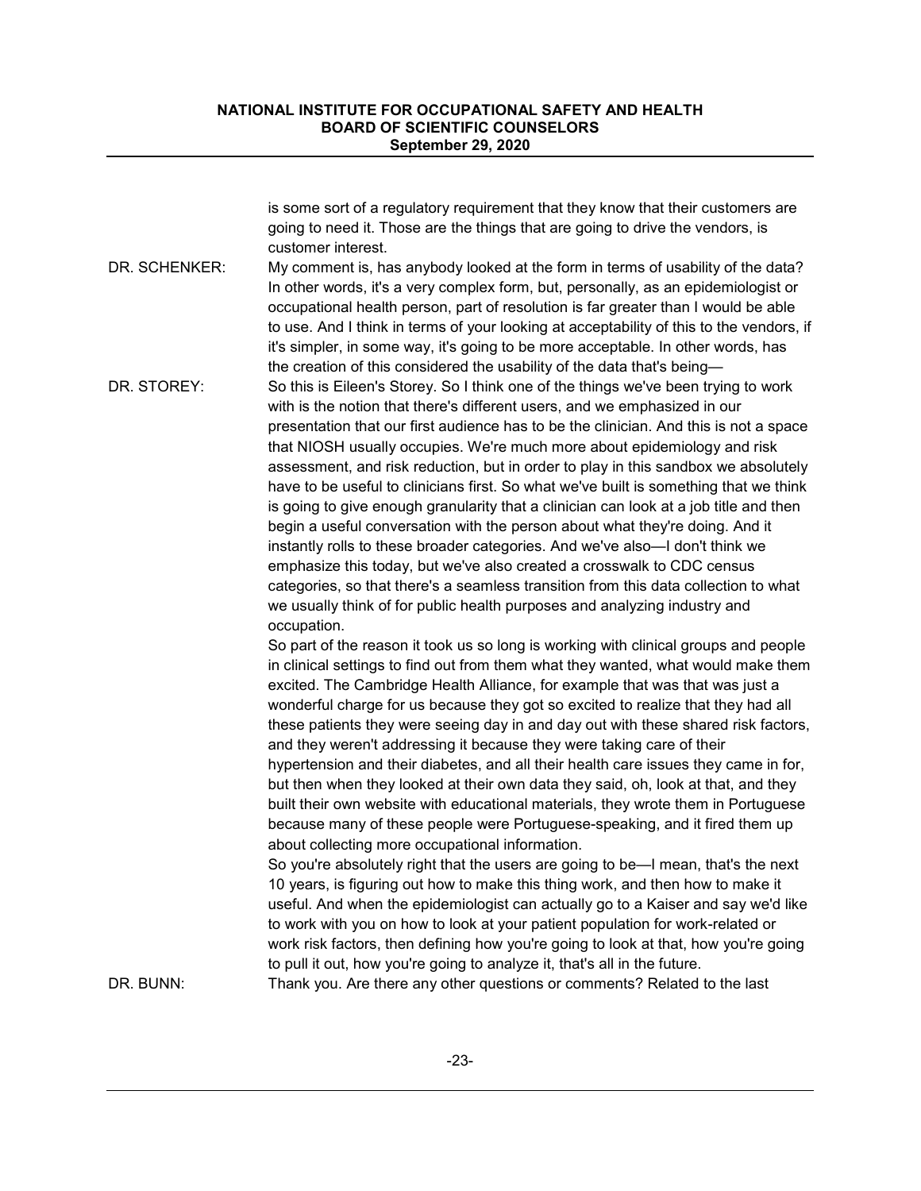is some sort of a regulatory requirement that they know that their customers are going to need it. Those are the things that are going to drive the vendors, is customer interest.

DR. SCHENKER: My comment is, has anybody looked at the form in terms of usability of the data? In other words, it's a very complex form, but, personally, as an epidemiologist or occupational health person, part of resolution is far greater than I would be able to use. And I think in terms of your looking at acceptability of this to the vendors, if it's simpler, in some way, it's going to be more acceptable. In other words, has the creation of this considered the usability of the data that's being—

DR. STOREY: So this is Eileen's Storey. So I think one of the things we've been trying to work with is the notion that there's different users, and we emphasized in our presentation that our first audience has to be the clinician. And this is not a space that NIOSH usually occupies. We're much more about epidemiology and risk assessment, and risk reduction, but in order to play in this sandbox we absolutely have to be useful to clinicians first. So what we've built is something that we think is going to give enough granularity that a clinician can look at a job title and then begin a useful conversation with the person about what they're doing. And it instantly rolls to these broader categories. And we've also—I don't think we emphasize this today, but we've also created a crosswalk to CDC census categories, so that there's a seamless transition from this data collection to what we usually think of for public health purposes and analyzing industry and occupation.

So part of the reason it took us so long is working with clinical groups and people in clinical settings to find out from them what they wanted, what would make them excited. The Cambridge Health Alliance, for example that was that was just a wonderful charge for us because they got so excited to realize that they had all these patients they were seeing day in and day out with these shared risk factors, and they weren't addressing it because they were taking care of their hypertension and their diabetes, and all their health care issues they came in for, but then when they looked at their own data they said, oh, look at that, and they built their own website with educational materials, they wrote them in Portuguese because many of these people were Portuguese-speaking, and it fired them up about collecting more occupational information.

So you're absolutely right that the users are going to be—I mean, that's the next 10 years, is figuring out how to make this thing work, and then how to make it useful. And when the epidemiologist can actually go to a Kaiser and say we'd like to work with you on how to look at your patient population for work-related or work risk factors, then defining how you're going to look at that, how you're going to pull it out, how you're going to analyze it, that's all in the future.

DR. BUNN: Thank you. Are there any other questions or comments? Related to the last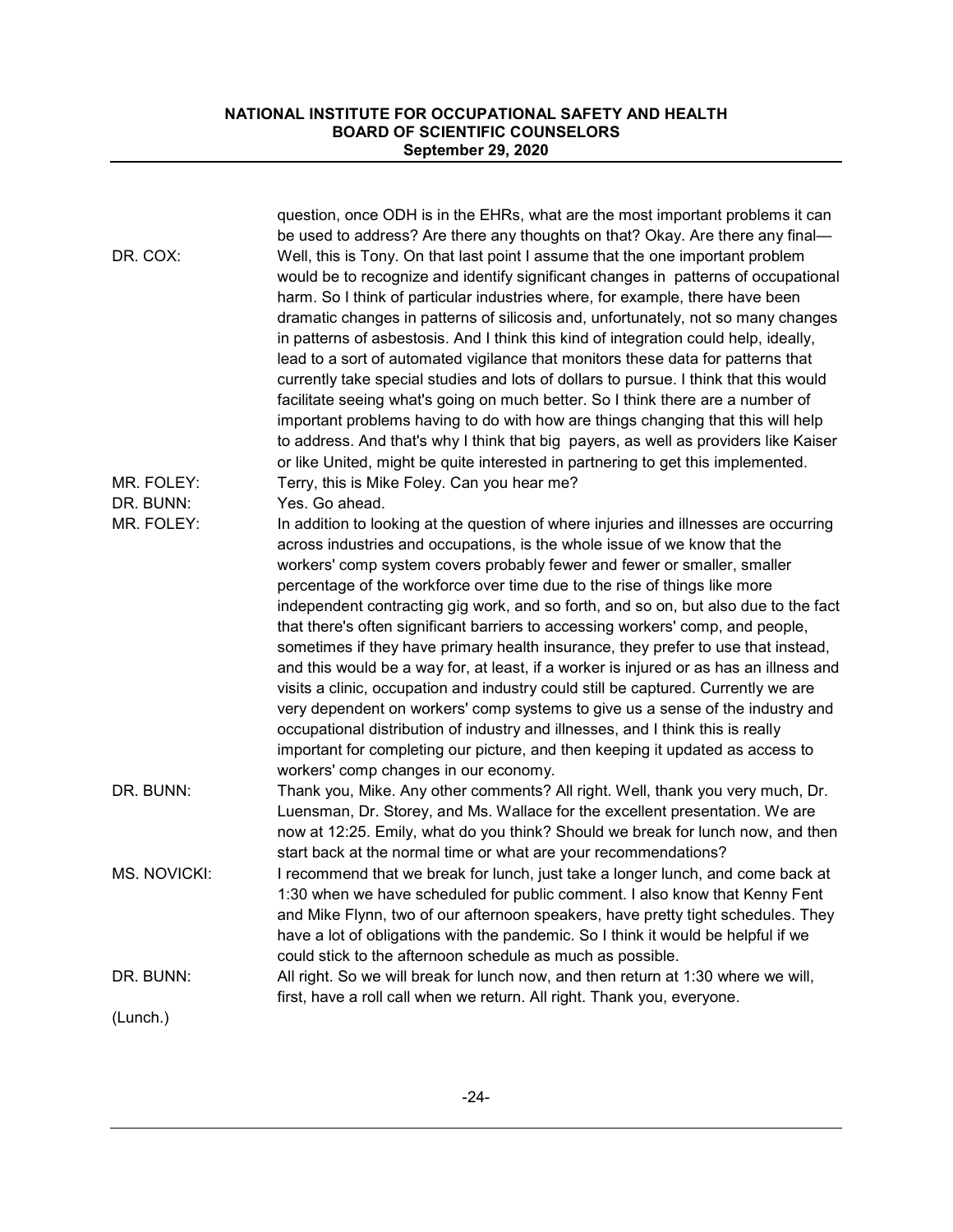question, once ODH is in the EHRs, what are the most important problems it can be used to address? Are there any thoughts on that? Okay. Are there any final—

DR. COX: Well, this is Tony. On that last point I assume that the one important problem would be to recognize and identify significant changes in patterns of occupational harm. So I think of particular industries where, for example, there have been dramatic changes in patterns of silicosis and, unfortunately, not so many changes in patterns of asbestosis. And I think this kind of integration could help, ideally, lead to a sort of automated vigilance that monitors these data for patterns that currently take special studies and lots of dollars to pursue. I think that this would facilitate seeing what's going on much better. So I think there are a number of important problems having to do with how are things changing that this will help to address. And that's why I think that big payers, as well as providers like Kaiser or like United, might be quite interested in partnering to get this implemented.

MR. FOLEY: Terry, this is Mike Foley. Can you hear me?

DR. BUNN: Yes. Go ahead.

MR. FOLEY: In addition to looking at the question of where injuries and illnesses are occurring across industries and occupations, is the whole issue of we know that the workers' comp system covers probably fewer and fewer or smaller, smaller percentage of the workforce over time due to the rise of things like more independent contracting gig work, and so forth, and so on, but also due to the fact that there's often significant barriers to accessing workers' comp, and people, sometimes if they have primary health insurance, they prefer to use that instead, and this would be a way for, at least, if a worker is injured or as has an illness and visits a clinic, occupation and industry could still be captured. Currently we are very dependent on workers' comp systems to give us a sense of the industry and occupational distribution of industry and illnesses, and I think this is really important for completing our picture, and then keeping it updated as access to workers' comp changes in our economy.

DR. BUNN: Thank you, Mike. Any other comments? All right. Well, thank you very much, Dr. Luensman, Dr. Storey, and Ms. Wallace for the excellent presentation. We are now at 12:25. Emily, what do you think? Should we break for lunch now, and then start back at the normal time or what are your recommendations?

MS. NOVICKI: I recommend that we break for lunch, just take a longer lunch, and come back at 1:30 when we have scheduled for public comment. I also know that Kenny Fent and Mike Flynn, two of our afternoon speakers, have pretty tight schedules. They have a lot of obligations with the pandemic. So I think it would be helpful if we could stick to the afternoon schedule as much as possible.

DR. BUNN: All right. So we will break for lunch now, and then return at 1:30 where we will, first, have a roll call when we return. All right. Thank you, everyone.

(Lunch.)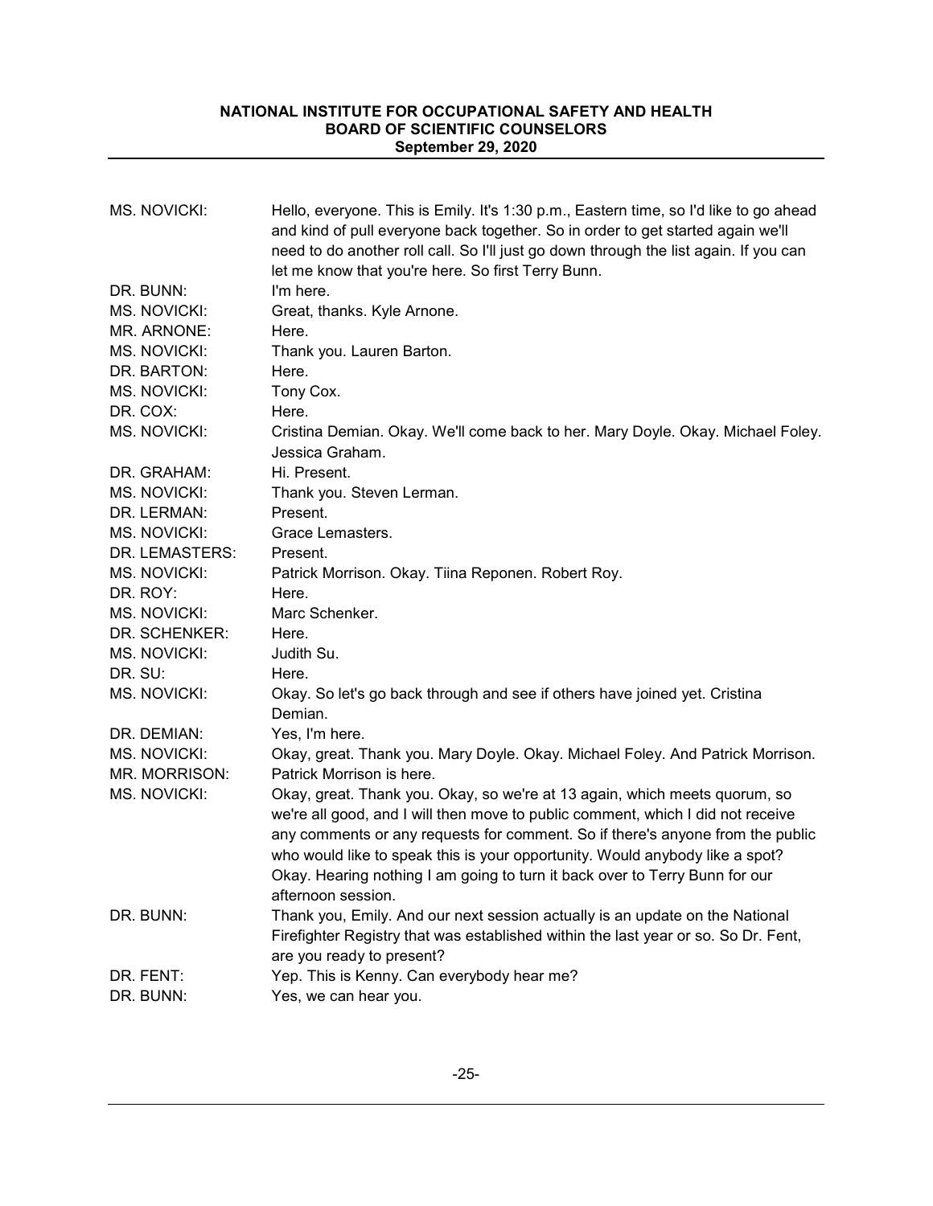| | |
|---|---|
| MS. NOVICKI: | Hello, everyone. This is Emily. It's 1:30 p.m., Eastern time, so I'd like to go ahead and kind of pull everyone back together. So in order to get started again we'll need to do another roll call. So I'll just go down through the list again. If you can let me know that you're here. So first Terry Bunn. |
| DR. BUNN: | I'm here. |
| MS. NOVICKI: | Great, thanks. Kyle Arnone. |
| MR. ARNONE: | Here. |
| MS. NOVICKI: | Thank you. Lauren Barton. |
| DR. BARTON: | Here. |
| MS. NOVICKI: | Tony Cox. |
| DR. COX: | Here. |
| MS. NOVICKI: | Cristina Demian. Okay. We'll come back to her. Mary Doyle. Okay. Michael Foley. Jessica Graham. |
| DR. GRAHAM: | Hi. Present. |
| MS. NOVICKI: | Thank you. Steven Lerman. |
| DR. LERMAN: | Present. |
| MS. NOVICKI: | Grace Lemasters. |
| DR. LEMASTERS: | Present. |
| MS. NOVICKI: | Patrick Morrison. Okay. Tiina Reponen. Robert Roy. |
| DR. ROY: | Here. |
| MS. NOVICKI: | Marc Schenker. |
| DR. SCHENKER: | Here. |
| MS. NOVICKI: | Judith Su. |
| DR. SU: | Here. |
| MS. NOVICKI: | Okay. So let's go back through and see if others have joined yet. Cristina Demian. |
| DR. DEMIAN: | Yes, I'm here. |
| MS. NOVICKI: | Okay, great. Thank you. Mary Doyle. Okay. Michael Foley. And Patrick Morrison. |
| MR. MORRISON: | Patrick Morrison is here. |
| MS. NOVICKI: | Okay, great. Thank you. Okay, so we're at 13 again, which meets quorum, so we're all good, and I will then move to public comment, which I did not receive any comments or any requests for comment. So if there's anyone from the public who would like to speak this is your opportunity. Would anybody like a spot? Okay. Hearing nothing I am going to turn it back over to Terry Bunn for our afternoon session. |
| DR. BUNN: | Thank you, Emily. And our next session actually is an update on the National Firefighter Registry that was established within the last year or so. So Dr. Fent, are you ready to present? |
| DR. FENT: | Yep. This is Kenny. Can everybody hear me? |
| DR. BUNN: | Yes, we can hear you. |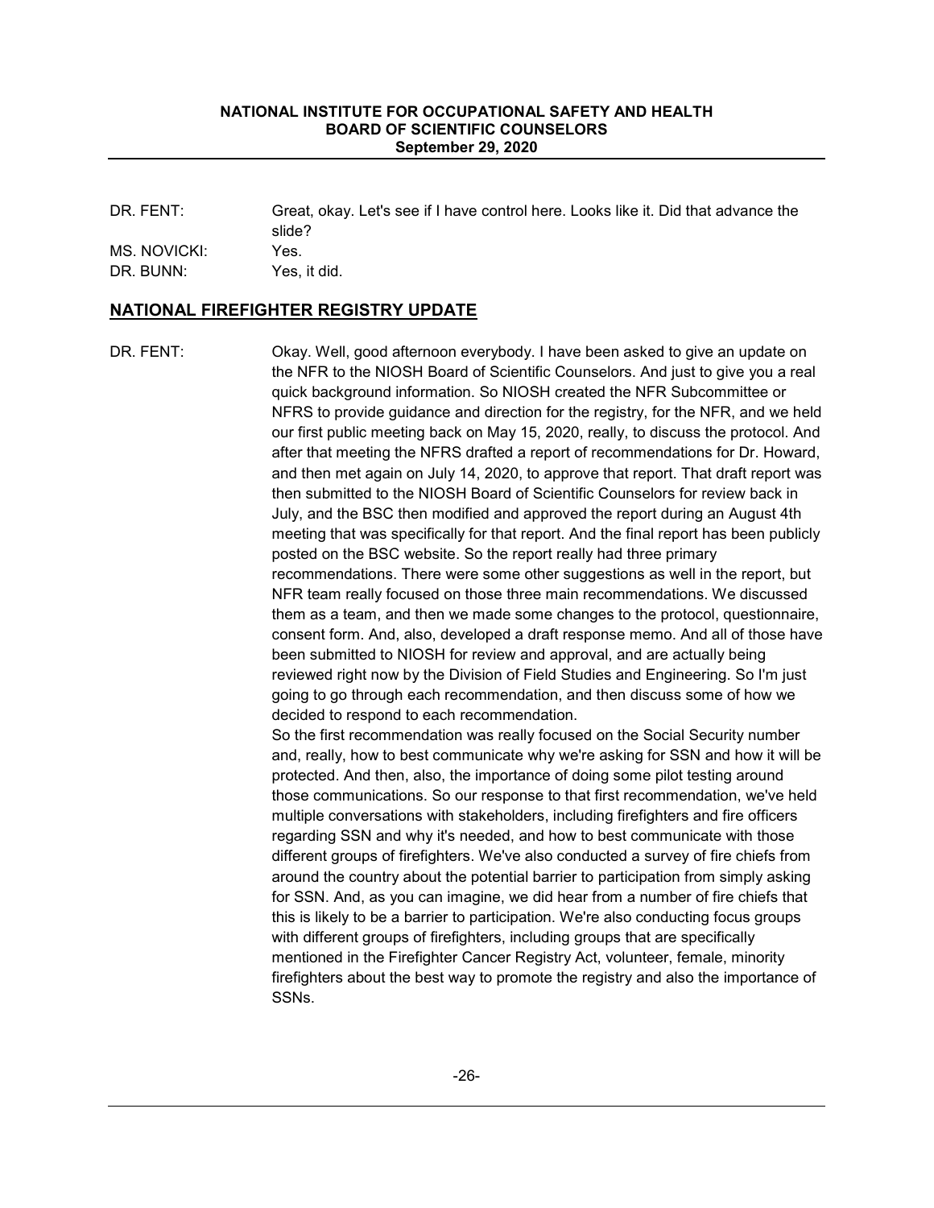DR. FENT: Great, okay. Let's see if I have control here. Looks like it. Did that advance the slide?

MS. NOVICKI: Yes.

DR. BUNN: Yes, it did.

## NATIONAL FIREFIGHTER REGISTRY UPDATE

DR. FENT: Okay. Well, good afternoon everybody. I have been asked to give an update on the NFR to the NIOSH Board of Scientific Counselors. And just to give you a real quick background information. So NIOSH created the NFR Subcommittee or NFRS to provide guidance and direction for the registry, for the NFR, and we held our first public meeting back on May 15, 2020, really, to discuss the protocol. And after that meeting the NFRS drafted a report of recommendations for Dr. Howard, and then met again on July 14, 2020, to approve that report. That draft report was then submitted to the NIOSH Board of Scientific Counselors for review back in July, and the BSC then modified and approved the report during an August 4th meeting that was specifically for that report. And the final report has been publicly posted on the BSC website. So the report really had three primary recommendations. There were some other suggestions as well in the report, but NFR team really focused on those three main recommendations. We discussed them as a team, and then we made some changes to the protocol, questionnaire, consent form. And, also, developed a draft response memo. And all of those have been submitted to NIOSH for review and approval, and are actually being reviewed right now by the Division of Field Studies and Engineering. So I'm just going to go through each recommendation, and then discuss some of how we decided to respond to each recommendation.

So the first recommendation was really focused on the Social Security number and, really, how to best communicate why we're asking for SSN and how it will be protected. And then, also, the importance of doing some pilot testing around those communications. So our response to that first recommendation, we've held multiple conversations with stakeholders, including firefighters and fire officers regarding SSN and why it's needed, and how to best communicate with those different groups of firefighters. We've also conducted a survey of fire chiefs from around the country about the potential barrier to participation from simply asking for SSN. And, as you can imagine, we did hear from a number of fire chiefs that this is likely to be a barrier to participation. We're also conducting focus groups with different groups of firefighters, including groups that are specifically mentioned in the Firefighter Cancer Registry Act, volunteer, female, minority firefighters about the best way to promote the registry and also the importance of SSNs.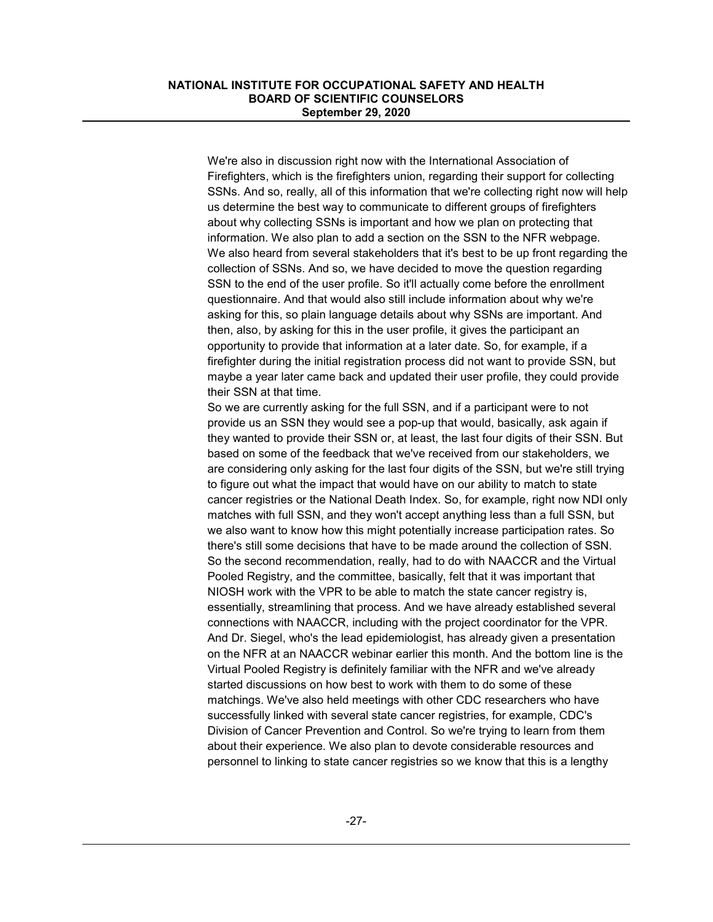We're also in discussion right now with the International Association of Firefighters, which is the firefighters union, regarding their support for collecting SSNs. And so, really, all of this information that we're collecting right now will help us determine the best way to communicate to different groups of firefighters about why collecting SSNs is important and how we plan on protecting that information. We also plan to add a section on the SSN to the NFR webpage. We also heard from several stakeholders that it's best to be up front regarding the collection of SSNs. And so, we have decided to move the question regarding SSN to the end of the user profile. So it'll actually come before the enrollment questionnaire. And that would also still include information about why we're asking for this, so plain language details about why SSNs are important. And then, also, by asking for this in the user profile, it gives the participant an opportunity to provide that information at a later date. So, for example, if a firefighter during the initial registration process did not want to provide SSN, but maybe a year later came back and updated their user profile, they could provide their SSN at that time.

So we are currently asking for the full SSN, and if a participant were to not provide us an SSN they would see a pop-up that would, basically, ask again if they wanted to provide their SSN or, at least, the last four digits of their SSN. But based on some of the feedback that we've received from our stakeholders, we are considering only asking for the last four digits of the SSN, but we're still trying to figure out what the impact that would have on our ability to match to state cancer registries or the National Death Index. So, for example, right now NDI only matches with full SSN, and they won't accept anything less than a full SSN, but we also want to know how this might potentially increase participation rates. So there's still some decisions that have to be made around the collection of SSN.

So the second recommendation, really, had to do with NAACCR and the Virtual Pooled Registry, and the committee, basically, felt that it was important that NIOSH work with the VPR to be able to match the state cancer registry is, essentially, streamlining that process. And we have already established several connections with NAACCR, including with the project coordinator for the VPR. And Dr. Siegel, who's the lead epidemiologist, has already given a presentation on the NFR at an NAACCR webinar earlier this month. And the bottom line is the Virtual Pooled Registry is definitely familiar with the NFR and we've already started discussions on how best to work with them to do some of these matchings. We've also held meetings with other CDC researchers who have successfully linked with several state cancer registries, for example, CDC's Division of Cancer Prevention and Control. So we're trying to learn from them about their experience. We also plan to devote considerable resources and personnel to linking to state cancer registries so we know that this is a lengthy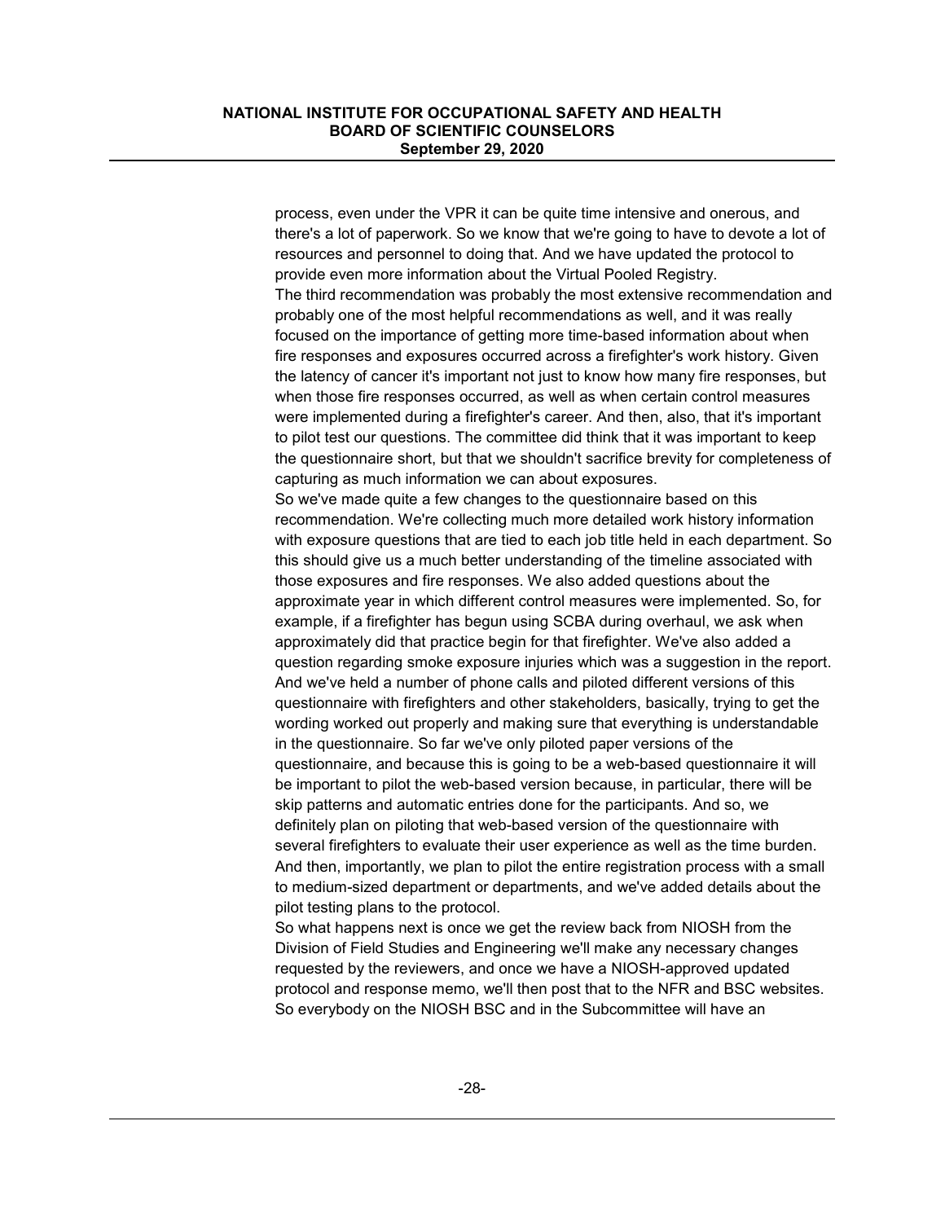process, even under the VPR it can be quite time intensive and onerous, and there's a lot of paperwork. So we know that we're going to have to devote a lot of resources and personnel to doing that. And we have updated the protocol to provide even more information about the Virtual Pooled Registry.

The third recommendation was probably the most extensive recommendation and probably one of the most helpful recommendations as well, and it was really focused on the importance of getting more time-based information about when fire responses and exposures occurred across a firefighter's work history. Given the latency of cancer it's important not just to know how many fire responses, but when those fire responses occurred, as well as when certain control measures were implemented during a firefighter's career. And then, also, that it's important to pilot test our questions. The committee did think that it was important to keep the questionnaire short, but that we shouldn't sacrifice brevity for completeness of capturing as much information we can about exposures.

So we've made quite a few changes to the questionnaire based on this recommendation. We're collecting much more detailed work history information with exposure questions that are tied to each job title held in each department. So this should give us a much better understanding of the timeline associated with those exposures and fire responses. We also added questions about the approximate year in which different control measures were implemented. So, for example, if a firefighter has begun using SCBA during overhaul, we ask when approximately did that practice begin for that firefighter. We've also added a question regarding smoke exposure injuries which was a suggestion in the report. And we've held a number of phone calls and piloted different versions of this questionnaire with firefighters and other stakeholders, basically, trying to get the wording worked out properly and making sure that everything is understandable in the questionnaire. So far we've only piloted paper versions of the questionnaire, and because this is going to be a web-based questionnaire it will be important to pilot the web-based version because, in particular, there will be skip patterns and automatic entries done for the participants. And so, we definitely plan on piloting that web-based version of the questionnaire with several firefighters to evaluate their user experience as well as the time burden. And then, importantly, we plan to pilot the entire registration process with a small to medium-sized department or departments, and we've added details about the pilot testing plans to the protocol.

So what happens next is once we get the review back from NIOSH from the Division of Field Studies and Engineering we'll make any necessary changes requested by the reviewers, and once we have a NIOSH-approved updated protocol and response memo, we'll then post that to the NFR and BSC websites. So everybody on the NIOSH BSC and in the Subcommittee will have an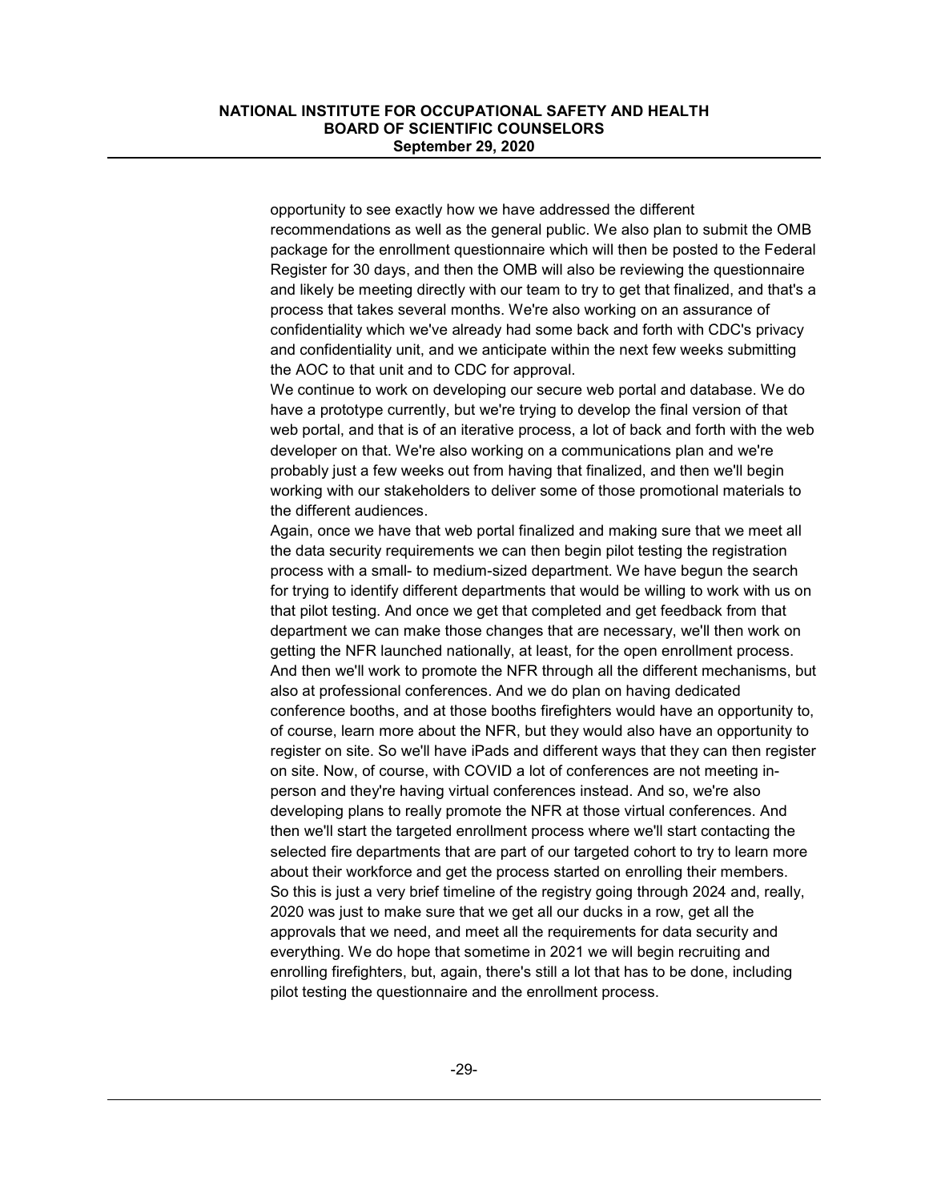opportunity to see exactly how we have addressed the different recommendations as well as the general public. We also plan to submit the OMB package for the enrollment questionnaire which will then be posted to the Federal Register for 30 days, and then the OMB will also be reviewing the questionnaire and likely be meeting directly with our team to try to get that finalized, and that's a process that takes several months. We're also working on an assurance of confidentiality which we've already had some back and forth with CDC's privacy and confidentiality unit, and we anticipate within the next few weeks submitting the AOC to that unit and to CDC for approval.

We continue to work on developing our secure web portal and database. We do have a prototype currently, but we're trying to develop the final version of that web portal, and that is of an iterative process, a lot of back and forth with the web developer on that. We're also working on a communications plan and we're probably just a few weeks out from having that finalized, and then we'll begin working with our stakeholders to deliver some of those promotional materials to the different audiences.

Again, once we have that web portal finalized and making sure that we meet all the data security requirements we can then begin pilot testing the registration process with a small- to medium-sized department. We have begun the search for trying to identify different departments that would be willing to work with us on that pilot testing. And once we get that completed and get feedback from that department we can make those changes that are necessary, we'll then work on getting the NFR launched nationally, at least, for the open enrollment process. And then we'll work to promote the NFR through all the different mechanisms, but also at professional conferences. And we do plan on having dedicated conference booths, and at those booths firefighters would have an opportunity to, of course, learn more about the NFR, but they would also have an opportunity to register on site. So we'll have iPads and different ways that they can then register on site. Now, of course, with COVID a lot of conferences are not meeting in-person and they're having virtual conferences instead. And so, we're also developing plans to really promote the NFR at those virtual conferences. And then we'll start the targeted enrollment process where we'll start contacting the selected fire departments that are part of our targeted cohort to try to learn more about their workforce and get the process started on enrolling their members.

So this is just a very brief timeline of the registry going through 2024 and, really, 2020 was just to make sure that we get all our ducks in a row, get all the approvals that we need, and meet all the requirements for data security and everything. We do hope that sometime in 2021 we will begin recruiting and enrolling firefighters, but, again, there's still a lot that has to be done, including pilot testing the questionnaire and the enrollment process.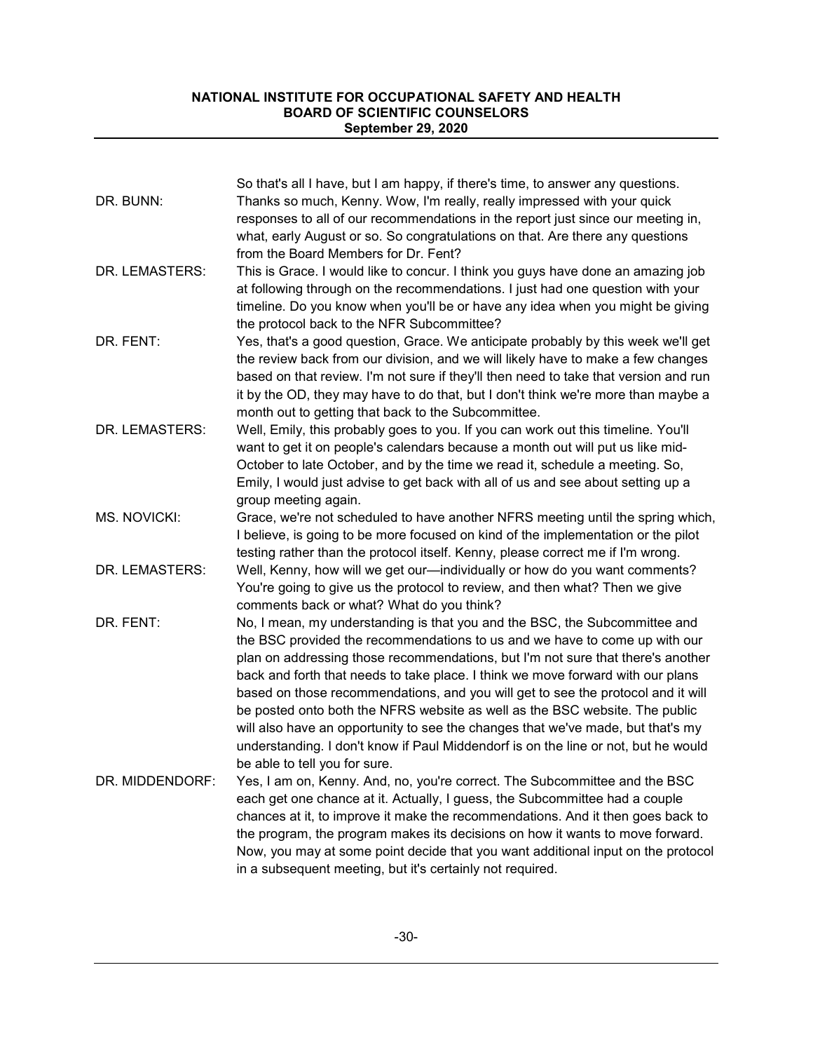So that's all I have, but I am happy, if there's time, to answer any questions.

**DR. BUNN:** Thanks so much, Kenny. Wow, I'm really, really impressed with your quick responses to all of our recommendations in the report just since our meeting in, what, early August or so. So congratulations on that. Are there any questions from the Board Members for Dr. Fent?

**DR. LEMASTERS:** This is Grace. I would like to concur. I think you guys have done an amazing job at following through on the recommendations. I just had one question with your timeline. Do you know when you'll be or have any idea when you might be giving the protocol back to the NFR Subcommittee?

**DR. FENT:** Yes, that's a good question, Grace. We anticipate probably by this week we'll get the review back from our division, and we will likely have to make a few changes based on that review. I'm not sure if they'll then need to take that version and run it by the OD, they may have to do that, but I don't think we're more than maybe a month out to getting that back to the Subcommittee.

**DR. LEMASTERS:** Well, Emily, this probably goes to you. If you can work out this timeline. You'll want to get it on people's calendars because a month out will put us like mid-October to late October, and by the time we read it, schedule a meeting. So, Emily, I would just advise to get back with all of us and see about setting up a group meeting again.

**MS. NOVICKI:** Grace, we're not scheduled to have another NFRS meeting until the spring which, I believe, is going to be more focused on kind of the implementation or the pilot testing rather than the protocol itself. Kenny, please correct me if I'm wrong.

**DR. LEMASTERS:** Well, Kenny, how will we get our—individually or how do you want comments? You're going to give us the protocol to review, and then what? Then we give comments back or what? What do you think?

**DR. FENT:** No, I mean, my understanding is that you and the BSC, the Subcommittee and the BSC provided the recommendations to us and we have to come up with our plan on addressing those recommendations, but I'm not sure that there's another back and forth that needs to take place. I think we move forward with our plans based on those recommendations, and you will get to see the protocol and it will be posted onto both the NFRS website as well as the BSC website. The public will also have an opportunity to see the changes that we've made, but that's my understanding. I don't know if Paul Middendorf is on the line or not, but he would be able to tell you for sure.

**DR. MIDDENDORF:** Yes, I am on, Kenny. And, no, you're correct. The Subcommittee and the BSC each get one chance at it. Actually, I guess, the Subcommittee had a couple chances at it, to improve it make the recommendations. And it then goes back to the program, the program makes its decisions on how it wants to move forward. Now, you may at some point decide that you want additional input on the protocol in a subsequent meeting, but it's certainly not required.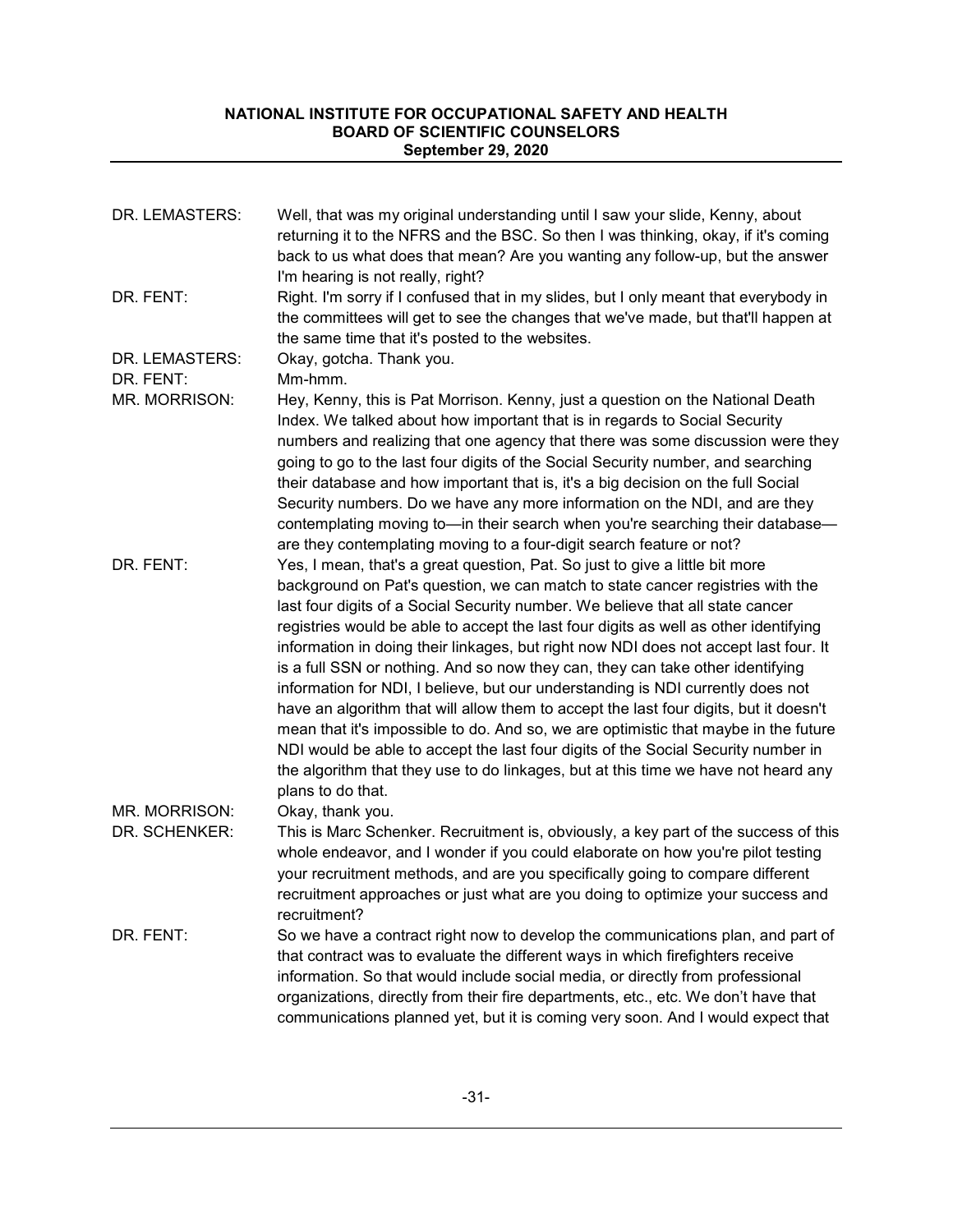DR. LEMASTERS: Well, that was my original understanding until I saw your slide, Kenny, about returning it to the NFRS and the BSC. So then I was thinking, okay, if it's coming back to us what does that mean? Are you wanting any follow-up, but the answer I'm hearing is not really, right?

DR. FENT: Right. I'm sorry if I confused that in my slides, but I only meant that everybody in the committees will get to see the changes that we've made, but that'll happen at the same time that it's posted to the websites.

DR. LEMASTERS: Okay, gotcha. Thank you.

DR. FENT: Mm-hmm.

MR. MORRISON: Hey, Kenny, this is Pat Morrison. Kenny, just a question on the National Death Index. We talked about how important that is in regards to Social Security numbers and realizing that one agency that there was some discussion were they going to go to the last four digits of the Social Security number, and searching their database and how important that is, it's a big decision on the full Social Security numbers. Do we have any more information on the NDI, and are they contemplating moving to—in their search when you're searching their database—are they contemplating moving to a four-digit search feature or not?

DR. FENT: Yes, I mean, that's a great question, Pat. So just to give a little bit more background on Pat's question, we can match to state cancer registries with the last four digits of a Social Security number. We believe that all state cancer registries would be able to accept the last four digits as well as other identifying information in doing their linkages, but right now NDI does not accept last four. It is a full SSN or nothing. And so now they can, they can take other identifying information for NDI, I believe, but our understanding is NDI currently does not have an algorithm that will allow them to accept the last four digits, but it doesn't mean that it's impossible to do. And so, we are optimistic that maybe in the future NDI would be able to accept the last four digits of the Social Security number in the algorithm that they use to do linkages, but at this time we have not heard any plans to do that.

MR. MORRISON: Okay, thank you.

DR. SCHENKER: This is Marc Schenker. Recruitment is, obviously, a key part of the success of this whole endeavor, and I wonder if you could elaborate on how you're pilot testing your recruitment methods, and are you specifically going to compare different recruitment approaches or just what are you doing to optimize your success and recruitment?

DR. FENT: So we have a contract right now to develop the communications plan, and part of that contract was to evaluate the different ways in which firefighters receive information. So that would include social media, or directly from professional organizations, directly from their fire departments, etc., etc. We don't have that communications planned yet, but it is coming very soon. And I would expect that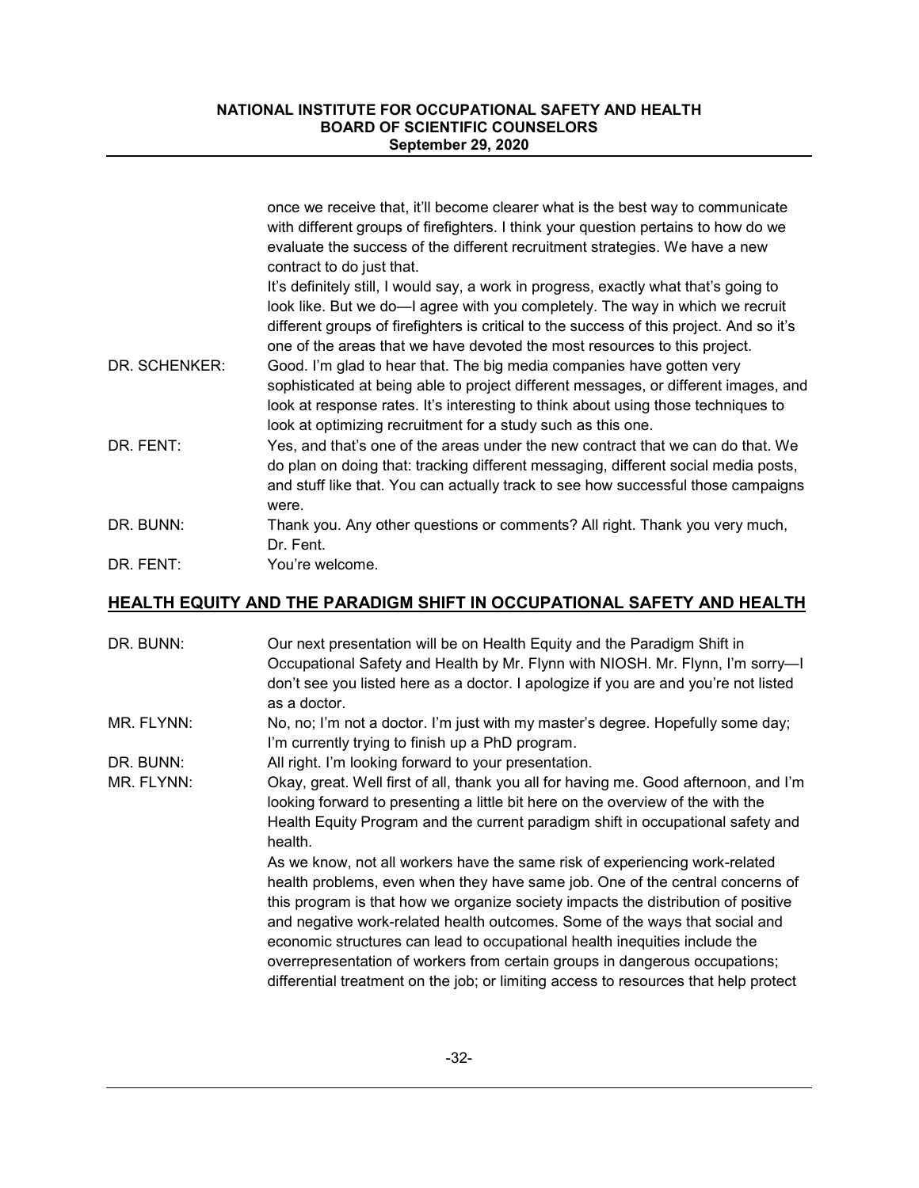once we receive that, it'll become clearer what is the best way to communicate with different groups of firefighters. I think your question pertains to how do we evaluate the success of the different recruitment strategies. We have a new contract to do just that.

It's definitely still, I would say, a work in progress, exactly what that's going to look like. But we do—I agree with you completely. The way in which we recruit different groups of firefighters is critical to the success of this project. And so it's one of the areas that we have devoted the most resources to this project.

DR. SCHENKER: Good. I'm glad to hear that. The big media companies have gotten very sophisticated at being able to project different messages, or different images, and look at response rates. It's interesting to think about using those techniques to look at optimizing recruitment for a study such as this one.

DR. FENT: Yes, and that's one of the areas under the new contract that we can do that. We do plan on doing that: tracking different messaging, different social media posts, and stuff like that. You can actually track to see how successful those campaigns were.

DR. BUNN: Thank you. Any other questions or comments? All right. Thank you very much, Dr. Fent.

DR. FENT: You're welcome.

## HEALTH EQUITY AND THE PARADIGM SHIFT IN OCCUPATIONAL SAFETY AND HEALTH

DR. BUNN: Our next presentation will be on Health Equity and the Paradigm Shift in Occupational Safety and Health by Mr. Flynn with NIOSH. Mr. Flynn, I'm sorry—I don't see you listed here as a doctor. I apologize if you are and you're not listed as a doctor.

MR. FLYNN: No, no; I'm not a doctor. I'm just with my master's degree. Hopefully some day; I'm currently trying to finish up a PhD program.

DR. BUNN: All right. I'm looking forward to your presentation.

MR. FLYNN: Okay, great. Well first of all, thank you all for having me. Good afternoon, and I'm looking forward to presenting a little bit here on the overview of the with the Health Equity Program and the current paradigm shift in occupational safety and health.

As we know, not all workers have the same risk of experiencing work-related health problems, even when they have same job. One of the central concerns of this program is that how we organize society impacts the distribution of positive and negative work-related health outcomes. Some of the ways that social and economic structures can lead to occupational health inequities include the overrepresentation of workers from certain groups in dangerous occupations; differential treatment on the job; or limiting access to resources that help protect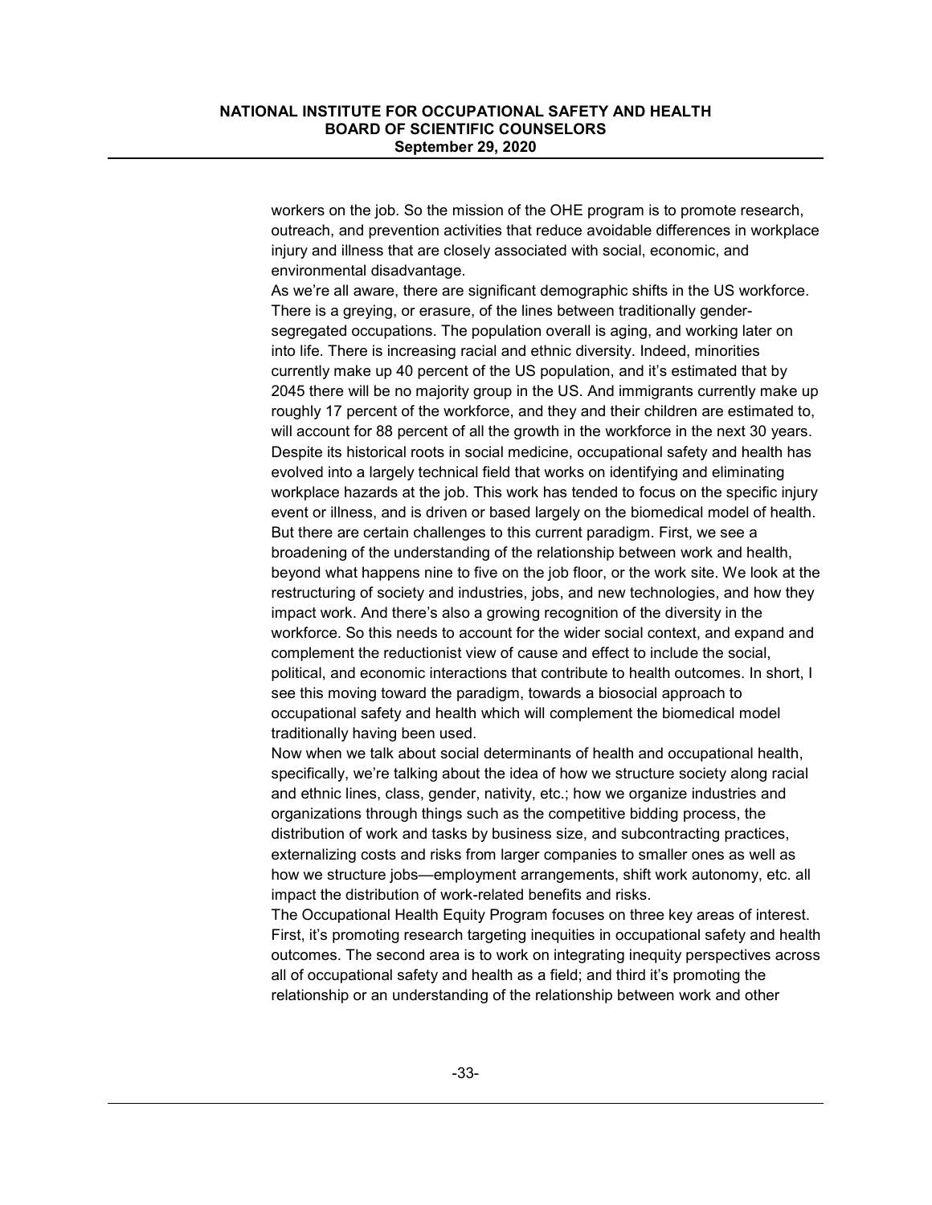workers on the job. So the mission of the OHE program is to promote research, outreach, and prevention activities that reduce avoidable differences in workplace injury and illness that are closely associated with social, economic, and environmental disadvantage.

As we're all aware, there are significant demographic shifts in the US workforce. There is a greying, or erasure, of the lines between traditionally gender-segregated occupations. The population overall is aging, and working later on into life. There is increasing racial and ethnic diversity. Indeed, minorities currently make up 40 percent of the US population, and it's estimated that by 2045 there will be no majority group in the US. And immigrants currently make up roughly 17 percent of the workforce, and they and their children are estimated to, will account for 88 percent of all the growth in the workforce in the next 30 years.

Despite its historical roots in social medicine, occupational safety and health has evolved into a largely technical field that works on identifying and eliminating workplace hazards at the job. This work has tended to focus on the specific injury event or illness, and is driven or based largely on the biomedical model of health. But there are certain challenges to this current paradigm. First, we see a broadening of the understanding of the relationship between work and health, beyond what happens nine to five on the job floor, or the work site. We look at the restructuring of society and industries, jobs, and new technologies, and how they impact work. And there's also a growing recognition of the diversity in the workforce. So this needs to account for the wider social context, and expand and complement the reductionist view of cause and effect to include the social, political, and economic interactions that contribute to health outcomes. In short, I see this moving toward the paradigm, towards a biosocial approach to occupational safety and health which will complement the biomedical model traditionally having been used.

Now when we talk about social determinants of health and occupational health, specifically, we're talking about the idea of how we structure society along racial and ethnic lines, class, gender, nativity, etc.; how we organize industries and organizations through things such as the competitive bidding process, the distribution of work and tasks by business size, and subcontracting practices, externalizing costs and risks from larger companies to smaller ones as well as how we structure jobs—employment arrangements, shift work autonomy, etc. all impact the distribution of work-related benefits and risks.

The Occupational Health Equity Program focuses on three key areas of interest. First, it's promoting research targeting inequities in occupational safety and health outcomes. The second area is to work on integrating inequity perspectives across all of occupational safety and health as a field; and third it's promoting the relationship or an understanding of the relationship between work and other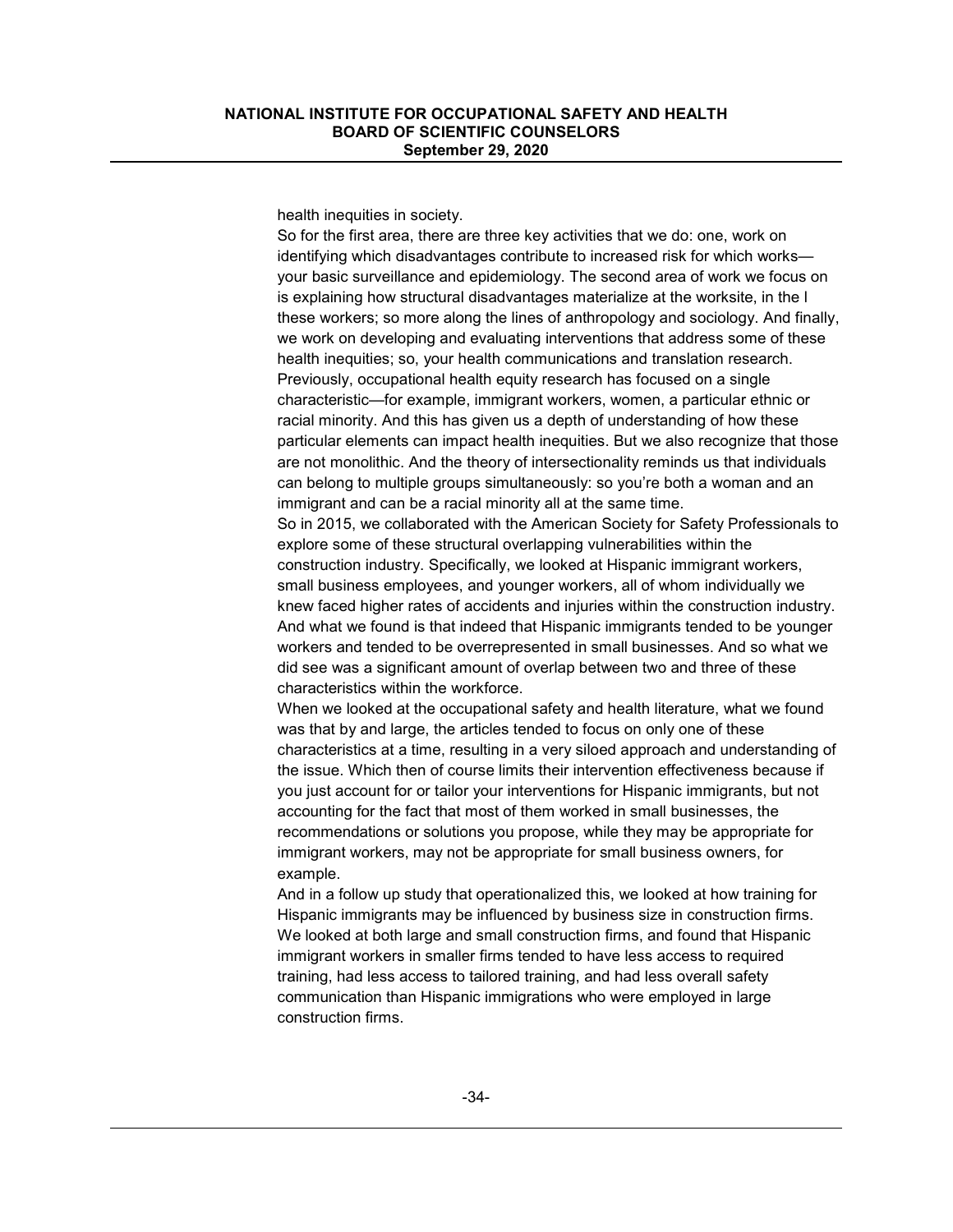health inequities in society.

So for the first area, there are three key activities that we do: one, work on identifying which disadvantages contribute to increased risk for which works—your basic surveillance and epidemiology. The second area of work we focus on is explaining how structural disadvantages materialize at the worksite, in the l these workers; so more along the lines of anthropology and sociology. And finally, we work on developing and evaluating interventions that address some of these health inequities; so, your health communications and translation research. Previously, occupational health equity research has focused on a single characteristic—for example, immigrant workers, women, a particular ethnic or racial minority. And this has given us a depth of understanding of how these particular elements can impact health inequities. But we also recognize that those are not monolithic. And the theory of intersectionality reminds us that individuals can belong to multiple groups simultaneously: so you're both a woman and an immigrant and can be a racial minority all at the same time.

So in 2015, we collaborated with the American Society for Safety Professionals to explore some of these structural overlapping vulnerabilities within the construction industry. Specifically, we looked at Hispanic immigrant workers, small business employees, and younger workers, all of whom individually we knew faced higher rates of accidents and injuries within the construction industry. And what we found is that indeed that Hispanic immigrants tended to be younger workers and tended to be overrepresented in small businesses. And so what we did see was a significant amount of overlap between two and three of these characteristics within the workforce.

When we looked at the occupational safety and health literature, what we found was that by and large, the articles tended to focus on only one of these characteristics at a time, resulting in a very siloed approach and understanding of the issue. Which then of course limits their intervention effectiveness because if you just account for or tailor your interventions for Hispanic immigrants, but not accounting for the fact that most of them worked in small businesses, the recommendations or solutions you propose, while they may be appropriate for immigrant workers, may not be appropriate for small business owners, for example.

And in a follow up study that operationalized this, we looked at how training for Hispanic immigrants may be influenced by business size in construction firms. We looked at both large and small construction firms, and found that Hispanic immigrant workers in smaller firms tended to have less access to required training, had less access to tailored training, and had less overall safety communication than Hispanic immigrations who were employed in large construction firms.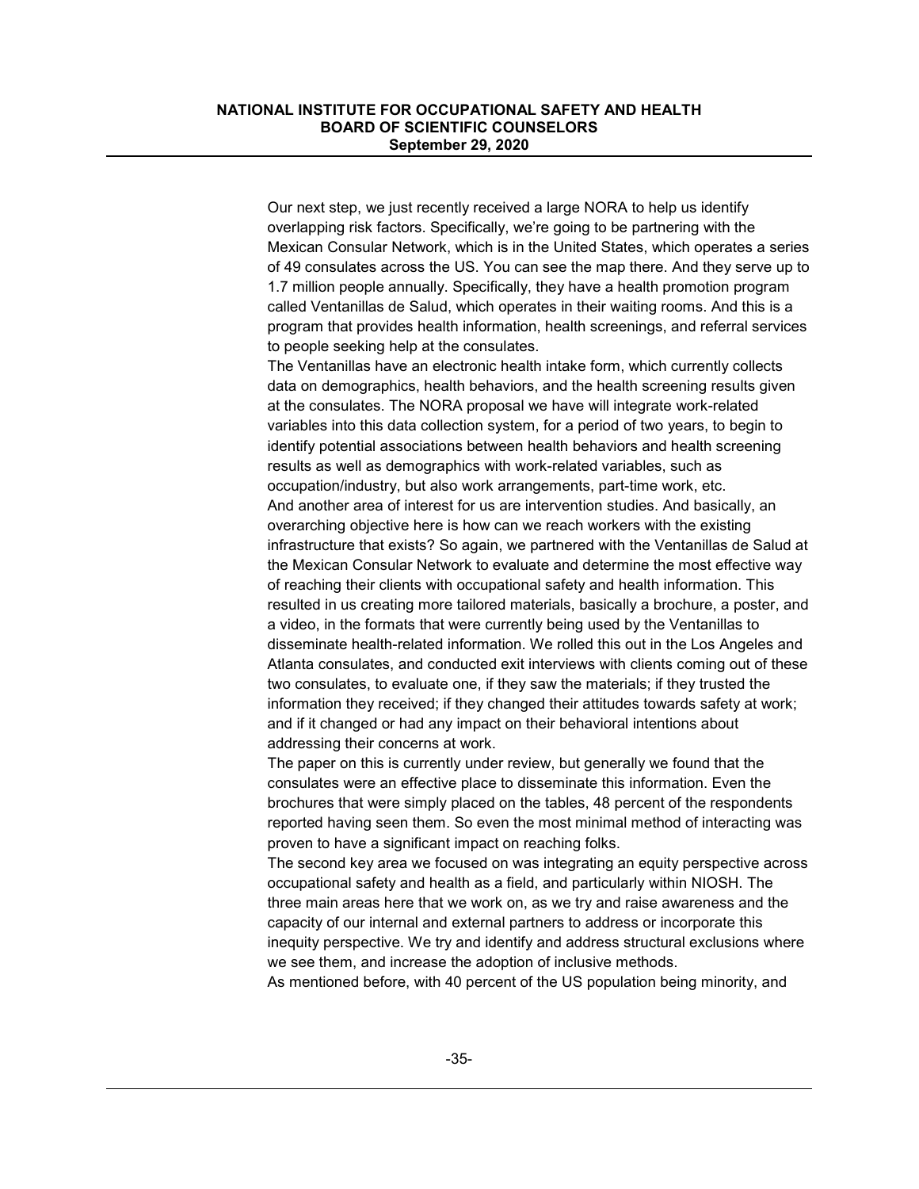Our next step, we just recently received a large NORA to help us identify overlapping risk factors. Specifically, we're going to be partnering with the Mexican Consular Network, which is in the United States, which operates a series of 49 consulates across the US. You can see the map there. And they serve up to 1.7 million people annually. Specifically, they have a health promotion program called Ventanillas de Salud, which operates in their waiting rooms. And this is a program that provides health information, health screenings, and referral services to people seeking help at the consulates.

The Ventanillas have an electronic health intake form, which currently collects data on demographics, health behaviors, and the health screening results given at the consulates. The NORA proposal we have will integrate work-related variables into this data collection system, for a period of two years, to begin to identify potential associations between health behaviors and health screening results as well as demographics with work-related variables, such as occupation/industry, but also work arrangements, part-time work, etc.

And another area of interest for us are intervention studies. And basically, an overarching objective here is how can we reach workers with the existing infrastructure that exists? So again, we partnered with the Ventanillas de Salud at the Mexican Consular Network to evaluate and determine the most effective way of reaching their clients with occupational safety and health information. This resulted in us creating more tailored materials, basically a brochure, a poster, and a video, in the formats that were currently being used by the Ventanillas to disseminate health-related information. We rolled this out in the Los Angeles and Atlanta consulates, and conducted exit interviews with clients coming out of these two consulates, to evaluate one, if they saw the materials; if they trusted the information they received; if they changed their attitudes towards safety at work; and if it changed or had any impact on their behavioral intentions about addressing their concerns at work.

The paper on this is currently under review, but generally we found that the consulates were an effective place to disseminate this information. Even the brochures that were simply placed on the tables, 48 percent of the respondents reported having seen them. So even the most minimal method of interacting was proven to have a significant impact on reaching folks.

The second key area we focused on was integrating an equity perspective across occupational safety and health as a field, and particularly within NIOSH. The three main areas here that we work on, as we try and raise awareness and the capacity of our internal and external partners to address or incorporate this inequity perspective. We try and identify and address structural exclusions where we see them, and increase the adoption of inclusive methods.

As mentioned before, with 40 percent of the US population being minority, and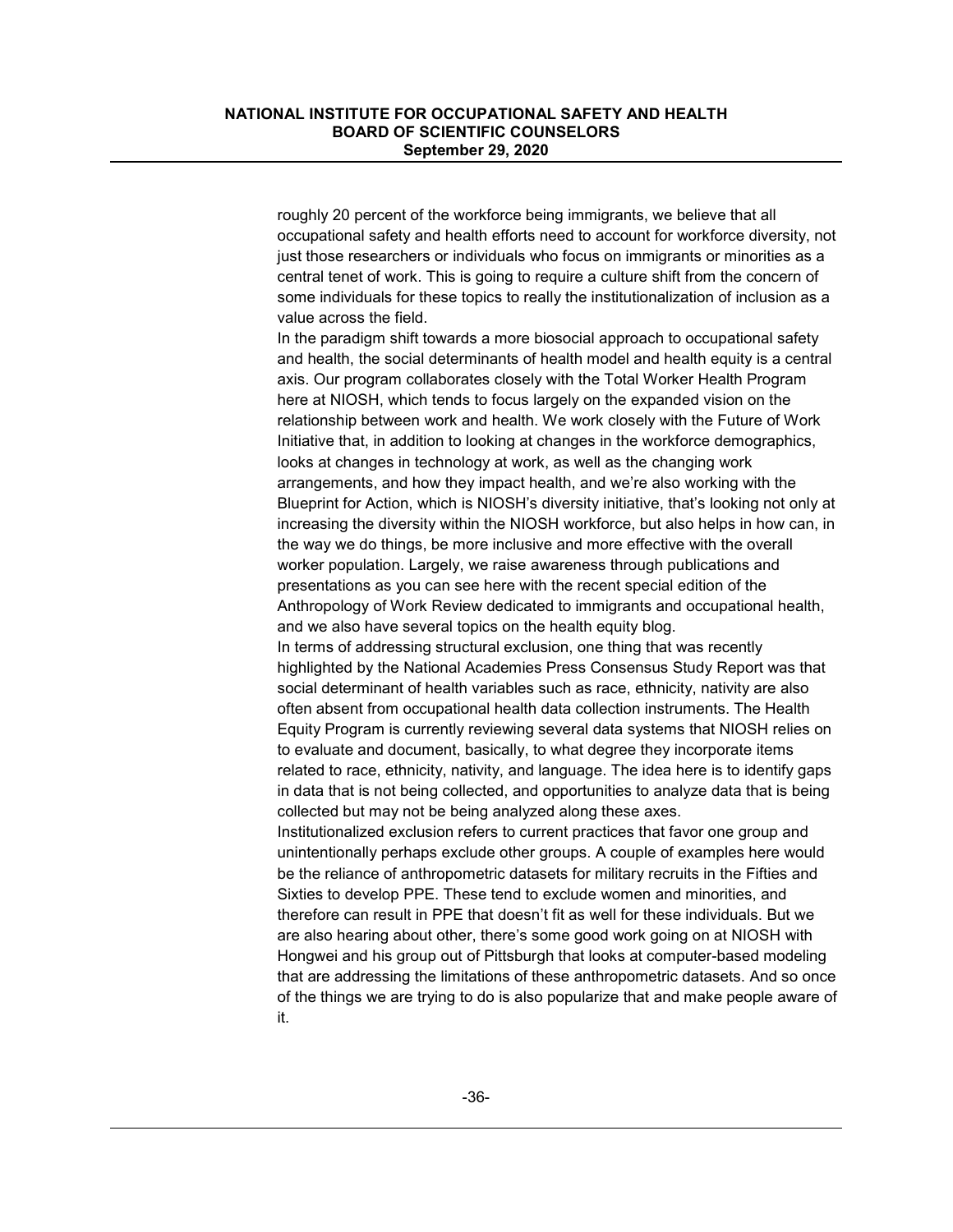roughly 20 percent of the workforce being immigrants, we believe that all occupational safety and health efforts need to account for workforce diversity, not just those researchers or individuals who focus on immigrants or minorities as a central tenet of work. This is going to require a culture shift from the concern of some individuals for these topics to really the institutionalization of inclusion as a value across the field.

In the paradigm shift towards a more biosocial approach to occupational safety and health, the social determinants of health model and health equity is a central axis. Our program collaborates closely with the Total Worker Health Program here at NIOSH, which tends to focus largely on the expanded vision on the relationship between work and health. We work closely with the Future of Work Initiative that, in addition to looking at changes in the workforce demographics, looks at changes in technology at work, as well as the changing work arrangements, and how they impact health, and we're also working with the Blueprint for Action, which is NIOSH's diversity initiative, that's looking not only at increasing the diversity within the NIOSH workforce, but also helps in how can, in the way we do things, be more inclusive and more effective with the overall worker population. Largely, we raise awareness through publications and presentations as you can see here with the recent special edition of the Anthropology of Work Review dedicated to immigrants and occupational health, and we also have several topics on the health equity blog.

In terms of addressing structural exclusion, one thing that was recently highlighted by the National Academies Press Consensus Study Report was that social determinant of health variables such as race, ethnicity, nativity are also often absent from occupational health data collection instruments. The Health Equity Program is currently reviewing several data systems that NIOSH relies on to evaluate and document, basically, to what degree they incorporate items related to race, ethnicity, nativity, and language. The idea here is to identify gaps in data that is not being collected, and opportunities to analyze data that is being collected but may not be being analyzed along these axes.

Institutionalized exclusion refers to current practices that favor one group and unintentionally perhaps exclude other groups. A couple of examples here would be the reliance of anthropometric datasets for military recruits in the Fifties and Sixties to develop PPE. These tend to exclude women and minorities, and therefore can result in PPE that doesn't fit as well for these individuals. But we are also hearing about other, there's some good work going on at NIOSH with Hongwei and his group out of Pittsburgh that looks at computer-based modeling that are addressing the limitations of these anthropometric datasets. And so once of the things we are trying to do is also popularize that and make people aware of it.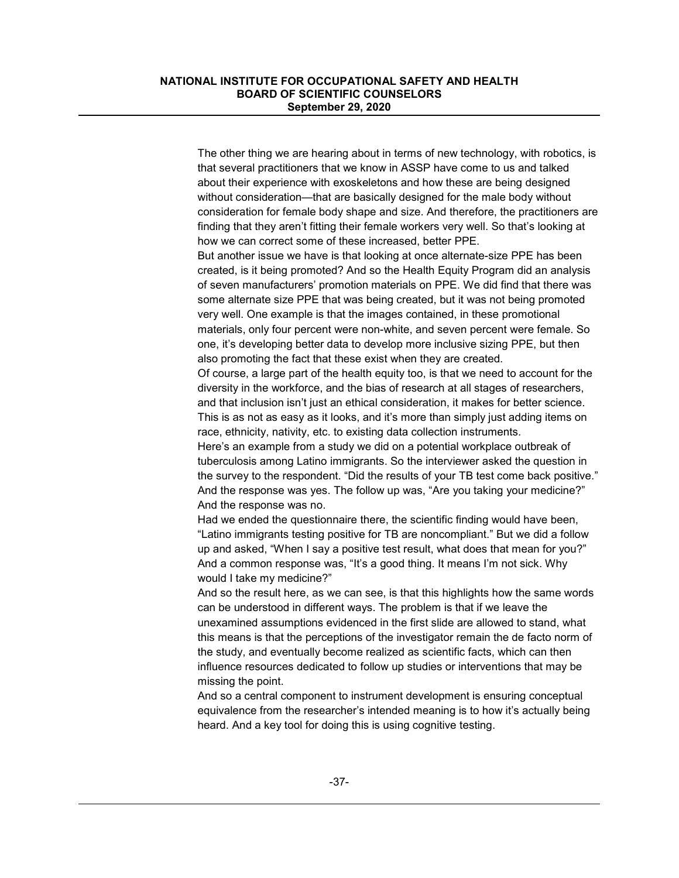The other thing we are hearing about in terms of new technology, with robotics, is that several practitioners that we know in ASSP have come to us and talked about their experience with exoskeletons and how these are being designed without consideration—that are basically designed for the male body without consideration for female body shape and size. And therefore, the practitioners are finding that they aren't fitting their female workers very well. So that's looking at how we can correct some of these increased, better PPE.

But another issue we have is that looking at once alternate-size PPE has been created, is it being promoted? And so the Health Equity Program did an analysis of seven manufacturers' promotion materials on PPE. We did find that there was some alternate size PPE that was being created, but it was not being promoted very well. One example is that the images contained, in these promotional materials, only four percent were non-white, and seven percent were female. So one, it's developing better data to develop more inclusive sizing PPE, but then also promoting the fact that these exist when they are created.

Of course, a large part of the health equity too, is that we need to account for the diversity in the workforce, and the bias of research at all stages of researchers, and that inclusion isn't just an ethical consideration, it makes for better science. This is as not as easy as it looks, and it's more than simply just adding items on race, ethnicity, nativity, etc. to existing data collection instruments.

Here's an example from a study we did on a potential workplace outbreak of tuberculosis among Latino immigrants. So the interviewer asked the question in the survey to the respondent. "Did the results of your TB test come back positive." And the response was yes. The follow up was, "Are you taking your medicine?" And the response was no.

Had we ended the questionnaire there, the scientific finding would have been, "Latino immigrants testing positive for TB are noncompliant." But we did a follow up and asked, "When I say a positive test result, what does that mean for you?" And a common response was, "It's a good thing. It means I'm not sick. Why would I take my medicine?"

And so the result here, as we can see, is that this highlights how the same words can be understood in different ways. The problem is that if we leave the unexamined assumptions evidenced in the first slide are allowed to stand, what this means is that the perceptions of the investigator remain the de facto norm of the study, and eventually become realized as scientific facts, which can then influence resources dedicated to follow up studies or interventions that may be missing the point.

And so a central component to instrument development is ensuring conceptual equivalence from the researcher's intended meaning is to how it's actually being heard. And a key tool for doing this is using cognitive testing.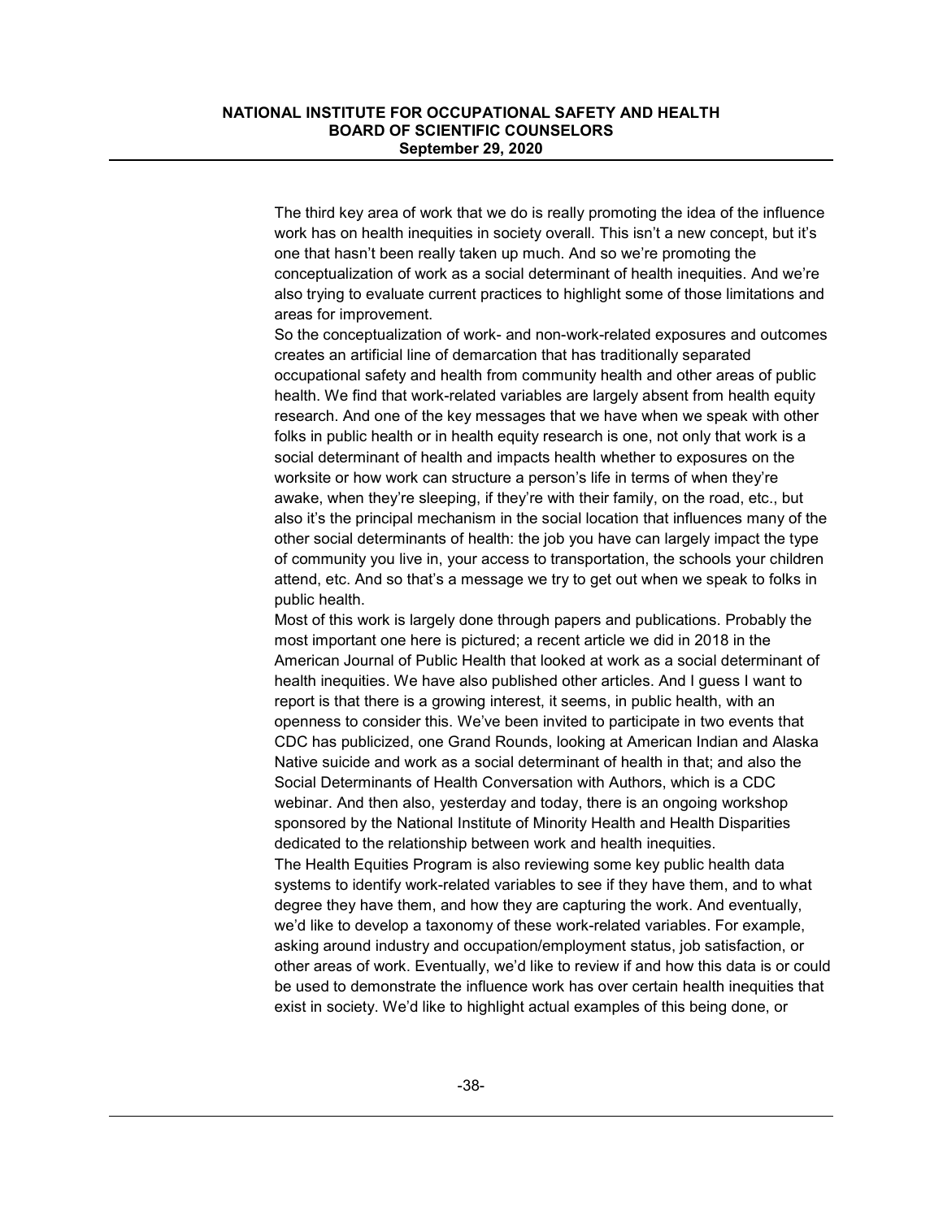The third key area of work that we do is really promoting the idea of the influence work has on health inequities in society overall. This isn't a new concept, but it's one that hasn't been really taken up much. And so we're promoting the conceptualization of work as a social determinant of health inequities. And we're also trying to evaluate current practices to highlight some of those limitations and areas for improvement.

So the conceptualization of work- and non-work-related exposures and outcomes creates an artificial line of demarcation that has traditionally separated occupational safety and health from community health and other areas of public health. We find that work-related variables are largely absent from health equity research. And one of the key messages that we have when we speak with other folks in public health or in health equity research is one, not only that work is a social determinant of health and impacts health whether to exposures on the worksite or how work can structure a person's life in terms of when they're awake, when they're sleeping, if they're with their family, on the road, etc., but also it's the principal mechanism in the social location that influences many of the other social determinants of health: the job you have can largely impact the type of community you live in, your access to transportation, the schools your children attend, etc. And so that's a message we try to get out when we speak to folks in public health.

Most of this work is largely done through papers and publications. Probably the most important one here is pictured; a recent article we did in 2018 in the American Journal of Public Health that looked at work as a social determinant of health inequities. We have also published other articles. And I guess I want to report is that there is a growing interest, it seems, in public health, with an openness to consider this. We've been invited to participate in two events that CDC has publicized, one Grand Rounds, looking at American Indian and Alaska Native suicide and work as a social determinant of health in that; and also the Social Determinants of Health Conversation with Authors, which is a CDC webinar. And then also, yesterday and today, there is an ongoing workshop sponsored by the National Institute of Minority Health and Health Disparities dedicated to the relationship between work and health inequities.

The Health Equities Program is also reviewing some key public health data systems to identify work-related variables to see if they have them, and to what degree they have them, and how they are capturing the work. And eventually, we'd like to develop a taxonomy of these work-related variables. For example, asking around industry and occupation/employment status, job satisfaction, or other areas of work. Eventually, we'd like to review if and how this data is or could be used to demonstrate the influence work has over certain health inequities that exist in society. We'd like to highlight actual examples of this being done, or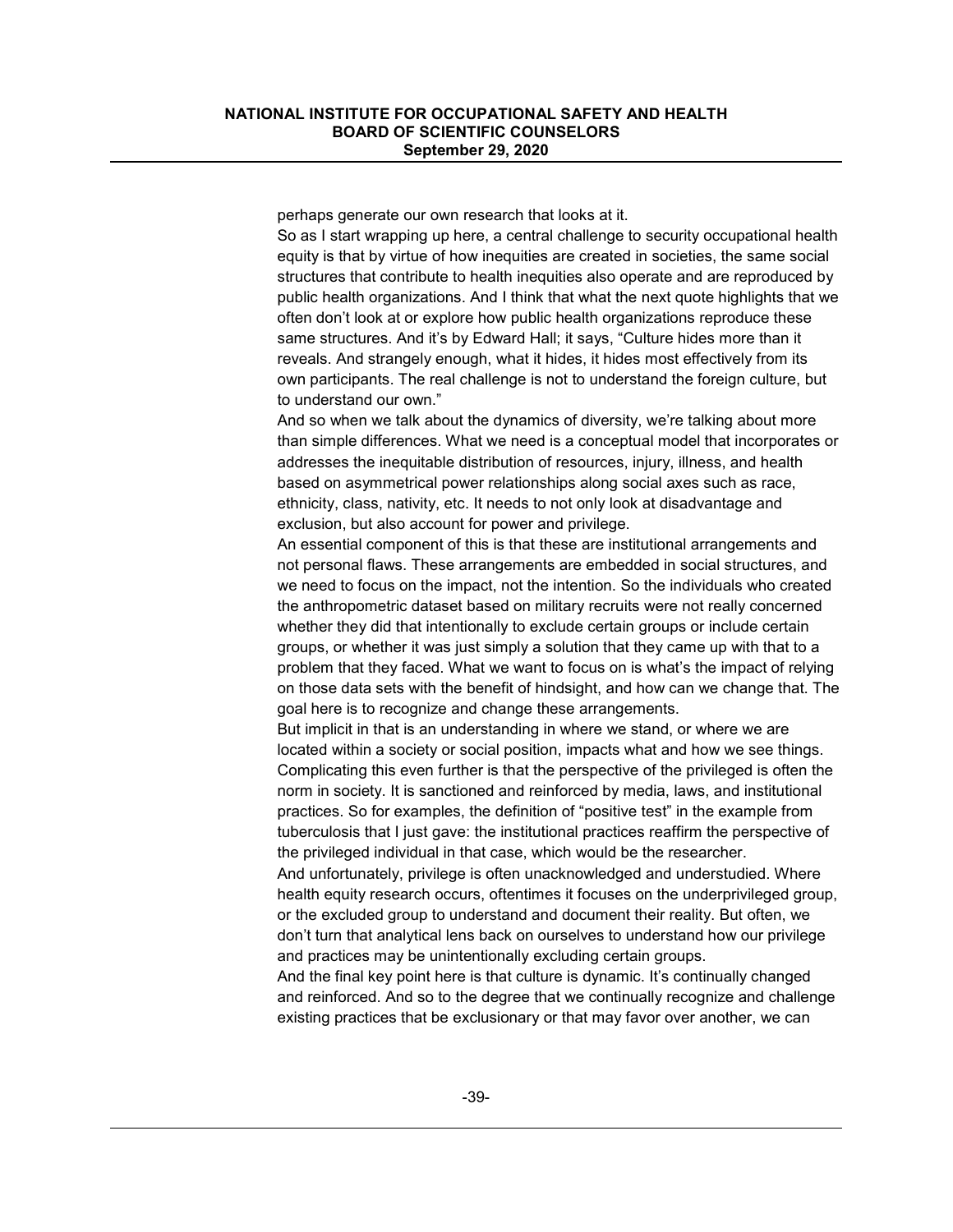perhaps generate our own research that looks at it.

So as I start wrapping up here, a central challenge to security occupational health equity is that by virtue of how inequities are created in societies, the same social structures that contribute to health inequities also operate and are reproduced by public health organizations. And I think that what the next quote highlights that we often don't look at or explore how public health organizations reproduce these same structures. And it's by Edward Hall; it says, "Culture hides more than it reveals. And strangely enough, what it hides, it hides most effectively from its own participants. The real challenge is not to understand the foreign culture, but to understand our own."

And so when we talk about the dynamics of diversity, we're talking about more than simple differences. What we need is a conceptual model that incorporates or addresses the inequitable distribution of resources, injury, illness, and health based on asymmetrical power relationships along social axes such as race, ethnicity, class, nativity, etc. It needs to not only look at disadvantage and exclusion, but also account for power and privilege.

An essential component of this is that these are institutional arrangements and not personal flaws. These arrangements are embedded in social structures, and we need to focus on the impact, not the intention. So the individuals who created the anthropometric dataset based on military recruits were not really concerned whether they did that intentionally to exclude certain groups or include certain groups, or whether it was just simply a solution that they came up with that to a problem that they faced. What we want to focus on is what's the impact of relying on those data sets with the benefit of hindsight, and how can we change that. The goal here is to recognize and change these arrangements.

But implicit in that is an understanding in where we stand, or where we are located within a society or social position, impacts what and how we see things. Complicating this even further is that the perspective of the privileged is often the norm in society. It is sanctioned and reinforced by media, laws, and institutional practices. So for examples, the definition of "positive test" in the example from tuberculosis that I just gave: the institutional practices reaffirm the perspective of the privileged individual in that case, which would be the researcher.

And unfortunately, privilege is often unacknowledged and understudied. Where health equity research occurs, oftentimes it focuses on the underprivileged group, or the excluded group to understand and document their reality. But often, we don't turn that analytical lens back on ourselves to understand how our privilege and practices may be unintentionally excluding certain groups.

And the final key point here is that culture is dynamic. It's continually changed and reinforced. And so to the degree that we continually recognize and challenge existing practices that be exclusionary or that may favor over another, we can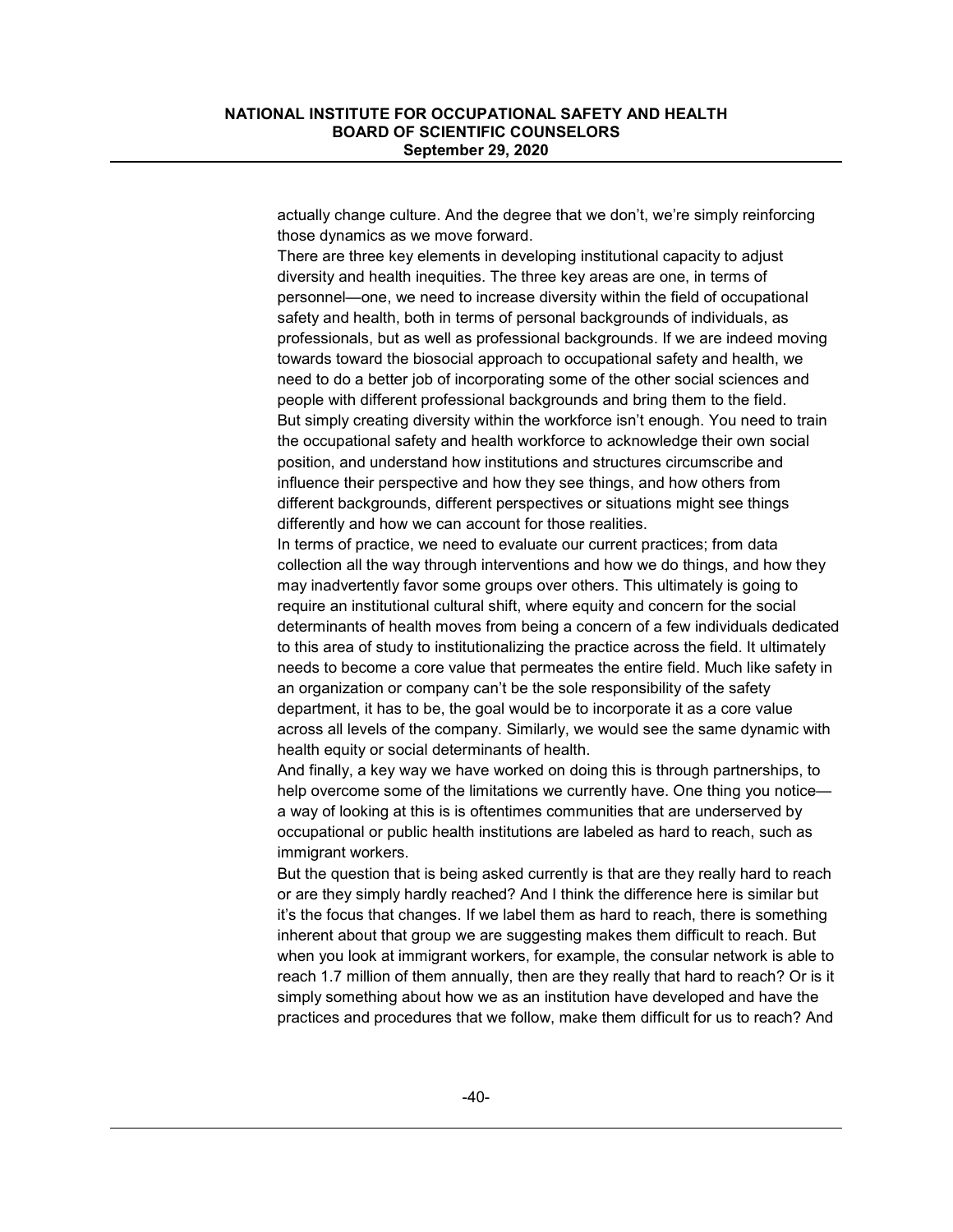actually change culture. And the degree that we don't, we're simply reinforcing those dynamics as we move forward.

There are three key elements in developing institutional capacity to adjust diversity and health inequities. The three key areas are one, in terms of personnel—one, we need to increase diversity within the field of occupational safety and health, both in terms of personal backgrounds of individuals, as professionals, but as well as professional backgrounds. If we are indeed moving towards toward the biosocial approach to occupational safety and health, we need to do a better job of incorporating some of the other social sciences and people with different professional backgrounds and bring them to the field.

But simply creating diversity within the workforce isn't enough. You need to train the occupational safety and health workforce to acknowledge their own social position, and understand how institutions and structures circumscribe and influence their perspective and how they see things, and how others from different backgrounds, different perspectives or situations might see things differently and how we can account for those realities.

In terms of practice, we need to evaluate our current practices; from data collection all the way through interventions and how we do things, and how they may inadvertently favor some groups over others. This ultimately is going to require an institutional cultural shift, where equity and concern for the social determinants of health moves from being a concern of a few individuals dedicated to this area of study to institutionalizing the practice across the field. It ultimately needs to become a core value that permeates the entire field. Much like safety in an organization or company can't be the sole responsibility of the safety department, it has to be, the goal would be to incorporate it as a core value across all levels of the company. Similarly, we would see the same dynamic with health equity or social determinants of health.

And finally, a key way we have worked on doing this is through partnerships, to help overcome some of the limitations we currently have. One thing you notice—a way of looking at this is is oftentimes communities that are underserved by occupational or public health institutions are labeled as hard to reach, such as immigrant workers.

But the question that is being asked currently is that are they really hard to reach or are they simply hardly reached? And I think the difference here is similar but it's the focus that changes. If we label them as hard to reach, there is something inherent about that group we are suggesting makes them difficult to reach. But when you look at immigrant workers, for example, the consular network is able to reach 1.7 million of them annually, then are they really that hard to reach? Or is it simply something about how we as an institution have developed and have the practices and procedures that we follow, make them difficult for us to reach? And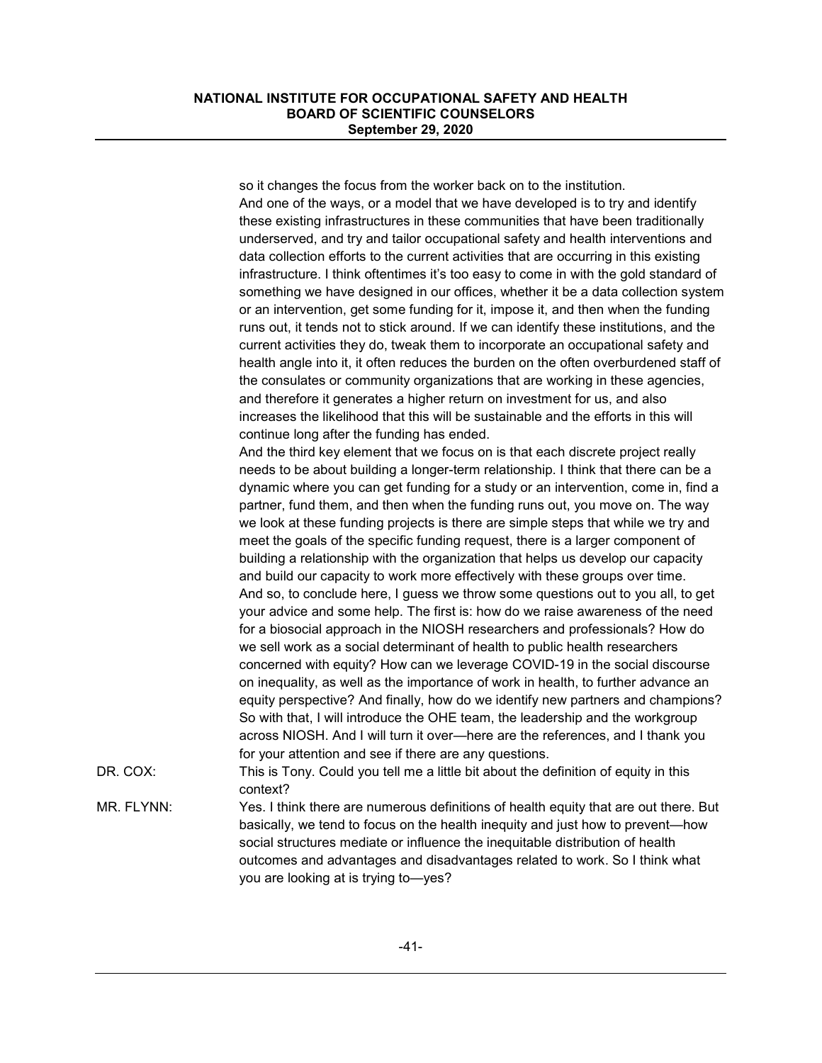so it changes the focus from the worker back on to the institution.

And one of the ways, or a model that we have developed is to try and identify these existing infrastructures in these communities that have been traditionally underserved, and try and tailor occupational safety and health interventions and data collection efforts to the current activities that are occurring in this existing infrastructure. I think oftentimes it's too easy to come in with the gold standard of something we have designed in our offices, whether it be a data collection system or an intervention, get some funding for it, impose it, and then when the funding runs out, it tends not to stick around. If we can identify these institutions, and the current activities they do, tweak them to incorporate an occupational safety and health angle into it, it often reduces the burden on the often overburdened staff of the consulates or community organizations that are working in these agencies, and therefore it generates a higher return on investment for us, and also increases the likelihood that this will be sustainable and the efforts in this will continue long after the funding has ended.

And the third key element that we focus on is that each discrete project really needs to be about building a longer-term relationship. I think that there can be a dynamic where you can get funding for a study or an intervention, come in, find a partner, fund them, and then when the funding runs out, you move on. The way we look at these funding projects is there are simple steps that while we try and meet the goals of the specific funding request, there is a larger component of building a relationship with the organization that helps us develop our capacity and build our capacity to work more effectively with these groups over time.

And so, to conclude here, I guess we throw some questions out to you all, to get your advice and some help. The first is: how do we raise awareness of the need for a biosocial approach in the NIOSH researchers and professionals? How do we sell work as a social determinant of health to public health researchers concerned with equity? How can we leverage COVID-19 in the social discourse on inequality, as well as the importance of work in health, to further advance an equity perspective? And finally, how do we identify new partners and champions? So with that, I will introduce the OHE team, the leadership and the workgroup across NIOSH. And I will turn it over—here are the references, and I thank you for your attention and see if there are any questions.

DR. COX: This is Tony. Could you tell me a little bit about the definition of equity in this context?

MR. FLYNN: Yes. I think there are numerous definitions of health equity that are out there. But basically, we tend to focus on the health inequity and just how to prevent—how social structures mediate or influence the inequitable distribution of health outcomes and advantages and disadvantages related to work. So I think what you are looking at is trying to—yes?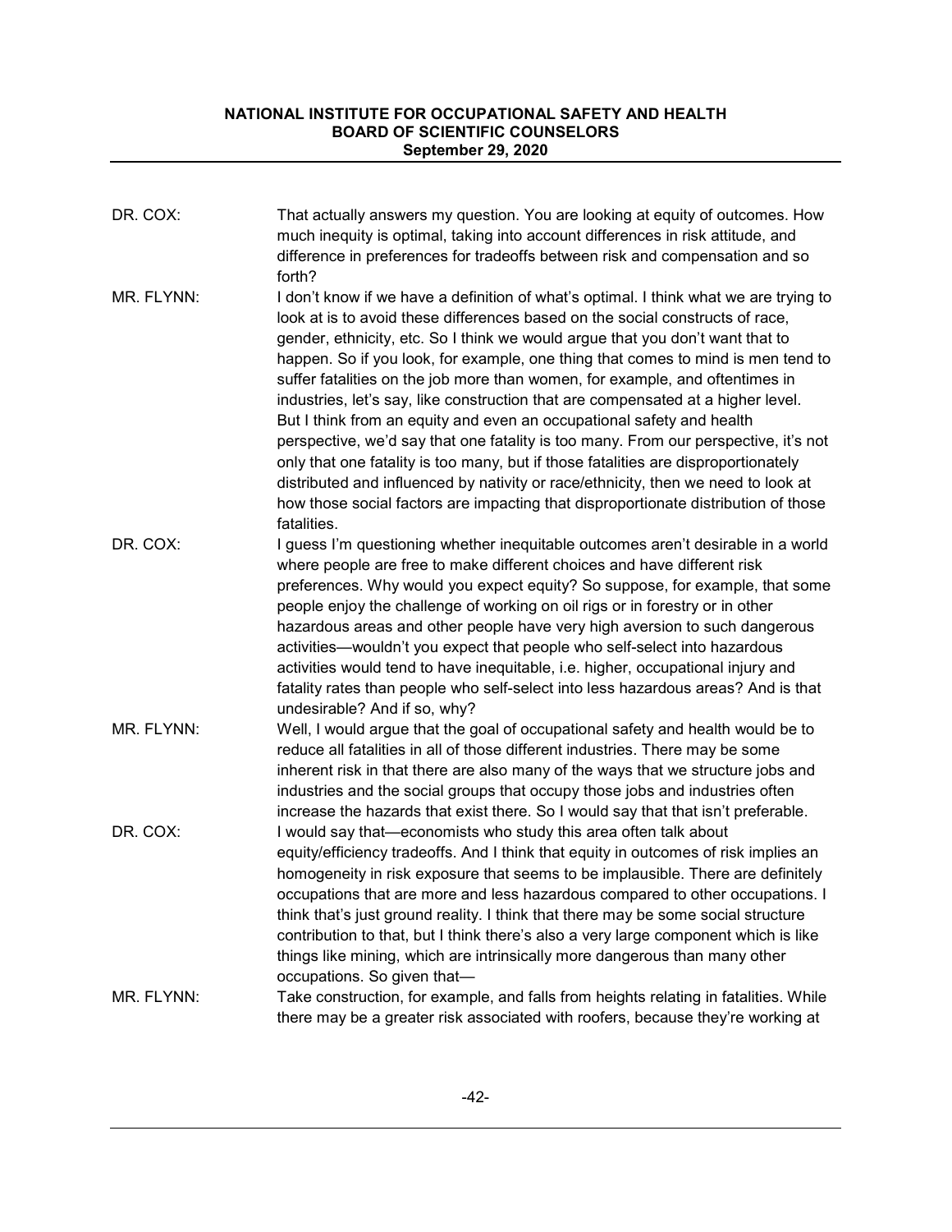**DR. COX:** That actually answers my question. You are looking at equity of outcomes. How much inequity is optimal, taking into account differences in risk attitude, and difference in preferences for tradeoffs between risk and compensation and so forth?

**MR. FLYNN:** I don't know if we have a definition of what's optimal. I think what we are trying to look at is to avoid these differences based on the social constructs of race, gender, ethnicity, etc. So I think we would argue that you don't want that to happen. So if you look, for example, one thing that comes to mind is men tend to suffer fatalities on the job more than women, for example, and oftentimes in industries, let's say, like construction that are compensated at a higher level. But I think from an equity and even an occupational safety and health perspective, we'd say that one fatality is too many. From our perspective, it's not only that one fatality is too many, but if those fatalities are disproportionately distributed and influenced by nativity or race/ethnicity, then we need to look at how those social factors are impacting that disproportionate distribution of those fatalities.

**DR. COX:** I guess I'm questioning whether inequitable outcomes aren't desirable in a world where people are free to make different choices and have different risk preferences. Why would you expect equity? So suppose, for example, that some people enjoy the challenge of working on oil rigs or in forestry or in other hazardous areas and other people have very high aversion to such dangerous activities—wouldn't you expect that people who self-select into hazardous activities would tend to have inequitable, i.e. higher, occupational injury and fatality rates than people who self-select into less hazardous areas? And is that undesirable? And if so, why?

**MR. FLYNN:** Well, I would argue that the goal of occupational safety and health would be to reduce all fatalities in all of those different industries. There may be some inherent risk in that there are also many of the ways that we structure jobs and industries and the social groups that occupy those jobs and industries often increase the hazards that exist there. So I would say that that isn't preferable.

**DR. COX:** I would say that—economists who study this area often talk about equity/efficiency tradeoffs. And I think that equity in outcomes of risk implies an homogeneity in risk exposure that seems to be implausible. There are definitely occupations that are more and less hazardous compared to other occupations. I think that's just ground reality. I think that there may be some social structure contribution to that, but I think there's also a very large component which is like things like mining, which are intrinsically more dangerous than many other occupations. So given that—

**MR. FLYNN:** Take construction, for example, and falls from heights relating in fatalities. While there may be a greater risk associated with roofers, because they're working at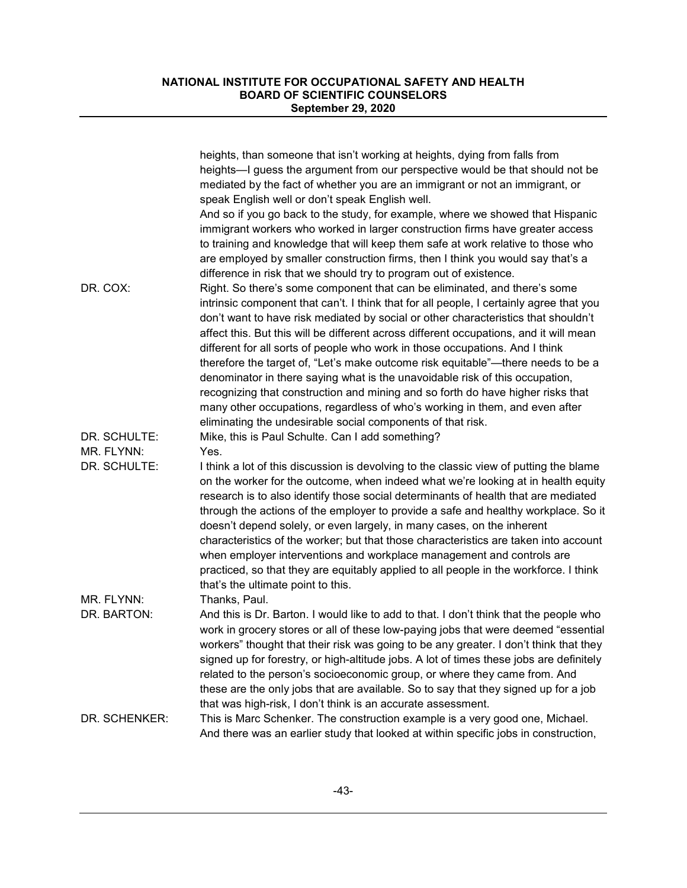heights, than someone that isn't working at heights, dying from falls from heights—I guess the argument from our perspective would be that should not be mediated by the fact of whether you are an immigrant or not an immigrant, or speak English well or don't speak English well.

And so if you go back to the study, for example, where we showed that Hispanic immigrant workers who worked in larger construction firms have greater access to training and knowledge that will keep them safe at work relative to those who are employed by smaller construction firms, then I think you would say that's a difference in risk that we should try to program out of existence.

DR. COX: Right. So there's some component that can be eliminated, and there's some intrinsic component that can't. I think that for all people, I certainly agree that you don't want to have risk mediated by social or other characteristics that shouldn't affect this. But this will be different across different occupations, and it will mean different for all sorts of people who work in those occupations. And I think therefore the target of, "Let's make outcome risk equitable"—there needs to be a denominator in there saying what is the unavoidable risk of this occupation, recognizing that construction and mining and so forth do have higher risks that many other occupations, regardless of who's working in them, and even after eliminating the undesirable social components of that risk.

DR. SCHULTE: Mike, this is Paul Schulte. Can I add something?

MR. FLYNN: Yes.

DR. SCHULTE: I think a lot of this discussion is devolving to the classic view of putting the blame on the worker for the outcome, when indeed what we're looking at in health equity research is to also identify those social determinants of health that are mediated through the actions of the employer to provide a safe and healthy workplace. So it doesn't depend solely, or even largely, in many cases, on the inherent characteristics of the worker; but that those characteristics are taken into account when employer interventions and workplace management and controls are practiced, so that they are equitably applied to all people in the workforce. I think that's the ultimate point to this.

MR. FLYNN: Thanks, Paul.

DR. BARTON: And this is Dr. Barton. I would like to add to that. I don't think that the people who work in grocery stores or all of these low-paying jobs that were deemed "essential workers" thought that their risk was going to be any greater. I don't think that they signed up for forestry, or high-altitude jobs. A lot of times these jobs are definitely related to the person's socioeconomic group, or where they came from. And these are the only jobs that are available. So to say that they signed up for a job that was high-risk, I don't think is an accurate assessment.

DR. SCHENKER: This is Marc Schenker. The construction example is a very good one, Michael. And there was an earlier study that looked at within specific jobs in construction,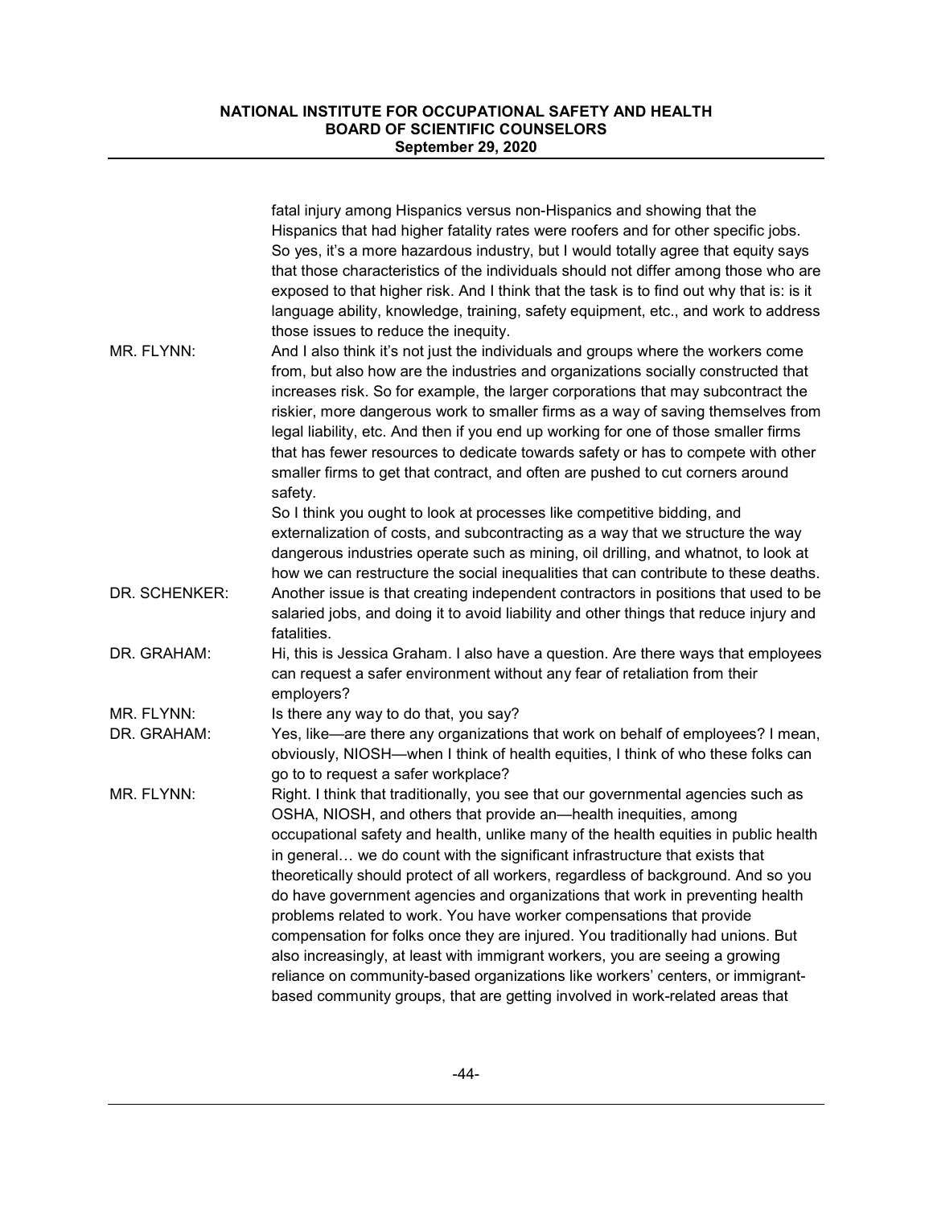fatal injury among Hispanics versus non-Hispanics and showing that the Hispanics that had higher fatality rates were roofers and for other specific jobs. So yes, it's a more hazardous industry, but I would totally agree that equity says that those characteristics of the individuals should not differ among those who are exposed to that higher risk. And I think that the task is to find out why that is: is it language ability, knowledge, training, safety equipment, etc., and work to address those issues to reduce the inequity.

MR. FLYNN: And I also think it's not just the individuals and groups where the workers come from, but also how are the industries and organizations socially constructed that increases risk. So for example, the larger corporations that may subcontract the riskier, more dangerous work to smaller firms as a way of saving themselves from legal liability, etc. And then if you end up working for one of those smaller firms that has fewer resources to dedicate towards safety or has to compete with other smaller firms to get that contract, and often are pushed to cut corners around safety.

So I think you ought to look at processes like competitive bidding, and externalization of costs, and subcontracting as a way that we structure the way dangerous industries operate such as mining, oil drilling, and whatnot, to look at how we can restructure the social inequalities that can contribute to these deaths.

DR. SCHENKER: Another issue is that creating independent contractors in positions that used to be salaried jobs, and doing it to avoid liability and other things that reduce injury and fatalities.

DR. GRAHAM: Hi, this is Jessica Graham. I also have a question. Are there ways that employees can request a safer environment without any fear of retaliation from their employers?

MR. FLYNN: Is there any way to do that, you say?

DR. GRAHAM: Yes, like—are there any organizations that work on behalf of employees? I mean, obviously, NIOSH—when I think of health equities, I think of who these folks can go to to request a safer workplace?

MR. FLYNN: Right. I think that traditionally, you see that our governmental agencies such as OSHA, NIOSH, and others that provide an—health inequities, among occupational safety and health, unlike many of the health equities in public health in general… we do count with the significant infrastructure that exists that theoretically should protect of all workers, regardless of background. And so you do have government agencies and organizations that work in preventing health problems related to work. You have worker compensations that provide compensation for folks once they are injured. You traditionally had unions. But also increasingly, at least with immigrant workers, you are seeing a growing reliance on community-based organizations like workers' centers, or immigrant-based community groups, that are getting involved in work-related areas that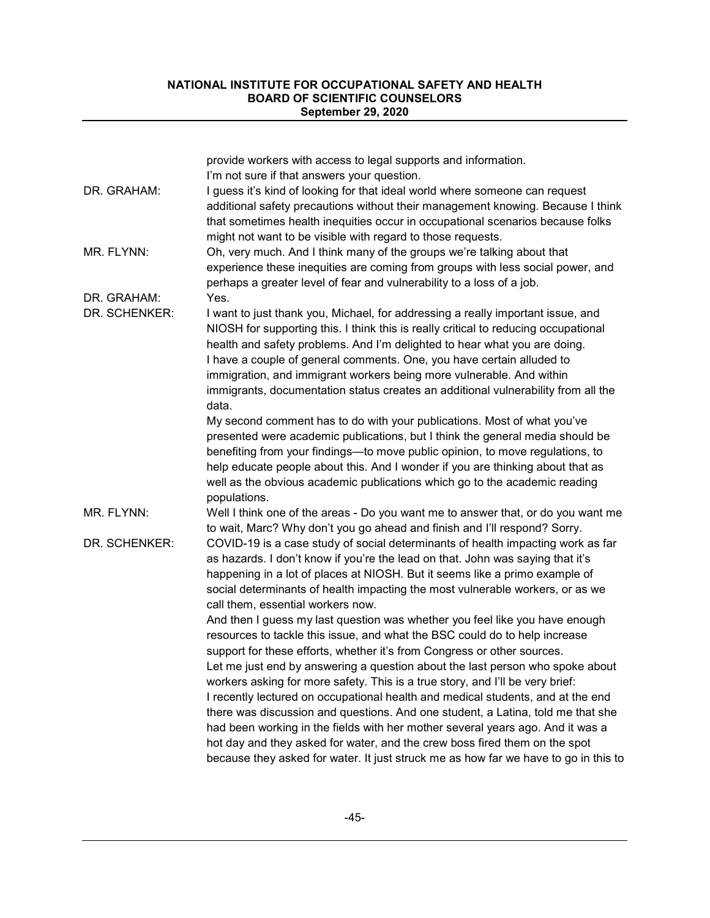provide workers with access to legal supports and information.
I'm not sure if that answers your question.

**DR. GRAHAM:** I guess it's kind of looking for that ideal world where someone can request additional safety precautions without their management knowing. Because I think that sometimes health inequities occur in occupational scenarios because folks might not want to be visible with regard to those requests.

**MR. FLYNN:** Oh, very much. And I think many of the groups we're talking about that experience these inequities are coming from groups with less social power, and perhaps a greater level of fear and vulnerability to a loss of a job.

**DR. GRAHAM:** Yes.

**DR. SCHENKER:** I want to just thank you, Michael, for addressing a really important issue, and NIOSH for supporting this. I think this is really critical to reducing occupational health and safety problems. And I'm delighted to hear what you are doing.

I have a couple of general comments. One, you have certain alluded to immigration, and immigrant workers being more vulnerable. And within immigrants, documentation status creates an additional vulnerability from all the data.

My second comment has to do with your publications. Most of what you've presented were academic publications, but I think the general media should be benefiting from your findings—to move public opinion, to move regulations, to help educate people about this. And I wonder if you are thinking about that as well as the obvious academic publications which go to the academic reading populations.

**MR. FLYNN:** Well I think one of the areas - Do you want me to answer that, or do you want me to wait, Marc? Why don't you go ahead and finish and I'll respond? Sorry.

**DR. SCHENKER:** COVID-19 is a case study of social determinants of health impacting work as far as hazards. I don't know if you're the lead on that. John was saying that it's happening in a lot of places at NIOSH. But it seems like a primo example of social determinants of health impacting the most vulnerable workers, or as we call them, essential workers now.

And then I guess my last question was whether you feel like you have enough resources to tackle this issue, and what the BSC could do to help increase support for these efforts, whether it's from Congress or other sources.

Let me just end by answering a question about the last person who spoke about workers asking for more safety. This is a true story, and I'll be very brief:

I recently lectured on occupational health and medical students, and at the end there was discussion and questions. And one student, a Latina, told me that she had been working in the fields with her mother several years ago. And it was a hot day and they asked for water, and the crew boss fired them on the spot because they asked for water. It just struck me as how far we have to go in this to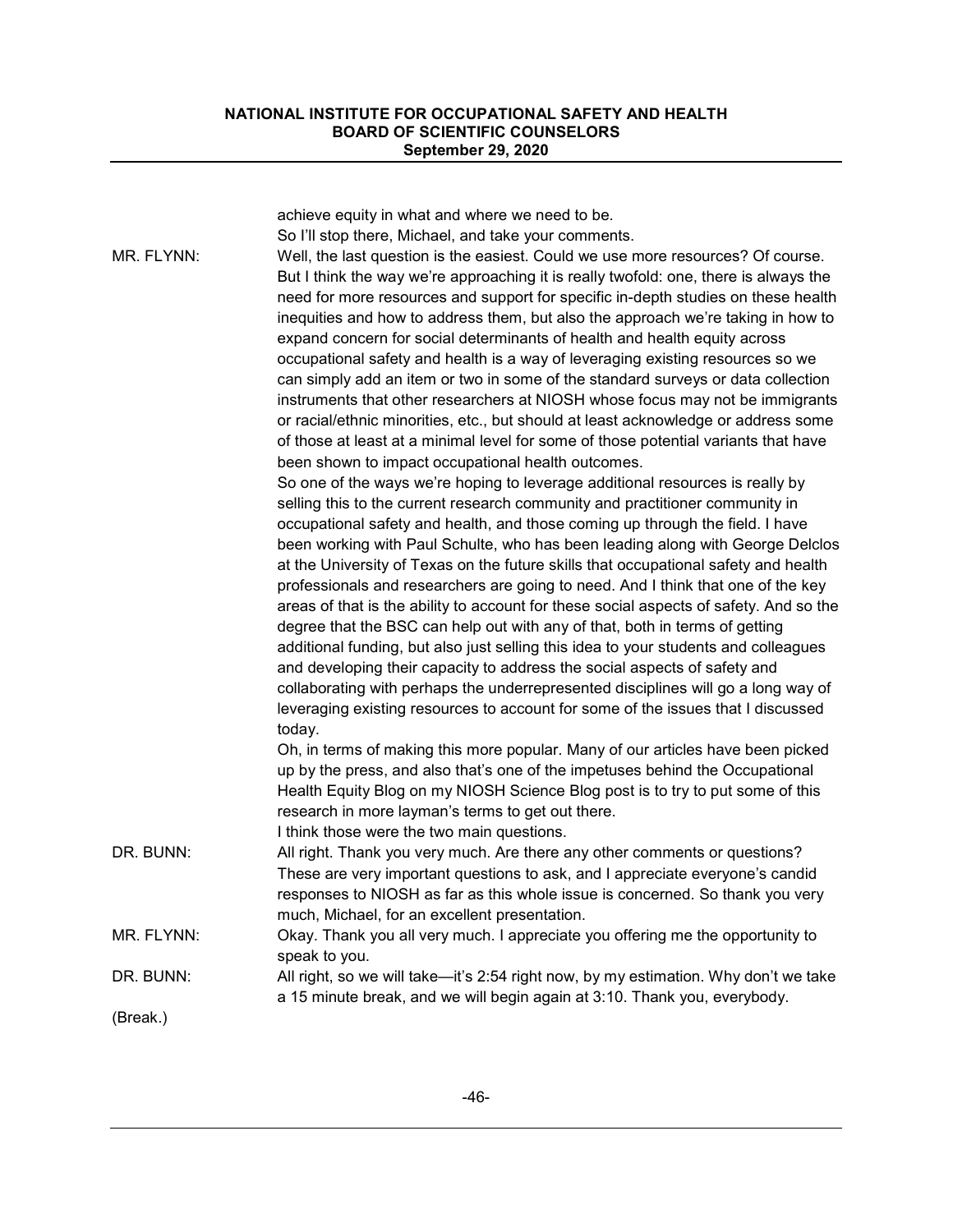achieve equity in what and where we need to be.

So I'll stop there, Michael, and take your comments.

MR. FLYNN: Well, the last question is the easiest. Could we use more resources? Of course. But I think the way we're approaching it is really twofold: one, there is always the need for more resources and support for specific in-depth studies on these health inequities and how to address them, but also the approach we're taking in how to expand concern for social determinants of health and health equity across occupational safety and health is a way of leveraging existing resources so we can simply add an item or two in some of the standard surveys or data collection instruments that other researchers at NIOSH whose focus may not be immigrants or racial/ethnic minorities, etc., but should at least acknowledge or address some of those at least at a minimal level for some of those potential variants that have been shown to impact occupational health outcomes.

So one of the ways we're hoping to leverage additional resources is really by selling this to the current research community and practitioner community in occupational safety and health, and those coming up through the field. I have been working with Paul Schulte, who has been leading along with George Delclos at the University of Texas on the future skills that occupational safety and health professionals and researchers are going to need. And I think that one of the key areas of that is the ability to account for these social aspects of safety. And so the degree that the BSC can help out with any of that, both in terms of getting additional funding, but also just selling this idea to your students and colleagues and developing their capacity to address the social aspects of safety and collaborating with perhaps the underrepresented disciplines will go a long way of leveraging existing resources to account for some of the issues that I discussed today.

Oh, in terms of making this more popular. Many of our articles have been picked up by the press, and also that's one of the impetuses behind the Occupational Health Equity Blog on my NIOSH Science Blog post is to try to put some of this research in more layman's terms to get out there.

I think those were the two main questions.

DR. BUNN: All right. Thank you very much. Are there any other comments or questions? These are very important questions to ask, and I appreciate everyone's candid responses to NIOSH as far as this whole issue is concerned. So thank you very much, Michael, for an excellent presentation.

MR. FLYNN: Okay. Thank you all very much. I appreciate you offering me the opportunity to speak to you.

DR. BUNN: All right, so we will take—it's 2:54 right now, by my estimation. Why don't we take a 15 minute break, and we will begin again at 3:10. Thank you, everybody.

(Break.)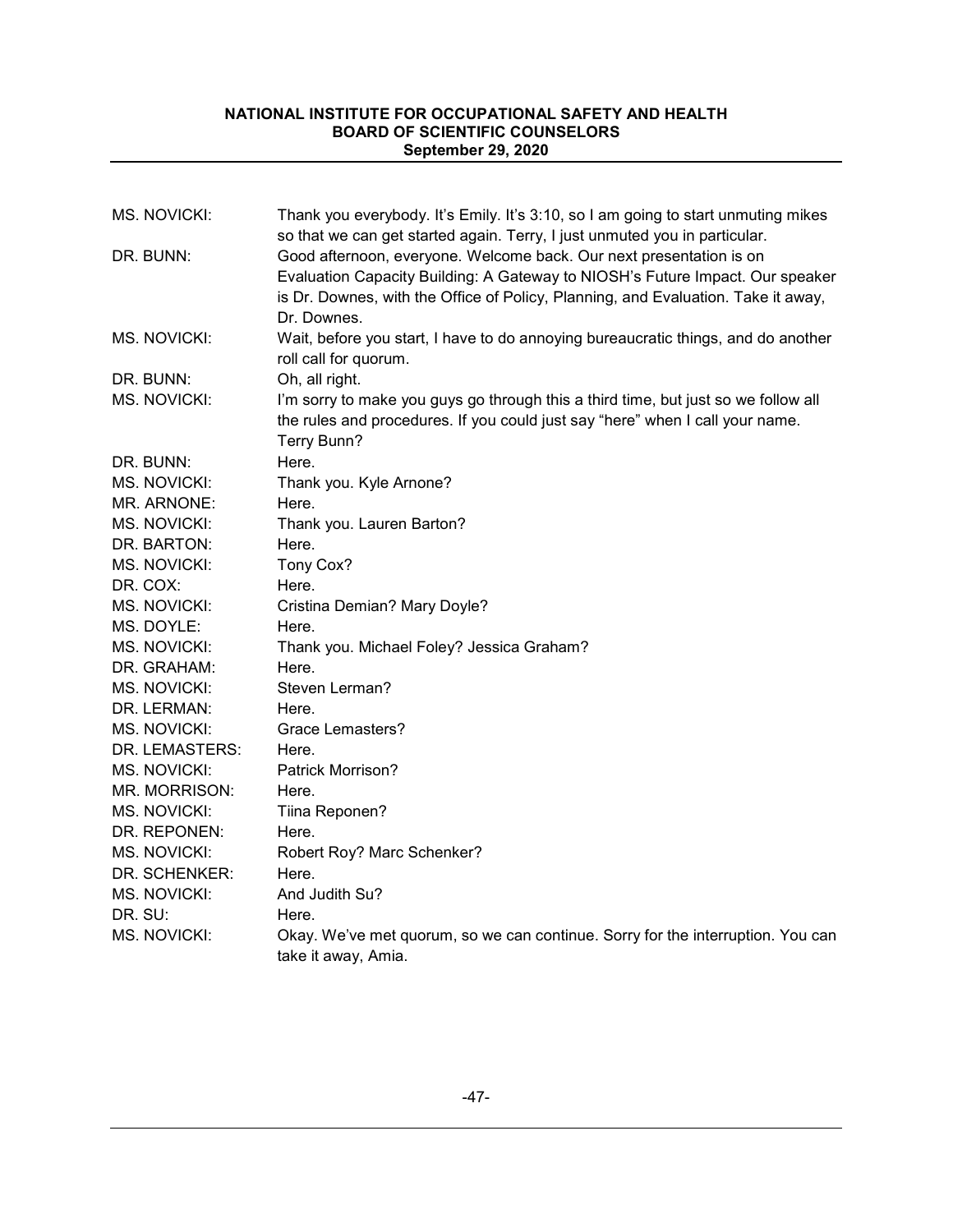| | |
|---|---|
| MS. NOVICKI: | Thank you everybody. It's Emily. It's 3:10, so I am going to start unmuting mikes so that we can get started again. Terry, I just unmuted you in particular. |
| DR. BUNN: | Good afternoon, everyone. Welcome back. Our next presentation is on Evaluation Capacity Building: A Gateway to NIOSH's Future Impact. Our speaker is Dr. Downes, with the Office of Policy, Planning, and Evaluation. Take it away, Dr. Downes. |
| MS. NOVICKI: | Wait, before you start, I have to do annoying bureaucratic things, and do another roll call for quorum. |
| DR. BUNN: | Oh, all right. |
| MS. NOVICKI: | I'm sorry to make you guys go through this a third time, but just so we follow all the rules and procedures. If you could just say "here" when I call your name. Terry Bunn? |
| DR. BUNN: | Here. |
| MS. NOVICKI: | Thank you. Kyle Arnone? |
| MR. ARNONE: | Here. |
| MS. NOVICKI: | Thank you. Lauren Barton? |
| DR. BARTON: | Here. |
| MS. NOVICKI: | Tony Cox? |
| DR. COX: | Here. |
| MS. NOVICKI: | Cristina Demian? Mary Doyle? |
| MS. DOYLE: | Here. |
| MS. NOVICKI: | Thank you. Michael Foley? Jessica Graham? |
| DR. GRAHAM: | Here. |
| MS. NOVICKI: | Steven Lerman? |
| DR. LERMAN: | Here. |
| MS. NOVICKI: | Grace Lemasters? |
| DR. LEMASTERS: | Here. |
| MS. NOVICKI: | Patrick Morrison? |
| MR. MORRISON: | Here. |
| MS. NOVICKI: | Tiina Reponen? |
| DR. REPONEN: | Here. |
| MS. NOVICKI: | Robert Roy? Marc Schenker? |
| DR. SCHENKER: | Here. |
| MS. NOVICKI: | And Judith Su? |
| DR. SU: | Here. |
| MS. NOVICKI: | Okay. We've met quorum, so we can continue. Sorry for the interruption. You can take it away, Amia. |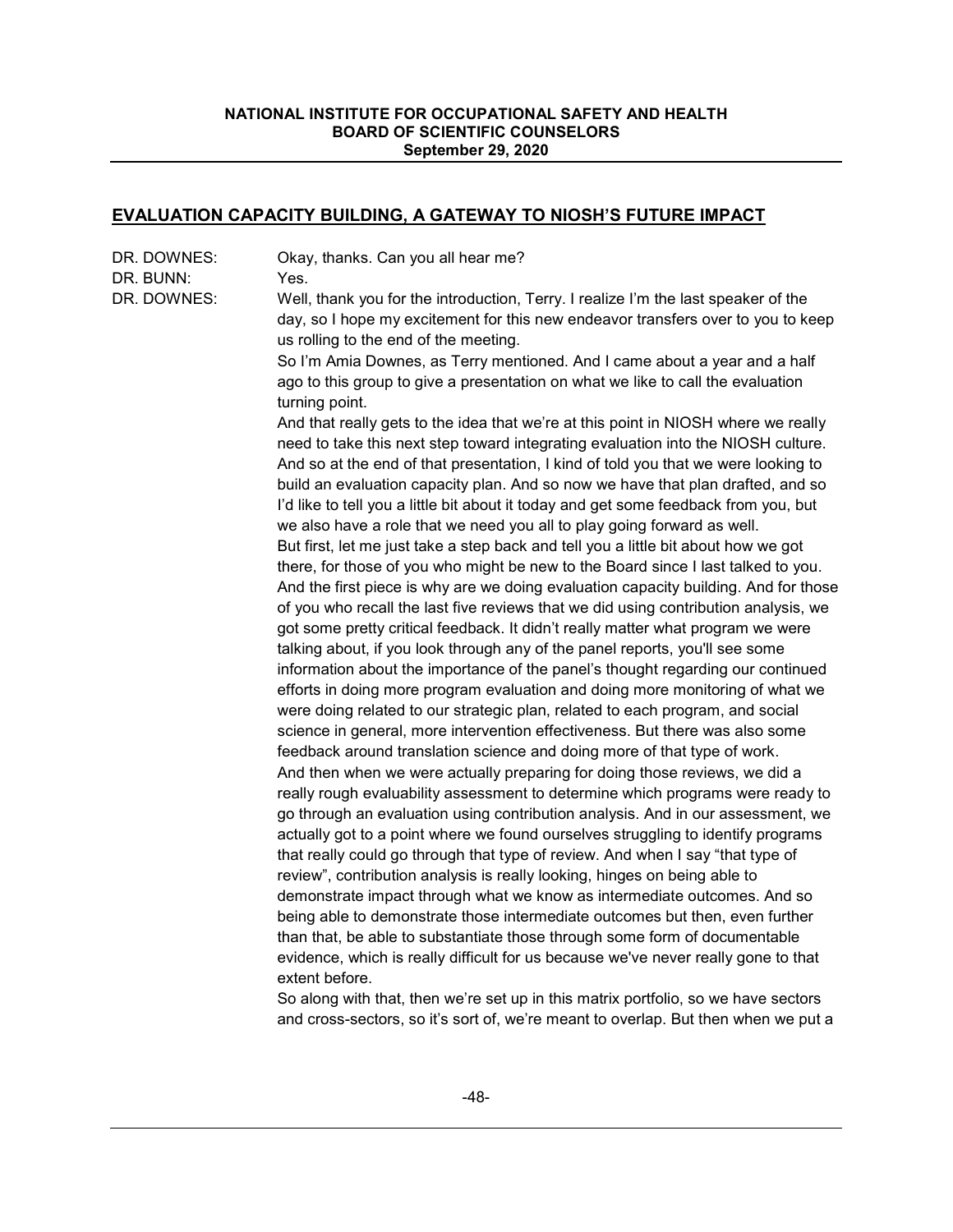## EVALUATION CAPACITY BUILDING, A GATEWAY TO NIOSH'S FUTURE IMPACT

DR. DOWNES: Okay, thanks. Can you all hear me?

DR. BUNN: Yes.

DR. DOWNES: Well, thank you for the introduction, Terry. I realize I'm the last speaker of the day, so I hope my excitement for this new endeavor transfers over to you to keep us rolling to the end of the meeting.

So I'm Amia Downes, as Terry mentioned. And I came about a year and a half ago to this group to give a presentation on what we like to call the evaluation turning point.

And that really gets to the idea that we're at this point in NIOSH where we really need to take this next step toward integrating evaluation into the NIOSH culture. And so at the end of that presentation, I kind of told you that we were looking to build an evaluation capacity plan. And so now we have that plan drafted, and so I'd like to tell you a little bit about it today and get some feedback from you, but we also have a role that we need you all to play going forward as well.

But first, let me just take a step back and tell you a little bit about how we got there, for those of you who might be new to the Board since I last talked to you. And the first piece is why are we doing evaluation capacity building. And for those of you who recall the last five reviews that we did using contribution analysis, we got some pretty critical feedback. It didn't really matter what program we were talking about, if you look through any of the panel reports, you'll see some information about the importance of the panel's thought regarding our continued efforts in doing more program evaluation and doing more monitoring of what we were doing related to our strategic plan, related to each program, and social science in general, more intervention effectiveness. But there was also some feedback around translation science and doing more of that type of work.

And then when we were actually preparing for doing those reviews, we did a really rough evaluability assessment to determine which programs were ready to go through an evaluation using contribution analysis. And in our assessment, we actually got to a point where we found ourselves struggling to identify programs that really could go through that type of review. And when I say "that type of review", contribution analysis is really looking, hinges on being able to demonstrate impact through what we know as intermediate outcomes. And so being able to demonstrate those intermediate outcomes but then, even further than that, be able to substantiate those through some form of documentable evidence, which is really difficult for us because we've never really gone to that extent before.

So along with that, then we're set up in this matrix portfolio, so we have sectors and cross-sectors, so it's sort of, we're meant to overlap. But then when we put a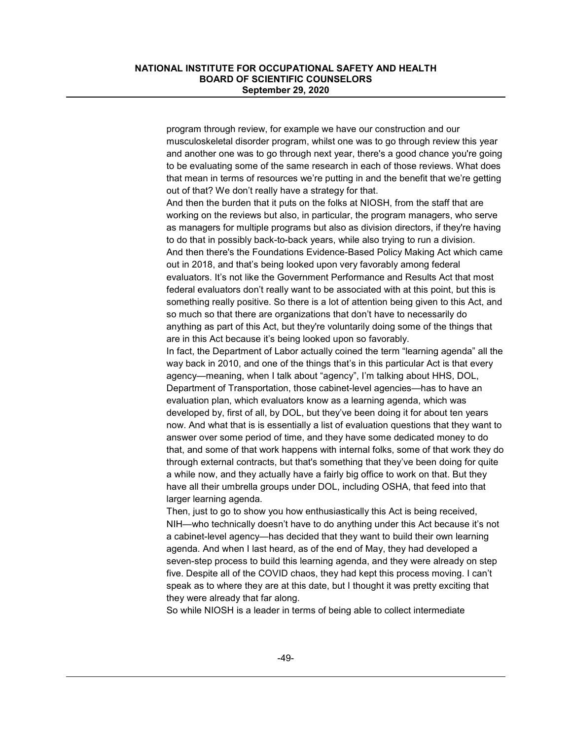program through review, for example we have our construction and our musculoskeletal disorder program, whilst one was to go through review this year and another one was to go through next year, there's a good chance you're going to be evaluating some of the same research in each of those reviews. What does that mean in terms of resources we're putting in and the benefit that we're getting out of that? We don't really have a strategy for that.

And then the burden that it puts on the folks at NIOSH, from the staff that are working on the reviews but also, in particular, the program managers, who serve as managers for multiple programs but also as division directors, if they're having to do that in possibly back-to-back years, while also trying to run a division.

And then there's the Foundations Evidence-Based Policy Making Act which came out in 2018, and that's being looked upon very favorably among federal evaluators. It's not like the Government Performance and Results Act that most federal evaluators don't really want to be associated with at this point, but this is something really positive. So there is a lot of attention being given to this Act, and so much so that there are organizations that don't have to necessarily do anything as part of this Act, but they're voluntarily doing some of the things that are in this Act because it's being looked upon so favorably.

In fact, the Department of Labor actually coined the term "learning agenda" all the way back in 2010, and one of the things that's in this particular Act is that every agency—meaning, when I talk about "agency", I'm talking about HHS, DOL, Department of Transportation, those cabinet-level agencies—has to have an evaluation plan, which evaluators know as a learning agenda, which was developed by, first of all, by DOL, but they've been doing it for about ten years now. And what that is is essentially a list of evaluation questions that they want to answer over some period of time, and they have some dedicated money to do that, and some of that work happens with internal folks, some of that work they do through external contracts, but that's something that they've been doing for quite a while now, and they actually have a fairly big office to work on that. But they have all their umbrella groups under DOL, including OSHA, that feed into that larger learning agenda.

Then, just to go to show you how enthusiastically this Act is being received, NIH—who technically doesn't have to do anything under this Act because it's not a cabinet-level agency—has decided that they want to build their own learning agenda. And when I last heard, as of the end of May, they had developed a seven-step process to build this learning agenda, and they were already on step five. Despite all of the COVID chaos, they had kept this process moving. I can't speak as to where they are at this date, but I thought it was pretty exciting that they were already that far along.

So while NIOSH is a leader in terms of being able to collect intermediate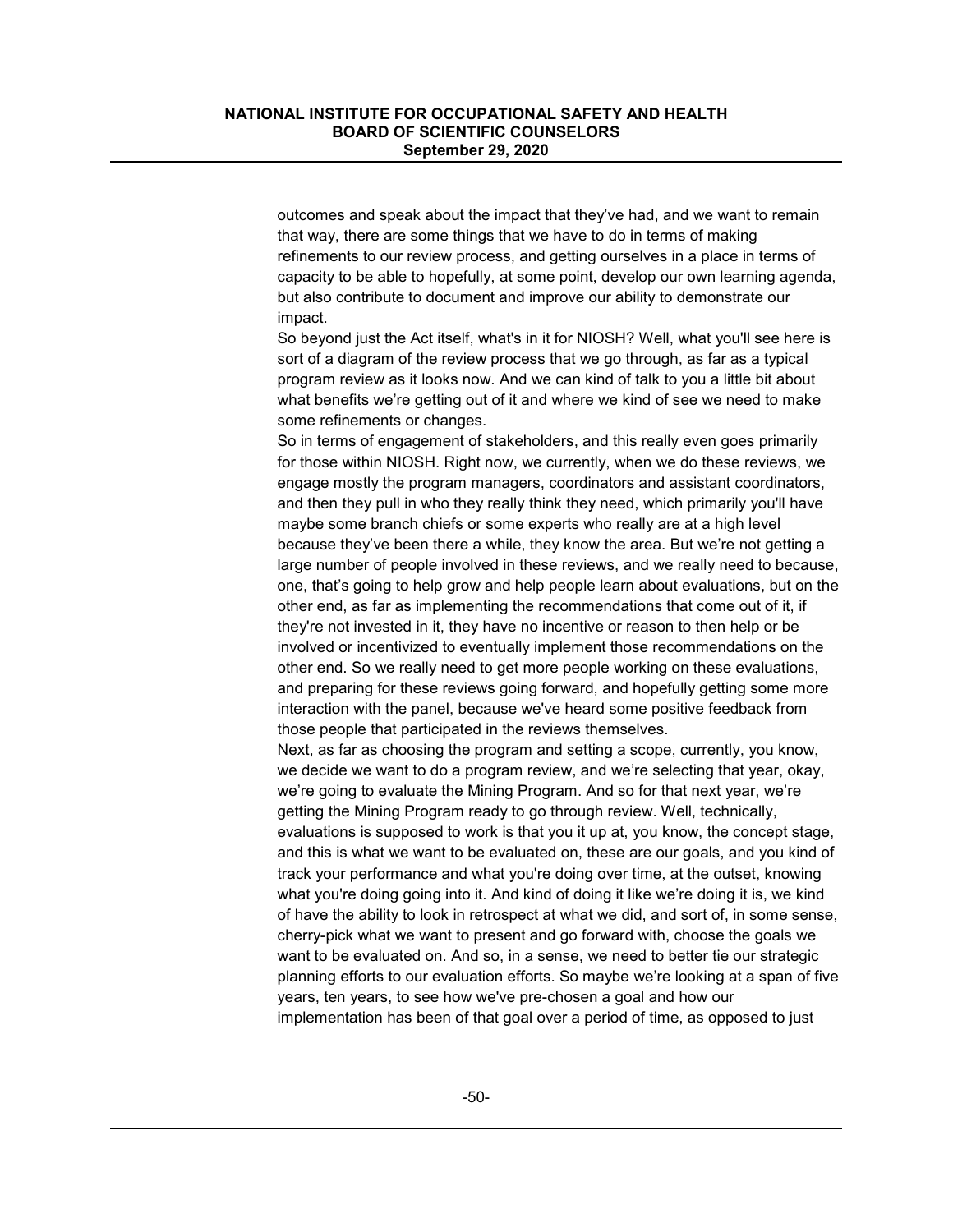outcomes and speak about the impact that they've had, and we want to remain that way, there are some things that we have to do in terms of making refinements to our review process, and getting ourselves in a place in terms of capacity to be able to hopefully, at some point, develop our own learning agenda, but also contribute to document and improve our ability to demonstrate our impact.

So beyond just the Act itself, what's in it for NIOSH? Well, what you'll see here is sort of a diagram of the review process that we go through, as far as a typical program review as it looks now. And we can kind of talk to you a little bit about what benefits we're getting out of it and where we kind of see we need to make some refinements or changes.

So in terms of engagement of stakeholders, and this really even goes primarily for those within NIOSH. Right now, we currently, when we do these reviews, we engage mostly the program managers, coordinators and assistant coordinators, and then they pull in who they really think they need, which primarily you'll have maybe some branch chiefs or some experts who really are at a high level because they've been there a while, they know the area. But we're not getting a large number of people involved in these reviews, and we really need to because, one, that's going to help grow and help people learn about evaluations, but on the other end, as far as implementing the recommendations that come out of it, if they're not invested in it, they have no incentive or reason to then help or be involved or incentivized to eventually implement those recommendations on the other end. So we really need to get more people working on these evaluations, and preparing for these reviews going forward, and hopefully getting some more interaction with the panel, because we've heard some positive feedback from those people that participated in the reviews themselves.

Next, as far as choosing the program and setting a scope, currently, you know, we decide we want to do a program review, and we're selecting that year, okay, we're going to evaluate the Mining Program. And so for that next year, we're getting the Mining Program ready to go through review. Well, technically, evaluations is supposed to work is that you it up at, you know, the concept stage, and this is what we want to be evaluated on, these are our goals, and you kind of track your performance and what you're doing over time, at the outset, knowing what you're doing going into it. And kind of doing it like we're doing it is, we kind of have the ability to look in retrospect at what we did, and sort of, in some sense, cherry-pick what we want to present and go forward with, choose the goals we want to be evaluated on. And so, in a sense, we need to better tie our strategic planning efforts to our evaluation efforts. So maybe we're looking at a span of five years, ten years, to see how we've pre-chosen a goal and how our implementation has been of that goal over a period of time, as opposed to just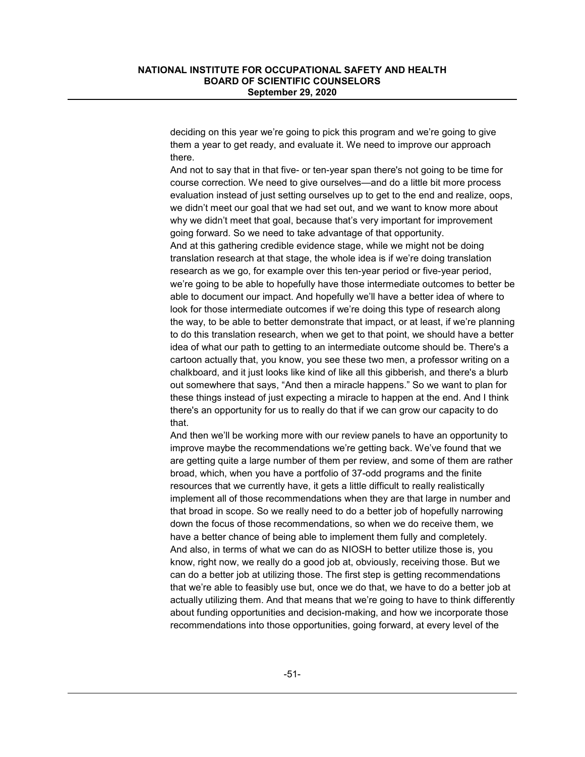deciding on this year we're going to pick this program and we're going to give them a year to get ready, and evaluate it. We need to improve our approach there.

And not to say that in that five- or ten-year span there's not going to be time for course correction. We need to give ourselves—and do a little bit more process evaluation instead of just setting ourselves up to get to the end and realize, oops, we didn't meet our goal that we had set out, and we want to know more about why we didn't meet that goal, because that's very important for improvement going forward. So we need to take advantage of that opportunity.

And at this gathering credible evidence stage, while we might not be doing translation research at that stage, the whole idea is if we're doing translation research as we go, for example over this ten-year period or five-year period, we're going to be able to hopefully have those intermediate outcomes to better be able to document our impact. And hopefully we'll have a better idea of where to look for those intermediate outcomes if we're doing this type of research along the way, to be able to better demonstrate that impact, or at least, if we're planning to do this translation research, when we get to that point, we should have a better idea of what our path to getting to an intermediate outcome should be. There's a cartoon actually that, you know, you see these two men, a professor writing on a chalkboard, and it just looks like kind of like all this gibberish, and there's a blurb out somewhere that says, "And then a miracle happens." So we want to plan for these things instead of just expecting a miracle to happen at the end. And I think there's an opportunity for us to really do that if we can grow our capacity to do that.

And then we'll be working more with our review panels to have an opportunity to improve maybe the recommendations we're getting back. We've found that we are getting quite a large number of them per review, and some of them are rather broad, which, when you have a portfolio of 37-odd programs and the finite resources that we currently have, it gets a little difficult to really realistically implement all of those recommendations when they are that large in number and that broad in scope. So we really need to do a better job of hopefully narrowing down the focus of those recommendations, so when we do receive them, we have a better chance of being able to implement them fully and completely.

And also, in terms of what we can do as NIOSH to better utilize those is, you know, right now, we really do a good job at, obviously, receiving those. But we can do a better job at utilizing those. The first step is getting recommendations that we're able to feasibly use but, once we do that, we have to do a better job at actually utilizing them. And that means that we're going to have to think differently about funding opportunities and decision-making, and how we incorporate those recommendations into those opportunities, going forward, at every level of the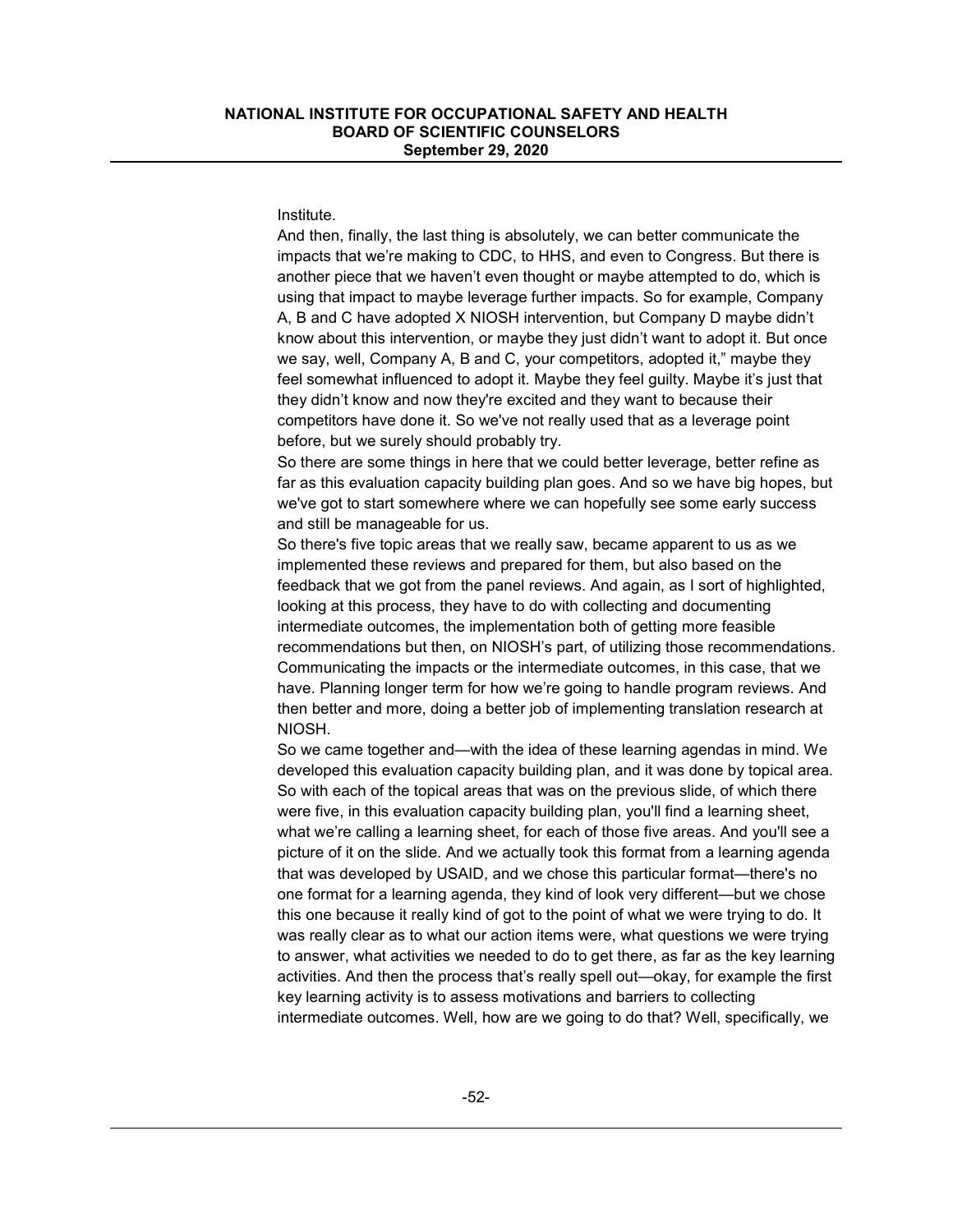Institute.

And then, finally, the last thing is absolutely, we can better communicate the impacts that we're making to CDC, to HHS, and even to Congress. But there is another piece that we haven't even thought or maybe attempted to do, which is using that impact to maybe leverage further impacts. So for example, Company A, B and C have adopted X NIOSH intervention, but Company D maybe didn't know about this intervention, or maybe they just didn't want to adopt it. But once we say, well, Company A, B and C, your competitors, adopted it," maybe they feel somewhat influenced to adopt it. Maybe they feel guilty. Maybe it's just that they didn't know and now they're excited and they want to because their competitors have done it. So we've not really used that as a leverage point before, but we surely should probably try.

So there are some things in here that we could better leverage, better refine as far as this evaluation capacity building plan goes. And so we have big hopes, but we've got to start somewhere where we can hopefully see some early success and still be manageable for us.

So there's five topic areas that we really saw, became apparent to us as we implemented these reviews and prepared for them, but also based on the feedback that we got from the panel reviews. And again, as I sort of highlighted, looking at this process, they have to do with collecting and documenting intermediate outcomes, the implementation both of getting more feasible recommendations but then, on NIOSH's part, of utilizing those recommendations. Communicating the impacts or the intermediate outcomes, in this case, that we have. Planning longer term for how we're going to handle program reviews. And then better and more, doing a better job of implementing translation research at NIOSH.

So we came together and—with the idea of these learning agendas in mind. We developed this evaluation capacity building plan, and it was done by topical area. So with each of the topical areas that was on the previous slide, of which there were five, in this evaluation capacity building plan, you'll find a learning sheet, what we're calling a learning sheet, for each of those five areas. And you'll see a picture of it on the slide. And we actually took this format from a learning agenda that was developed by USAID, and we chose this particular format—there's no one format for a learning agenda, they kind of look very different—but we chose this one because it really kind of got to the point of what we were trying to do. It was really clear as to what our action items were, what questions we were trying to answer, what activities we needed to do to get there, as far as the key learning activities. And then the process that's really spell out—okay, for example the first key learning activity is to assess motivations and barriers to collecting intermediate outcomes. Well, how are we going to do that? Well, specifically, we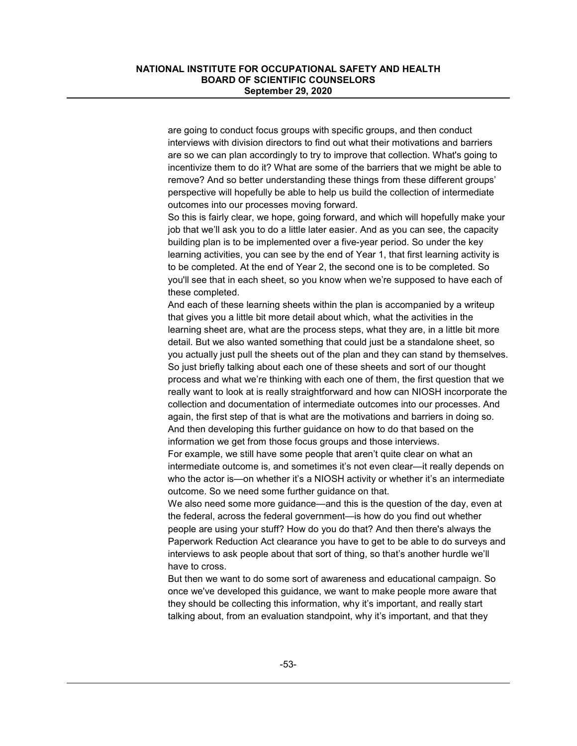are going to conduct focus groups with specific groups, and then conduct interviews with division directors to find out what their motivations and barriers are so we can plan accordingly to try to improve that collection. What's going to incentivize them to do it? What are some of the barriers that we might be able to remove? And so better understanding these things from these different groups' perspective will hopefully be able to help us build the collection of intermediate outcomes into our processes moving forward.

So this is fairly clear, we hope, going forward, and which will hopefully make your job that we'll ask you to do a little later easier. And as you can see, the capacity building plan is to be implemented over a five-year period. So under the key learning activities, you can see by the end of Year 1, that first learning activity is to be completed. At the end of Year 2, the second one is to be completed. So you'll see that in each sheet, so you know when we're supposed to have each of these completed.

And each of these learning sheets within the plan is accompanied by a writeup that gives you a little bit more detail about which, what the activities in the learning sheet are, what are the process steps, what they are, in a little bit more detail. But we also wanted something that could just be a standalone sheet, so you actually just pull the sheets out of the plan and they can stand by themselves.

So just briefly talking about each one of these sheets and sort of our thought process and what we're thinking with each one of them, the first question that we really want to look at is really straightforward and how can NIOSH incorporate the collection and documentation of intermediate outcomes into our processes. And again, the first step of that is what are the motivations and barriers in doing so. And then developing this further guidance on how to do that based on the information we get from those focus groups and those interviews.

For example, we still have some people that aren't quite clear on what an intermediate outcome is, and sometimes it's not even clear—it really depends on who the actor is—on whether it's a NIOSH activity or whether it's an intermediate outcome. So we need some further guidance on that.

We also need some more guidance—and this is the question of the day, even at the federal, across the federal government—is how do you find out whether people are using your stuff? How do you do that? And then there's always the Paperwork Reduction Act clearance you have to get to be able to do surveys and interviews to ask people about that sort of thing, so that's another hurdle we'll have to cross.

But then we want to do some sort of awareness and educational campaign. So once we've developed this guidance, we want to make people more aware that they should be collecting this information, why it's important, and really start talking about, from an evaluation standpoint, why it's important, and that they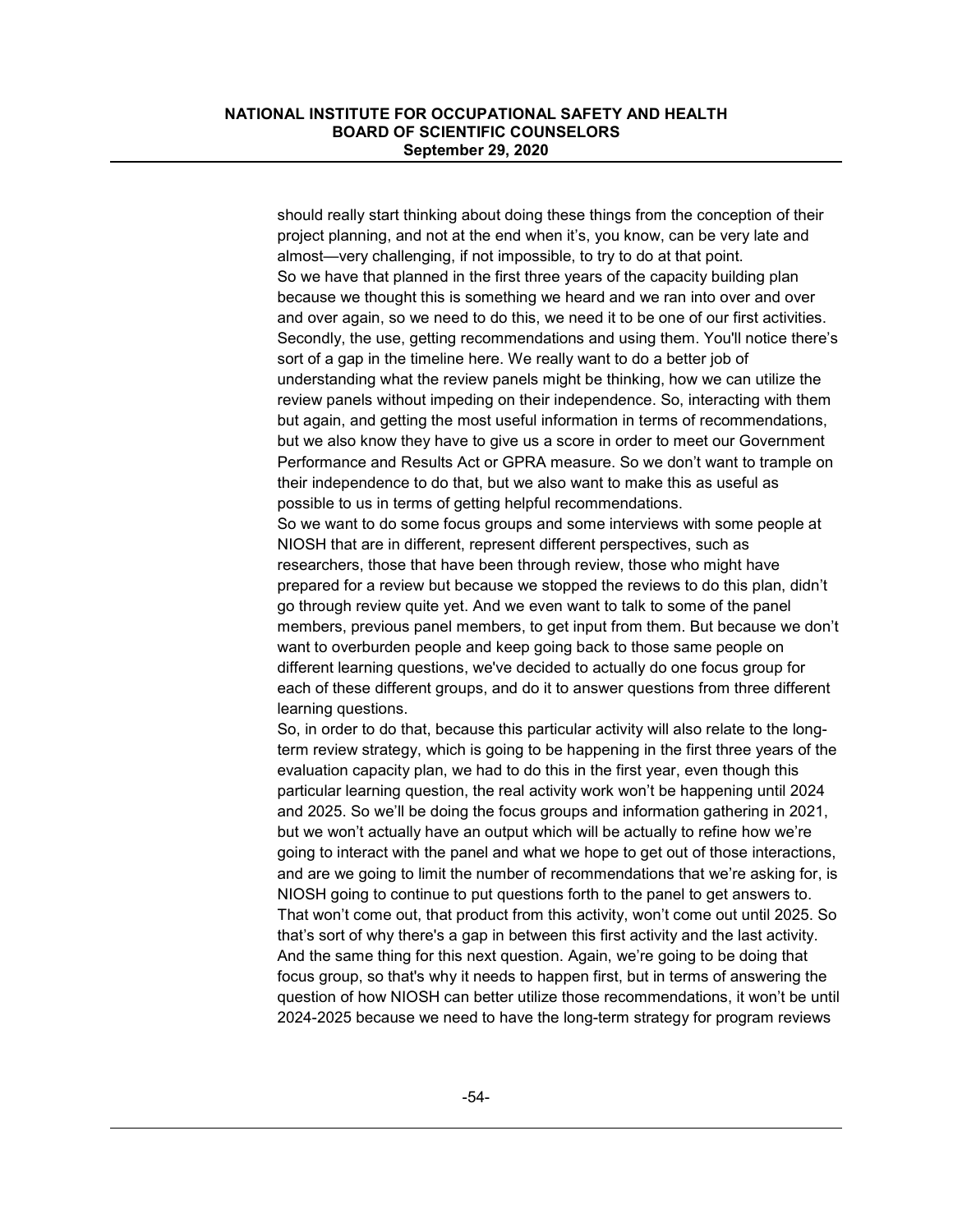should really start thinking about doing these things from the conception of their project planning, and not at the end when it's, you know, can be very late and almost—very challenging, if not impossible, to try to do at that point.

So we have that planned in the first three years of the capacity building plan because we thought this is something we heard and we ran into over and over and over again, so we need to do this, we need it to be one of our first activities.

Secondly, the use, getting recommendations and using them. You'll notice there's sort of a gap in the timeline here. We really want to do a better job of understanding what the review panels might be thinking, how we can utilize the review panels without impeding on their independence. So, interacting with them but again, and getting the most useful information in terms of recommendations, but we also know they have to give us a score in order to meet our Government Performance and Results Act or GPRA measure. So we don't want to trample on their independence to do that, but we also want to make this as useful as possible to us in terms of getting helpful recommendations.

So we want to do some focus groups and some interviews with some people at NIOSH that are in different, represent different perspectives, such as researchers, those that have been through review, those who might have prepared for a review but because we stopped the reviews to do this plan, didn't go through review quite yet. And we even want to talk to some of the panel members, previous panel members, to get input from them. But because we don't want to overburden people and keep going back to those same people on different learning questions, we've decided to actually do one focus group for each of these different groups, and do it to answer questions from three different learning questions.

So, in order to do that, because this particular activity will also relate to the long-term review strategy, which is going to be happening in the first three years of the evaluation capacity plan, we had to do this in the first year, even though this particular learning question, the real activity work won't be happening until 2024 and 2025. So we'll be doing the focus groups and information gathering in 2021, but we won't actually have an output which will be actually to refine how we're going to interact with the panel and what we hope to get out of those interactions, and are we going to limit the number of recommendations that we're asking for, is NIOSH going to continue to put questions forth to the panel to get answers to. That won't come out, that product from this activity, won't come out until 2025. So that's sort of why there's a gap in between this first activity and the last activity.

And the same thing for this next question. Again, we're going to be doing that focus group, so that's why it needs to happen first, but in terms of answering the question of how NIOSH can better utilize those recommendations, it won't be until 2024-2025 because we need to have the long-term strategy for program reviews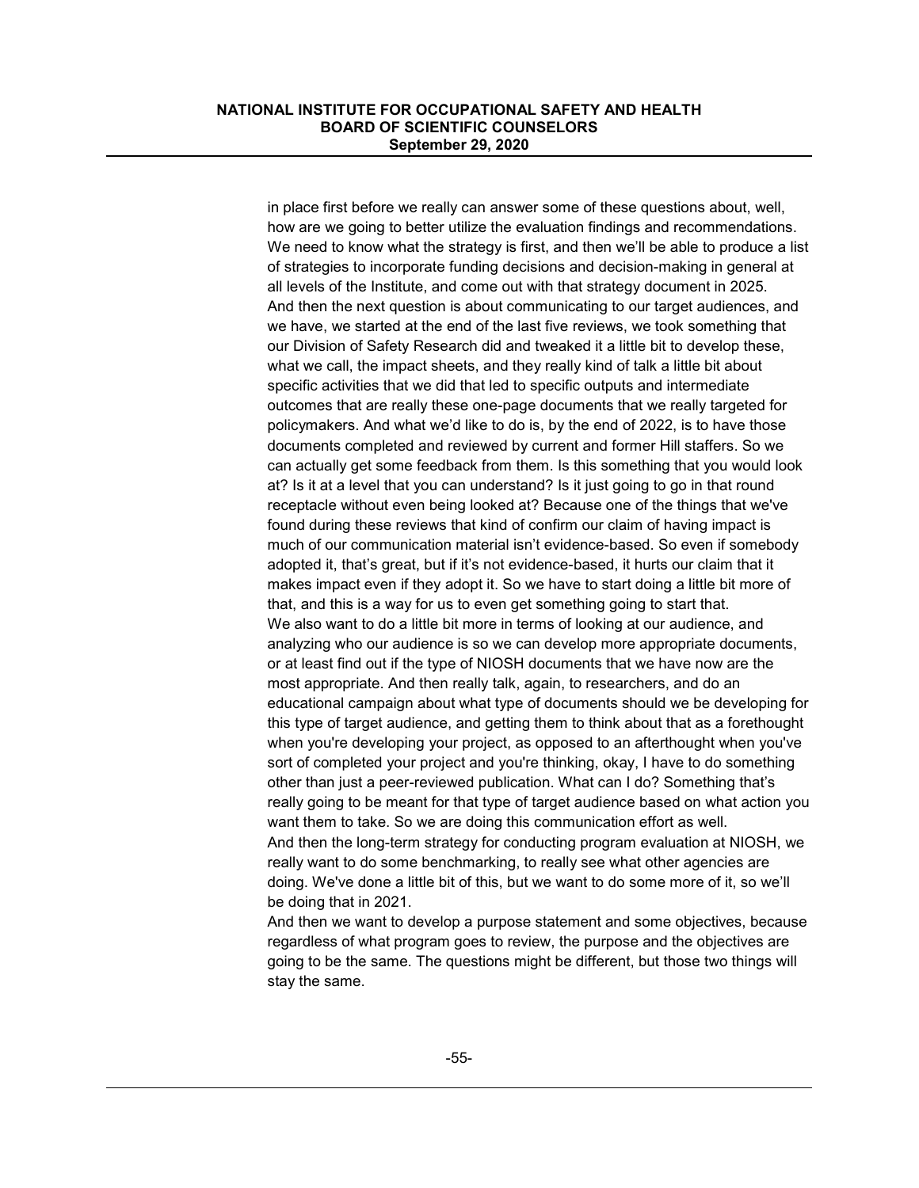in place first before we really can answer some of these questions about, well, how are we going to better utilize the evaluation findings and recommendations. We need to know what the strategy is first, and then we'll be able to produce a list of strategies to incorporate funding decisions and decision-making in general at all levels of the Institute, and come out with that strategy document in 2025.

And then the next question is about communicating to our target audiences, and we have, we started at the end of the last five reviews, we took something that our Division of Safety Research did and tweaked it a little bit to develop these, what we call, the impact sheets, and they really kind of talk a little bit about specific activities that we did that led to specific outputs and intermediate outcomes that are really these one-page documents that we really targeted for policymakers. And what we'd like to do is, by the end of 2022, is to have those documents completed and reviewed by current and former Hill staffers. So we can actually get some feedback from them. Is this something that you would look at? Is it at a level that you can understand? Is it just going to go in that round receptacle without even being looked at? Because one of the things that we've found during these reviews that kind of confirm our claim of having impact is much of our communication material isn't evidence-based. So even if somebody adopted it, that's great, but if it's not evidence-based, it hurts our claim that it makes impact even if they adopt it. So we have to start doing a little bit more of that, and this is a way for us to even get something going to start that.

We also want to do a little bit more in terms of looking at our audience, and analyzing who our audience is so we can develop more appropriate documents, or at least find out if the type of NIOSH documents that we have now are the most appropriate. And then really talk, again, to researchers, and do an educational campaign about what type of documents should we be developing for this type of target audience, and getting them to think about that as a forethought when you're developing your project, as opposed to an afterthought when you've sort of completed your project and you're thinking, okay, I have to do something other than just a peer-reviewed publication. What can I do? Something that's really going to be meant for that type of target audience based on what action you want them to take. So we are doing this communication effort as well.

And then the long-term strategy for conducting program evaluation at NIOSH, we really want to do some benchmarking, to really see what other agencies are doing. We've done a little bit of this, but we want to do some more of it, so we'll be doing that in 2021.

And then we want to develop a purpose statement and some objectives, because regardless of what program goes to review, the purpose and the objectives are going to be the same. The questions might be different, but those two things will stay the same.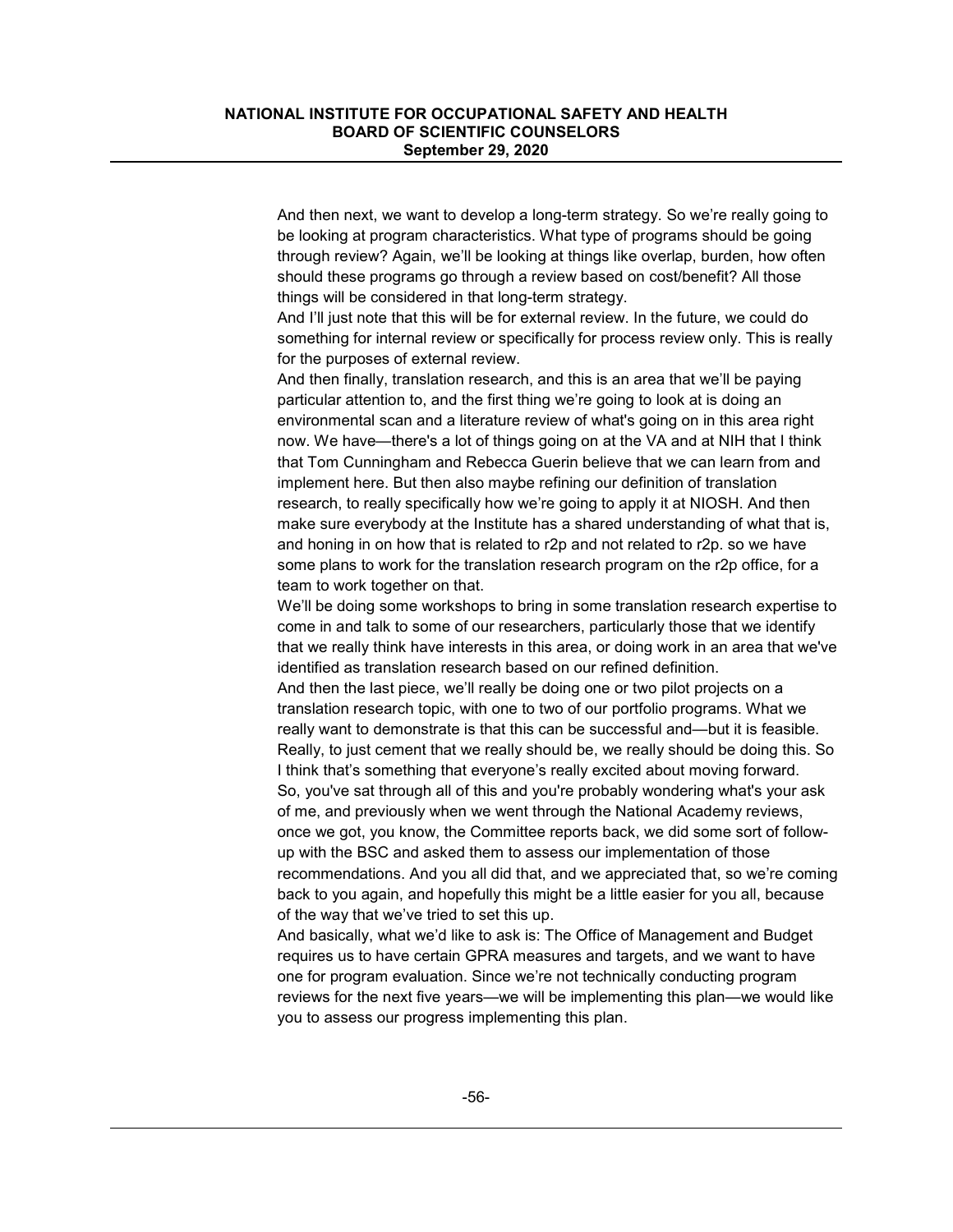And then next, we want to develop a long-term strategy. So we're really going to be looking at program characteristics. What type of programs should be going through review? Again, we'll be looking at things like overlap, burden, how often should these programs go through a review based on cost/benefit? All those things will be considered in that long-term strategy.

And I'll just note that this will be for external review. In the future, we could do something for internal review or specifically for process review only. This is really for the purposes of external review.

And then finally, translation research, and this is an area that we'll be paying particular attention to, and the first thing we're going to look at is doing an environmental scan and a literature review of what's going on in this area right now. We have—there's a lot of things going on at the VA and at NIH that I think that Tom Cunningham and Rebecca Guerin believe that we can learn from and implement here. But then also maybe refining our definition of translation research, to really specifically how we're going to apply it at NIOSH. And then make sure everybody at the Institute has a shared understanding of what that is, and honing in on how that is related to r2p and not related to r2p. so we have some plans to work for the translation research program on the r2p office, for a team to work together on that.

We'll be doing some workshops to bring in some translation research expertise to come in and talk to some of our researchers, particularly those that we identify that we really think have interests in this area, or doing work in an area that we've identified as translation research based on our refined definition.

And then the last piece, we'll really be doing one or two pilot projects on a translation research topic, with one to two of our portfolio programs. What we really want to demonstrate is that this can be successful and—but it is feasible. Really, to just cement that we really should be, we really should be doing this. So I think that's something that everyone's really excited about moving forward.

So, you've sat through all of this and you're probably wondering what's your ask of me, and previously when we went through the National Academy reviews, once we got, you know, the Committee reports back, we did some sort of follow-up with the BSC and asked them to assess our implementation of those recommendations. And you all did that, and we appreciated that, so we're coming back to you again, and hopefully this might be a little easier for you all, because of the way that we've tried to set this up.

And basically, what we'd like to ask is: The Office of Management and Budget requires us to have certain GPRA measures and targets, and we want to have one for program evaluation. Since we're not technically conducting program reviews for the next five years—we will be implementing this plan—we would like you to assess our progress implementing this plan.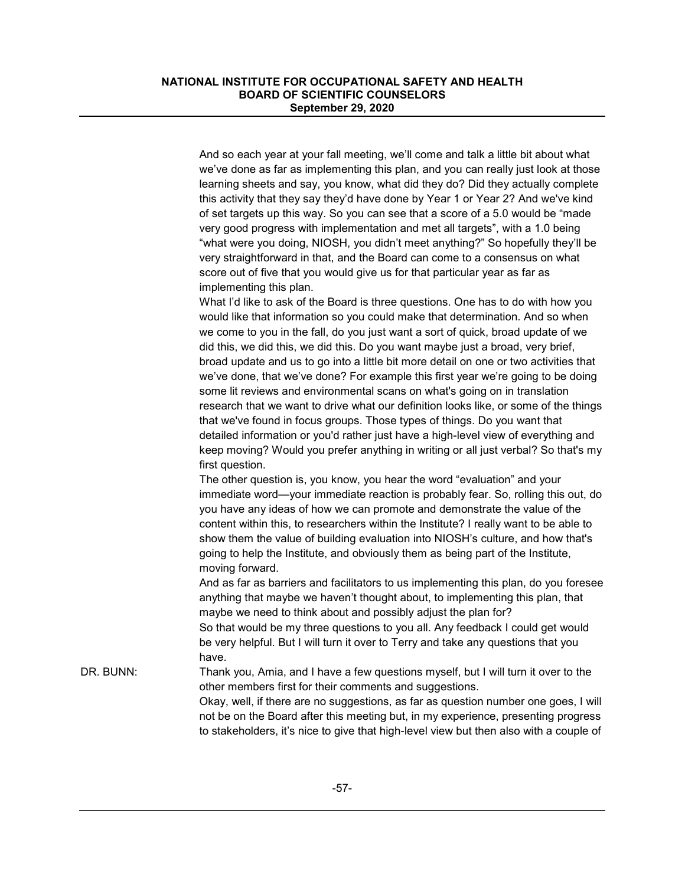And so each year at your fall meeting, we'll come and talk a little bit about what we've done as far as implementing this plan, and you can really just look at those learning sheets and say, you know, what did they do? Did they actually complete this activity that they say they'd have done by Year 1 or Year 2? And we've kind of set targets up this way. So you can see that a score of a 5.0 would be "made very good progress with implementation and met all targets", with a 1.0 being "what were you doing, NIOSH, you didn't meet anything?" So hopefully they'll be very straightforward in that, and the Board can come to a consensus on what score out of five that you would give us for that particular year as far as implementing this plan.

What I'd like to ask of the Board is three questions. One has to do with how you would like that information so you could make that determination. And so when we come to you in the fall, do you just want a sort of quick, broad update of we did this, we did this, we did this. Do you want maybe just a broad, very brief, broad update and us to go into a little bit more detail on one or two activities that we've done, that we've done? For example this first year we're going to be doing some lit reviews and environmental scans on what's going on in translation research that we want to drive what our definition looks like, or some of the things that we've found in focus groups. Those types of things. Do you want that detailed information or you'd rather just have a high-level view of everything and keep moving? Would you prefer anything in writing or all just verbal? So that's my first question.

The other question is, you know, you hear the word "evaluation" and your immediate word—your immediate reaction is probably fear. So, rolling this out, do you have any ideas of how we can promote and demonstrate the value of the content within this, to researchers within the Institute? I really want to be able to show them the value of building evaluation into NIOSH's culture, and how that's going to help the Institute, and obviously them as being part of the Institute, moving forward.

And as far as barriers and facilitators to us implementing this plan, do you foresee anything that maybe we haven't thought about, to implementing this plan, that maybe we need to think about and possibly adjust the plan for?

So that would be my three questions to you all. Any feedback I could get would be very helpful. But I will turn it over to Terry and take any questions that you have.

DR. BUNN: Thank you, Amia, and I have a few questions myself, but I will turn it over to the other members first for their comments and suggestions.

Okay, well, if there are no suggestions, as far as question number one goes, I will not be on the Board after this meeting but, in my experience, presenting progress to stakeholders, it's nice to give that high-level view but then also with a couple of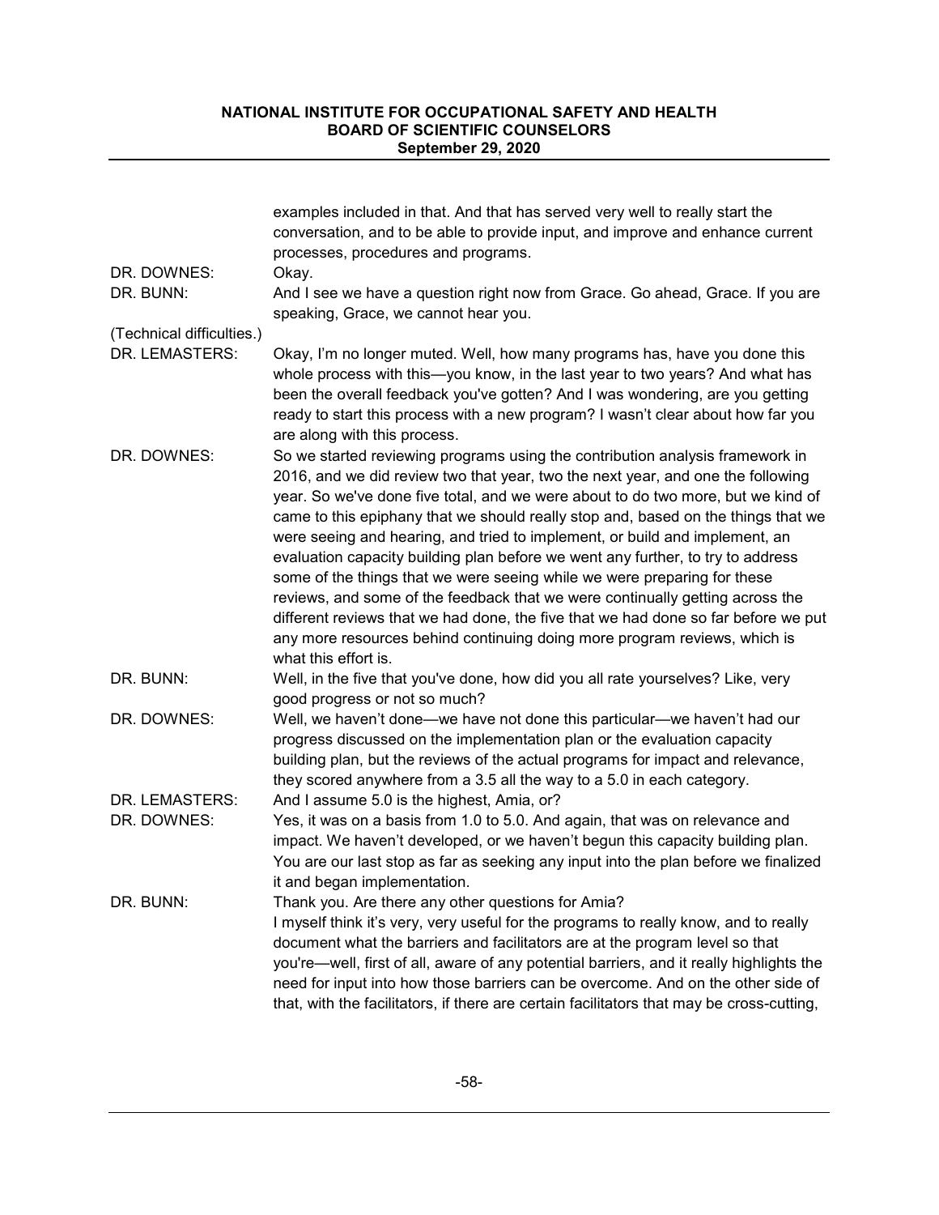examples included in that. And that has served very well to really start the conversation, and to be able to provide input, and improve and enhance current processes, procedures and programs.

DR. DOWNES: Okay.

DR. BUNN: And I see we have a question right now from Grace. Go ahead, Grace. If you are speaking, Grace, we cannot hear you.

(Technical difficulties.)

DR. LEMASTERS: Okay, I'm no longer muted. Well, how many programs has, have you done this whole process with this—you know, in the last year to two years? And what has been the overall feedback you've gotten? And I was wondering, are you getting ready to start this process with a new program? I wasn't clear about how far you are along with this process.

DR. DOWNES: So we started reviewing programs using the contribution analysis framework in 2016, and we did review two that year, two the next year, and one the following year. So we've done five total, and we were about to do two more, but we kind of came to this epiphany that we should really stop and, based on the things that we were seeing and hearing, and tried to implement, or build and implement, an evaluation capacity building plan before we went any further, to try to address some of the things that we were seeing while we were preparing for these reviews, and some of the feedback that we were continually getting across the different reviews that we had done, the five that we had done so far before we put any more resources behind continuing doing more program reviews, which is what this effort is.

DR. BUNN: Well, in the five that you've done, how did you all rate yourselves? Like, very good progress or not so much?

DR. DOWNES: Well, we haven't done—we have not done this particular—we haven't had our progress discussed on the implementation plan or the evaluation capacity building plan, but the reviews of the actual programs for impact and relevance, they scored anywhere from a 3.5 all the way to a 5.0 in each category.

DR. LEMASTERS: And I assume 5.0 is the highest, Amia, or?

DR. DOWNES: Yes, it was on a basis from 1.0 to 5.0. And again, that was on relevance and impact. We haven't developed, or we haven't begun this capacity building plan. You are our last stop as far as seeking any input into the plan before we finalized it and began implementation.

DR. BUNN: Thank you. Are there any other questions for Amia?

I myself think it's very, very useful for the programs to really know, and to really document what the barriers and facilitators are at the program level so that you're—well, first of all, aware of any potential barriers, and it really highlights the need for input into how those barriers can be overcome. And on the other side of that, with the facilitators, if there are certain facilitators that may be cross-cutting,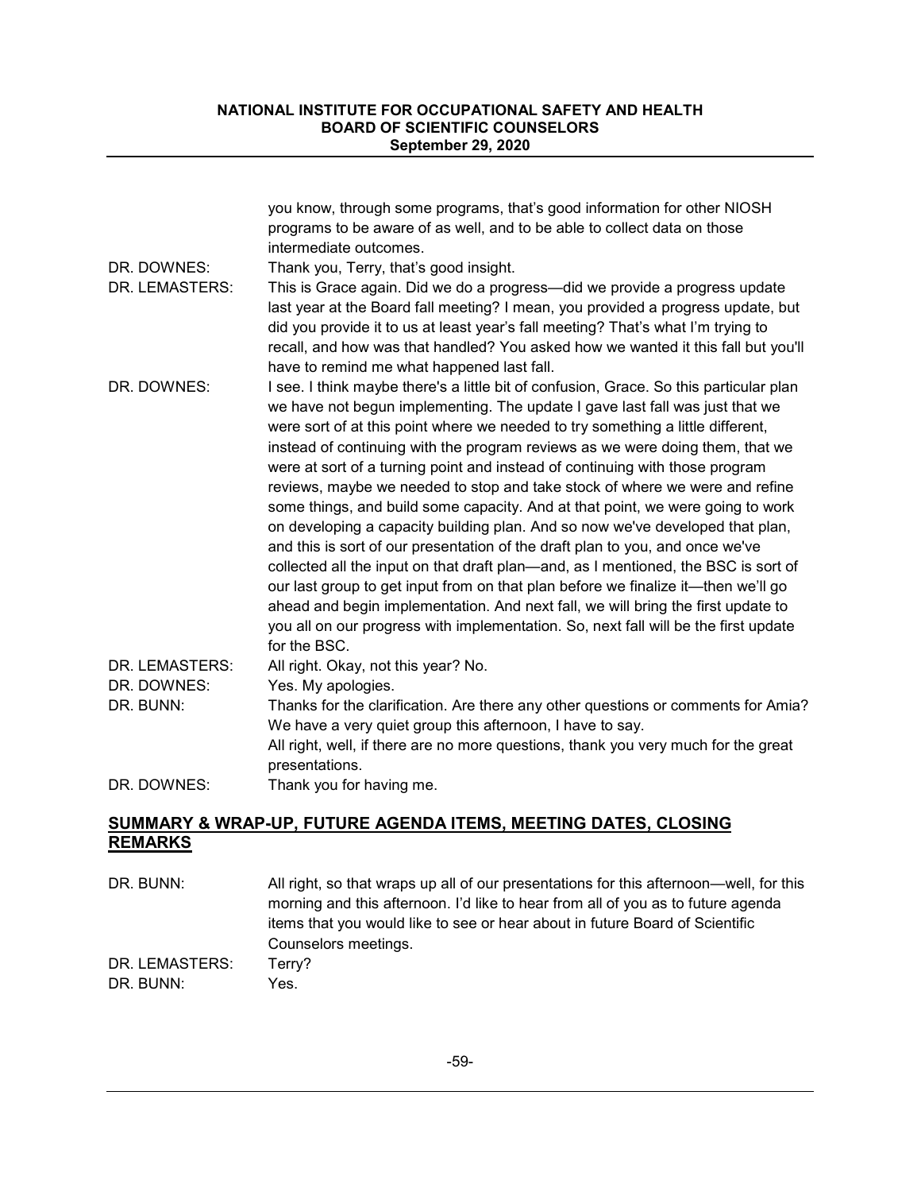| | |
|---|---|
| | you know, through some programs, that's good information for other NIOSH programs to be aware of as well, and to be able to collect data on those intermediate outcomes. |
| DR. DOWNES: | Thank you, Terry, that's good insight. |
| DR. LEMASTERS: | This is Grace again. Did we do a progress—did we provide a progress update last year at the Board fall meeting? I mean, you provided a progress update, but did you provide it to us at least year's fall meeting? That's what I'm trying to recall, and how was that handled? You asked how we wanted it this fall but you'll have to remind me what happened last fall. |
| DR. DOWNES: | I see. I think maybe there's a little bit of confusion, Grace. So this particular plan we have not begun implementing. The update I gave last fall was just that we were sort of at this point where we needed to try something a little different, instead of continuing with the program reviews as we were doing them, that we were at sort of a turning point and instead of continuing with those program reviews, maybe we needed to stop and take stock of where we were and refine some things, and build some capacity. And at that point, we were going to work on developing a capacity building plan. And so now we've developed that plan, and this is sort of our presentation of the draft plan to you, and once we've collected all the input on that draft plan—and, as I mentioned, the BSC is sort of our last group to get input from on that plan before we finalize it—then we'll go ahead and begin implementation. And next fall, we will bring the first update to you all on our progress with implementation. So, next fall will be the first update for the BSC. |
| DR. LEMASTERS: | All right. Okay, not this year? No. |
| DR. DOWNES: | Yes. My apologies. |
| DR. BUNN: | Thanks for the clarification. Are there any other questions or comments for Amia? We have a very quiet group this afternoon, I have to say.<br>All right, well, if there are no more questions, thank you very much for the great presentations. |
| DR. DOWNES: | Thank you for having me. |

## SUMMARY & WRAP-UP, FUTURE AGENDA ITEMS, MEETING DATES, CLOSING REMARKS

| | |
|---|---|
| DR. BUNN: | All right, so that wraps up all of our presentations for this afternoon—well, for this morning and this afternoon. I'd like to hear from all of you as to future agenda items that you would like to see or hear about in future Board of Scientific Counselors meetings. |
| DR. LEMASTERS: | Terry? |
| DR. BUNN: | Yes. |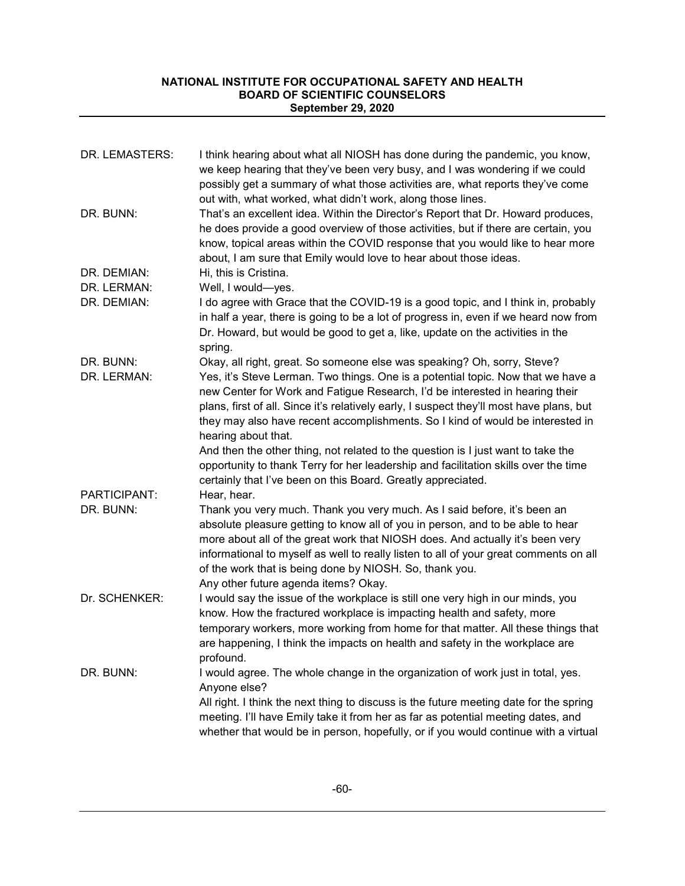DR. LEMASTERS: I think hearing about what all NIOSH has done during the pandemic, you know, we keep hearing that they've been very busy, and I was wondering if we could possibly get a summary of what those activities are, what reports they've come out with, what worked, what didn't work, along those lines.

DR. BUNN: That's an excellent idea. Within the Director's Report that Dr. Howard produces, he does provide a good overview of those activities, but if there are certain, you know, topical areas within the COVID response that you would like to hear more about, I am sure that Emily would love to hear about those ideas.

DR. DEMIAN: Hi, this is Cristina.

DR. LERMAN: Well, I would—yes.

DR. DEMIAN: I do agree with Grace that the COVID-19 is a good topic, and I think in, probably in half a year, there is going to be a lot of progress in, even if we heard now from Dr. Howard, but would be good to get a, like, update on the activities in the spring.

DR. BUNN: Okay, all right, great. So someone else was speaking? Oh, sorry, Steve?

DR. LERMAN: Yes, it's Steve Lerman. Two things. One is a potential topic. Now that we have a new Center for Work and Fatigue Research, I'd be interested in hearing their plans, first of all. Since it's relatively early, I suspect they'll most have plans, but they may also have recent accomplishments. So I kind of would be interested in hearing about that.

And then the other thing, not related to the question is I just want to take the opportunity to thank Terry for her leadership and facilitation skills over the time certainly that I've been on this Board. Greatly appreciated.

PARTICIPANT: Hear, hear.

DR. BUNN: Thank you very much. Thank you very much. As I said before, it's been an absolute pleasure getting to know all of you in person, and to be able to hear more about all of the great work that NIOSH does. And actually it's been very informational to myself as well to really listen to all of your great comments on all of the work that is being done by NIOSH. So, thank you.

Any other future agenda items? Okay.

Dr. SCHENKER: I would say the issue of the workplace is still one very high in our minds, you know. How the fractured workplace is impacting health and safety, more temporary workers, more working from home for that matter. All these things that are happening, I think the impacts on health and safety in the workplace are profound.

DR. BUNN: I would agree. The whole change in the organization of work just in total, yes. Anyone else?

All right. I think the next thing to discuss is the future meeting date for the spring meeting. I'll have Emily take it from her as far as potential meeting dates, and whether that would be in person, hopefully, or if you would continue with a virtual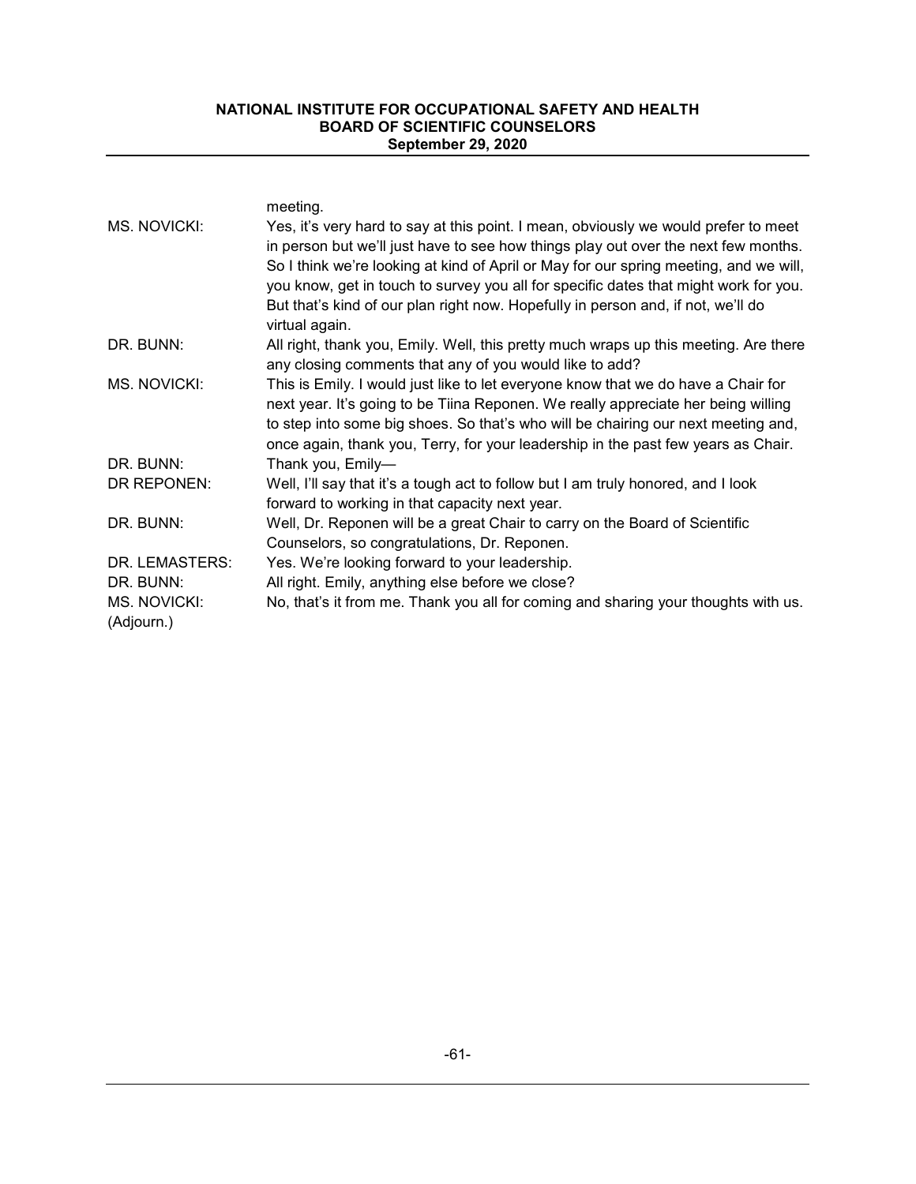| | |
|---|---|
| | meeting. |
| MS. NOVICKI: | Yes, it's very hard to say at this point. I mean, obviously we would prefer to meet in person but we'll just have to see how things play out over the next few months. So I think we're looking at kind of April or May for our spring meeting, and we will, you know, get in touch to survey you all for specific dates that might work for you. But that's kind of our plan right now. Hopefully in person and, if not, we'll do virtual again. |
| DR. BUNN: | All right, thank you, Emily. Well, this pretty much wraps up this meeting. Are there any closing comments that any of you would like to add? |
| MS. NOVICKI: | This is Emily. I would just like to let everyone know that we do have a Chair for next year. It's going to be Tiina Reponen. We really appreciate her being willing to step into some big shoes. So that's who will be chairing our next meeting and, once again, thank you, Terry, for your leadership in the past few years as Chair. |
| DR. BUNN: | Thank you, Emily— |
| DR REPONEN: | Well, I'll say that it's a tough act to follow but I am truly honored, and I look forward to working in that capacity next year. |
| DR. BUNN: | Well, Dr. Reponen will be a great Chair to carry on the Board of Scientific Counselors, so congratulations, Dr. Reponen. |
| DR. LEMASTERS: | Yes. We're looking forward to your leadership. |
| DR. BUNN: | All right. Emily, anything else before we close? |
| MS. NOVICKI: | No, that's it from me. Thank you all for coming and sharing your thoughts with us. |
| (Adjourn.) | |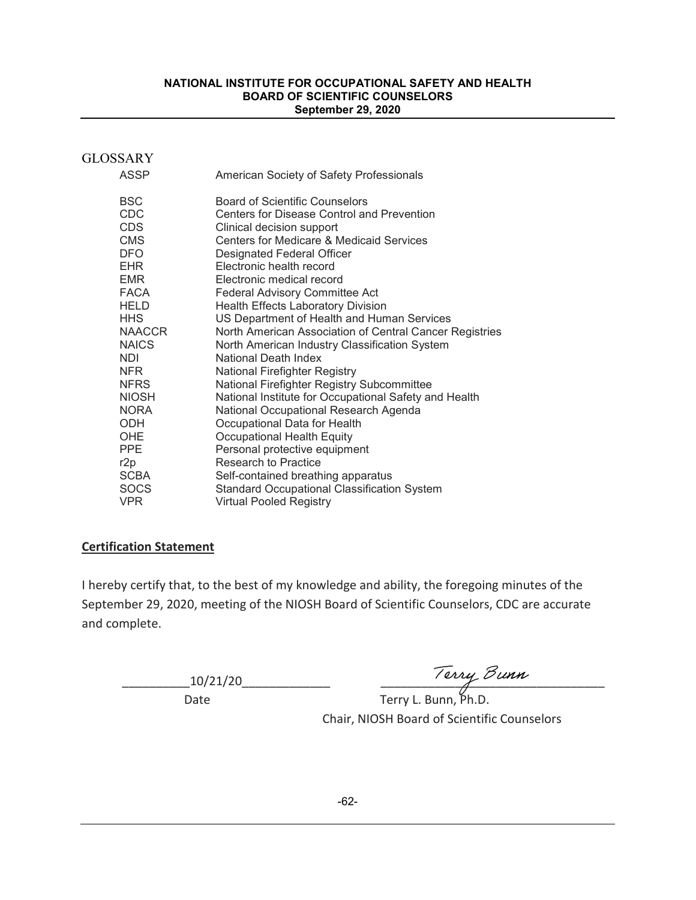## GLOSSARY

| | |
|---|---|
| ASSP | American Society of Safety Professionals |
| BSC | Board of Scientific Counselors |
| CDC | Centers for Disease Control and Prevention |
| CDS | Clinical decision support |
| CMS | Centers for Medicare & Medicaid Services |
| DFO | Designated Federal Officer |
| EHR | Electronic health record |
| EMR | Electronic medical record |
| FACA | Federal Advisory Committee Act |
| HELD | Health Effects Laboratory Division |
| HHS | US Department of Health and Human Services |
| NAACCR | North American Association of Central Cancer Registries |
| NAICS | North American Industry Classification System |
| NDI | National Death Index |
| NFR | National Firefighter Registry |
| NFRS | National Firefighter Registry Subcommittee |
| NIOSH | National Institute for Occupational Safety and Health |
| NORA | National Occupational Research Agenda |
| ODH | Occupational Data for Health |
| OHE | Occupational Health Equity |
| PPE | Personal protective equipment |
| r2p | Research to Practice |
| SCBA | Self-contained breathing apparatus |
| SOCS | Standard Occupational Classification System |
| VPR | Virtual Pooled Registry |

**Certification Statement**

I hereby certify that, to the best of my knowledge and ability, the foregoing minutes of the September 29, 2020, meeting of the NIOSH Board of Scientific Counselors, CDC are accurate and complete.

10/21/20
Date

*Terry Bunn*
Terry L. Bunn, Ph.D.
Chair, NIOSH Board of Scientific Counselors